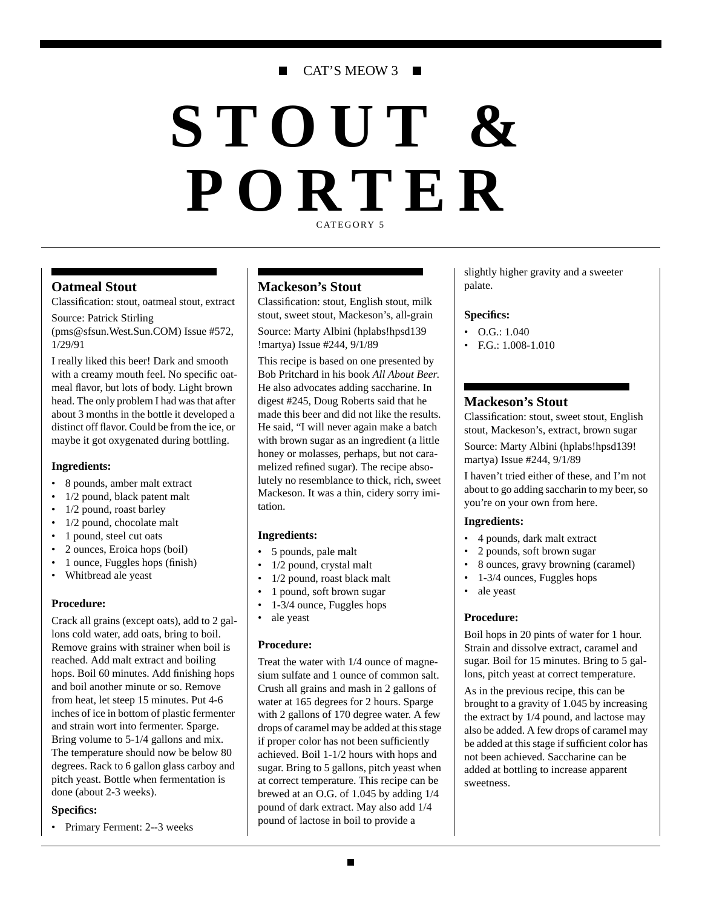CAT'S MEOW 3

# STOUT & PORTER

CATEGORY 5

## Oatmeal Stout

Classification: stout, oatmeal stout, extract

Source: Patrick Stirling (pms@sfsun.West.Sun.COM) Issue #572, 1/29/91

I really liked this beer! Dark and smooth with a creamy mouth feel. No specific oatmeal flavor, but lots of body. Light brown head. The only problem I had was that after about 3 months in the bottle it developed a distinct off flavor. Could be from the ice, or maybe it got oxygenated during bottling.

**Ingredients:**

- 8 pounds, amber malt extract
- 1/2 pound, black patent malt
- 1/2 pound, roast barley
- 1/2 pound, chocolate malt
- 1 pound, steel cut oats
- 2 ounces, Eroica hops (boil)
- 1 ounce, Fuggles hops (finish)
- Whitbread ale yeast

**Procedure:**

Crack all grains (except oats), add to 2 gallons cold water, add oats, bring to boil. Remove grains with strainer when boil is reached. Add malt extract and boiling hops. Boil 60 minutes. Add finishing hops and boil another minute or so. Remove from heat, let steep 15 minutes. Put 4-6 inches of ice in bottom of plastic fermenter and strain wort into fermenter. Sparge. Bring volume to 5-1/4 gallons and mix. The temperature should now be below 80 degrees. Rack to 6 gallon glass carboy and pitch yeast. Bottle when fermentation is done (about 2-3 weeks).

**Specifics:**

- Primary Ferment: 2--3 weeks

## Mackeson's Stout

Classification: stout, English stout, milk stout, sweet stout, Mackeson's, all-grain

Source: Marty Albini (hplabs!hpsd139 !martya) Issue #244, 9/1/89

This recipe is based on one presented by Bob Pritchard in his book *All About Beer.* He also advocates adding saccharine. In digest #245, Doug Roberts said that he made this beer and did not like the results. He said, "I will never again make a batch with brown sugar as an ingredient (a little honey or molasses, perhaps, but not caramelized refined sugar). The recipe absolutely no resemblance to thick, rich, sweet Mackeson. It was a thin, cidery sorry imitation.

**Ingredients:**

- 5 pounds, pale malt
- 1/2 pound, crystal malt
- 1/2 pound, roast black malt
- 1 pound, soft brown sugar
- 1-3/4 ounce, Fuggles hops
- ale yeast

**Procedure:**

Treat the water with 1/4 ounce of magnesium sulfate and 1 ounce of common salt. Crush all grains and mash in 2 gallons of water at 165 degrees for 2 hours. Sparge with 2 gallons of 170 degree water. A few drops of caramel may be added at this stage if proper color has not been sufficiently achieved. Boil 1-1/2 hours with hops and sugar. Bring to 5 gallons, pitch yeast when at correct temperature. This recipe can be brewed at an O.G. of 1.045 by adding 1/4 pound of dark extract. May also add 1/4 pound of lactose in boil to provide a slightly higher gravity and a sweeter palate.

**Specifics:**

- O.G.: 1.040
- F.G.: 1.008-1.010

## Mackeson's Stout

Classification: stout, sweet stout, English stout, Mackeson's, extract, brown sugar

Source: Marty Albini (hplabs!hpsd139! martya) Issue #244, 9/1/89

I haven't tried either of these, and I'm not about to go adding saccharin to my beer, so you're on your own from here.

**Ingredients:**

- 4 pounds, dark malt extract
- 2 pounds, soft brown sugar
- 8 ounces, gravy browning (caramel)
- 1-3/4 ounces, Fuggles hops
- ale yeast

**Procedure:**

Boil hops in 20 pints of water for 1 hour. Strain and dissolve extract, caramel and sugar. Boil for 15 minutes. Bring to 5 gallons, pitch yeast at correct temperature.

As in the previous recipe, this can be brought to a gravity of 1.045 by increasing the extract by 1/4 pound, and lactose may also be added. A few drops of caramel may be added at this stage if sufficient color has not been achieved. Saccharine can be added at bottling to increase apparent sweetness.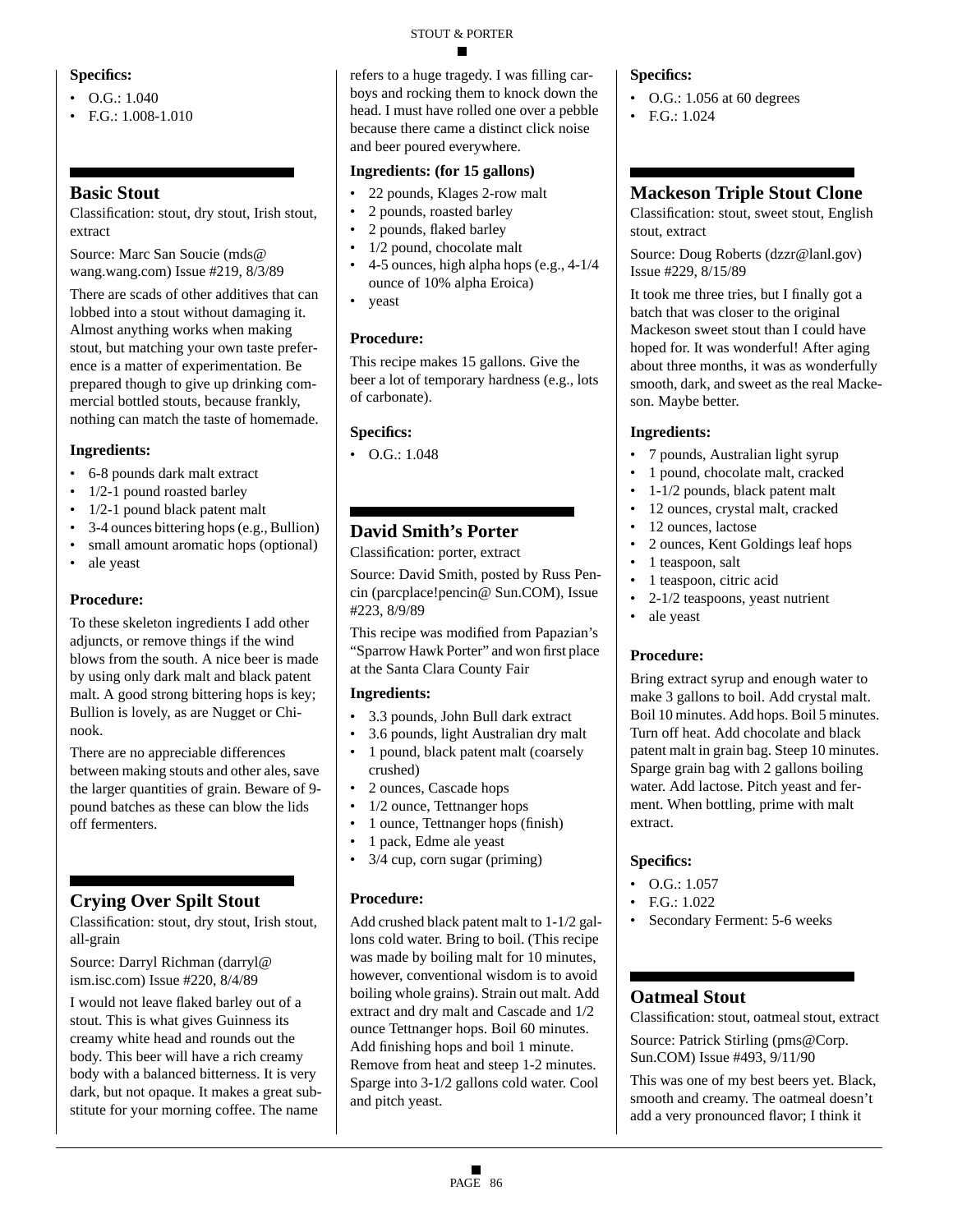**Specifics:**

- O.G.: 1.040
- F.G.: 1.008-1.010

## Basic Stout

Classification: stout, dry stout, Irish stout, extract

Source: Marc San Soucie (mds@ wang.wang.com) Issue #219, 8/3/89

There are scads of other additives that can lobbed into a stout without damaging it. Almost anything works when making stout, but matching your own taste preference is a matter of experimentation. Be prepared though to give up drinking commercial bottled stouts, because frankly, nothing can match the taste of homemade.

**Ingredients:**

- 6-8 pounds dark malt extract
- 1/2-1 pound roasted barley
- 1/2-1 pound black patent malt
- 3-4 ounces bittering hops (e.g., Bullion)
- small amount aromatic hops (optional)
- ale yeast

**Procedure:**

To these skeleton ingredients I add other adjuncts, or remove things if the wind blows from the south. A nice beer is made by using only dark malt and black patent malt. A good strong bittering hops is key; Bullion is lovely, as are Nugget or Chinook.

There are no appreciable differences between making stouts and other ales, save the larger quantities of grain. Beware of 9-pound batches as these can blow the lids off fermenters.

## Crying Over Spilt Stout

Classification: stout, dry stout, Irish stout, all-grain

Source: Darryl Richman (darryl@ ism.isc.com) Issue #220, 8/4/89

I would not leave flaked barley out of a stout. This is what gives Guinness its creamy white head and rounds out the body. This beer will have a rich creamy body with a balanced bitterness. It is very dark, but not opaque. It makes a great substitute for your morning coffee. The name refers to a huge tragedy. I was filling carboys and rocking them to knock down the head. I must have rolled one over a pebble because there came a distinct click noise and beer poured everywhere.

**Ingredients: (for 15 gallons)**

- 22 pounds, Klages 2-row malt
- 2 pounds, roasted barley
- 2 pounds, flaked barley
- 1/2 pound, chocolate malt
- 4-5 ounces, high alpha hops (e.g., 4-1/4 ounce of 10% alpha Eroica)
- yeast

**Procedure:**

This recipe makes 15 gallons. Give the beer a lot of temporary hardness (e.g., lots of carbonate).

**Specifics:**

- O.G.: 1.048

## David Smith's Porter

Classification: porter, extract

Source: David Smith, posted by Russ Pencin (parcplace!pencin@ Sun.COM), Issue #223, 8/9/89

This recipe was modified from Papazian's "Sparrow Hawk Porter" and won first place at the Santa Clara County Fair

**Ingredients:**

- 3.3 pounds, John Bull dark extract
- 3.6 pounds, light Australian dry malt
- 1 pound, black patent malt (coarsely crushed)
- 2 ounces, Cascade hops
- 1/2 ounce, Tettnanger hops
- 1 ounce, Tettnanger hops (finish)
- 1 pack, Edme ale yeast
- 3/4 cup, corn sugar (priming)

**Procedure:**

Add crushed black patent malt to 1-1/2 gallons cold water. Bring to boil. (This recipe was made by boiling malt for 10 minutes, however, conventional wisdom is to avoid boiling whole grains). Strain out malt. Add extract and dry malt and Cascade and 1/2 ounce Tettnanger hops. Boil 60 minutes. Add finishing hops and boil 1 minute. Remove from heat and steep 1-2 minutes. Sparge into 3-1/2 gallons cold water. Cool and pitch yeast.

**Specifics:**

- O.G.: 1.056 at 60 degrees
- F.G.: 1.024

## Mackeson Triple Stout Clone

Classification: stout, sweet stout, English stout, extract

Source: Doug Roberts (dzzr@lanl.gov) Issue #229, 8/15/89

It took me three tries, but I finally got a batch that was closer to the original Mackeson sweet stout than I could have hoped for. It was wonderful! After aging about three months, it was as wonderfully smooth, dark, and sweet as the real Mackeson. Maybe better.

**Ingredients:**

- 7 pounds, Australian light syrup
- 1 pound, chocolate malt, cracked
- 1-1/2 pounds, black patent malt
- 12 ounces, crystal malt, cracked
- 12 ounces, lactose
- 2 ounces, Kent Goldings leaf hops
- 1 teaspoon, salt
- 1 teaspoon, citric acid
- 2-1/2 teaspoons, yeast nutrient
- ale yeast

**Procedure:**

Bring extract syrup and enough water to make 3 gallons to boil. Add crystal malt. Boil 10 minutes. Add hops. Boil 5 minutes. Turn off heat. Add chocolate and black patent malt in grain bag. Steep 10 minutes. Sparge grain bag with 2 gallons boiling water. Add lactose. Pitch yeast and ferment. When bottling, prime with malt extract.

**Specifics:**

- O.G.: 1.057
- F.G.: 1.022
- Secondary Ferment: 5-6 weeks

## Oatmeal Stout

Classification: stout, oatmeal stout, extract

Source: Patrick Stirling (pms@Corp. Sun.COM) Issue #493, 9/11/90

This was one of my best beers yet. Black, smooth and creamy. The oatmeal doesn't add a very pronounced flavor; I think it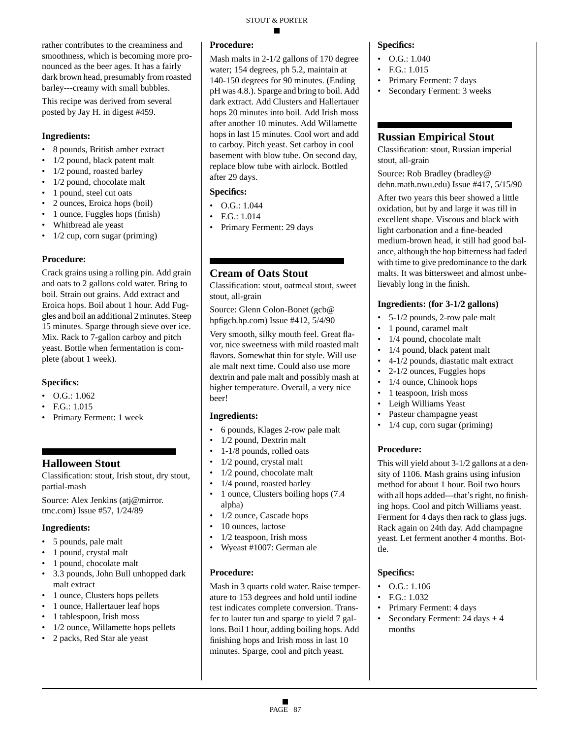rather contributes to the creaminess and smoothness, which is becoming more pronounced as the beer ages. It has a fairly dark brown head, presumably from roasted barley---creamy with small bubbles.

This recipe was derived from several posted by Jay H. in digest #459.

### Ingredients:

- 8 pounds, British amber extract
- 1/2 pound, black patent malt
- 1/2 pound, roasted barley
- 1/2 pound, chocolate malt
- 1 pound, steel cut oats
- 2 ounces, Eroica hops (boil)
- 1 ounce, Fuggles hops (finish)
- Whitbread ale yeast
- 1/2 cup, corn sugar (priming)

### Procedure:

Crack grains using a rolling pin. Add grain and oats to 2 gallons cold water. Bring to boil. Strain out grains. Add extract and Eroica hops. Boil about 1 hour. Add Fuggles and boil an additional 2 minutes. Steep 15 minutes. Sparge through sieve over ice. Mix. Rack to 7-gallon carboy and pitch yeast. Bottle when fermentation is complete (about 1 week).

### Specifics:

- O.G.: 1.062
- F.G.: 1.015
- Primary Ferment: 1 week

## Halloween Stout

Classification: stout, Irish stout, dry stout, partial-mash

Source: Alex Jenkins (atj@mirror.tmc.com) Issue #57, 1/24/89

### Ingredients:

- 5 pounds, pale malt
- 1 pound, crystal malt
- 1 pound, chocolate malt
- 3.3 pounds, John Bull unhopped dark malt extract
- 1 ounce, Clusters hops pellets
- 1 ounce, Hallertauer leaf hops
- 1 tablespoon, Irish moss
- 1/2 ounce, Willamette hops pellets
- 2 packs, Red Star ale yeast

### Procedure:

Mash malts in 2-1/2 gallons of 170 degree water; 154 degrees, ph 5.2, maintain at 140-150 degrees for 90 minutes. (Ending pH was 4.8.). Sparge and bring to boil. Add dark extract. Add Clusters and Hallertauer hops 20 minutes into boil. Add Irish moss after another 10 minutes. Add Willamette hops in last 15 minutes. Cool wort and add to carboy. Pitch yeast. Set carboy in cool basement with blow tube. On second day, replace blow tube with airlock. Bottled after 29 days.

### Specifics:

- O.G.: 1.044
- F.G.: 1.014
- Primary Ferment: 29 days

## Cream of Oats Stout

Classification: stout, oatmeal stout, sweet stout, all-grain

Source: Glenn Colon-Bonet (gcb@hpfigcb.hp.com) Issue #412, 5/4/90

Very smooth, silky mouth feel. Great flavor, nice sweetness with mild roasted malt flavors. Somewhat thin for style. Will use ale malt next time. Could also use more dextrin and pale malt and possibly mash at higher temperature. Overall, a very nice beer!

### Ingredients:

- 6 pounds, Klages 2-row pale malt
- 1/2 pound, Dextrin malt
- 1-1/8 pounds, rolled oats
- 1/2 pound, crystal malt
- 1/2 pound, chocolate malt
- 1/4 pound, roasted barley
- 1 ounce, Clusters boiling hops (7.4 alpha)
- 1/2 ounce, Cascade hops
- 10 ounces, lactose
- 1/2 teaspoon, Irish moss
- Wyeast #1007: German ale

### Procedure:

Mash in 3 quarts cold water. Raise temperature to 153 degrees and hold until iodine test indicates complete conversion. Transfer to lauter tun and sparge to yield 7 gallons. Boil 1 hour, adding boiling hops. Add finishing hops and Irish moss in last 10 minutes. Sparge, cool and pitch yeast.

### Specifics:

- O.G.: 1.040
- F.G.: 1.015
- Primary Ferment: 7 days
- Secondary Ferment: 3 weeks

## Russian Empirical Stout

Classification: stout, Russian imperial stout, all-grain

Source: Rob Bradley (bradley@dehn.math.nwu.edu) Issue #417, 5/15/90

After two years this beer showed a little oxidation, but by and large it was till in excellent shape. Viscous and black with light carbonation and a fine-beaded medium-brown head, it still had good balance, although the hop bitterness had faded with time to give predominance to the dark malts. It was bittersweet and almost unbelievably long in the finish.

### Ingredients: (for 3-1/2 gallons)

- 5-1/2 pounds, 2-row pale malt
- 1 pound, caramel malt
- 1/4 pound, chocolate malt
- 1/4 pound, black patent malt
- 4-1/2 pounds, diastatic malt extract
- 2-1/2 ounces, Fuggles hops
- 1/4 ounce, Chinook hops
- 1 teaspoon, Irish moss
- Leigh Williams Yeast
- Pasteur champagne yeast
- 1/4 cup, corn sugar (priming)

### Procedure:

This will yield about 3-1/2 gallons at a density of 1106. Mash grains using infusion method for about 1 hour. Boil two hours with all hops added---that's right, no finishing hops. Cool and pitch Williams yeast. Ferment for 4 days then rack to glass jugs. Rack again on 24th day. Add champagne yeast. Let ferment another 4 months. Bottle.

### Specifics:

- O.G.: 1.106
- F.G.: 1.032
- Primary Ferment: 4 days
- Secondary Ferment: 24 days + 4 months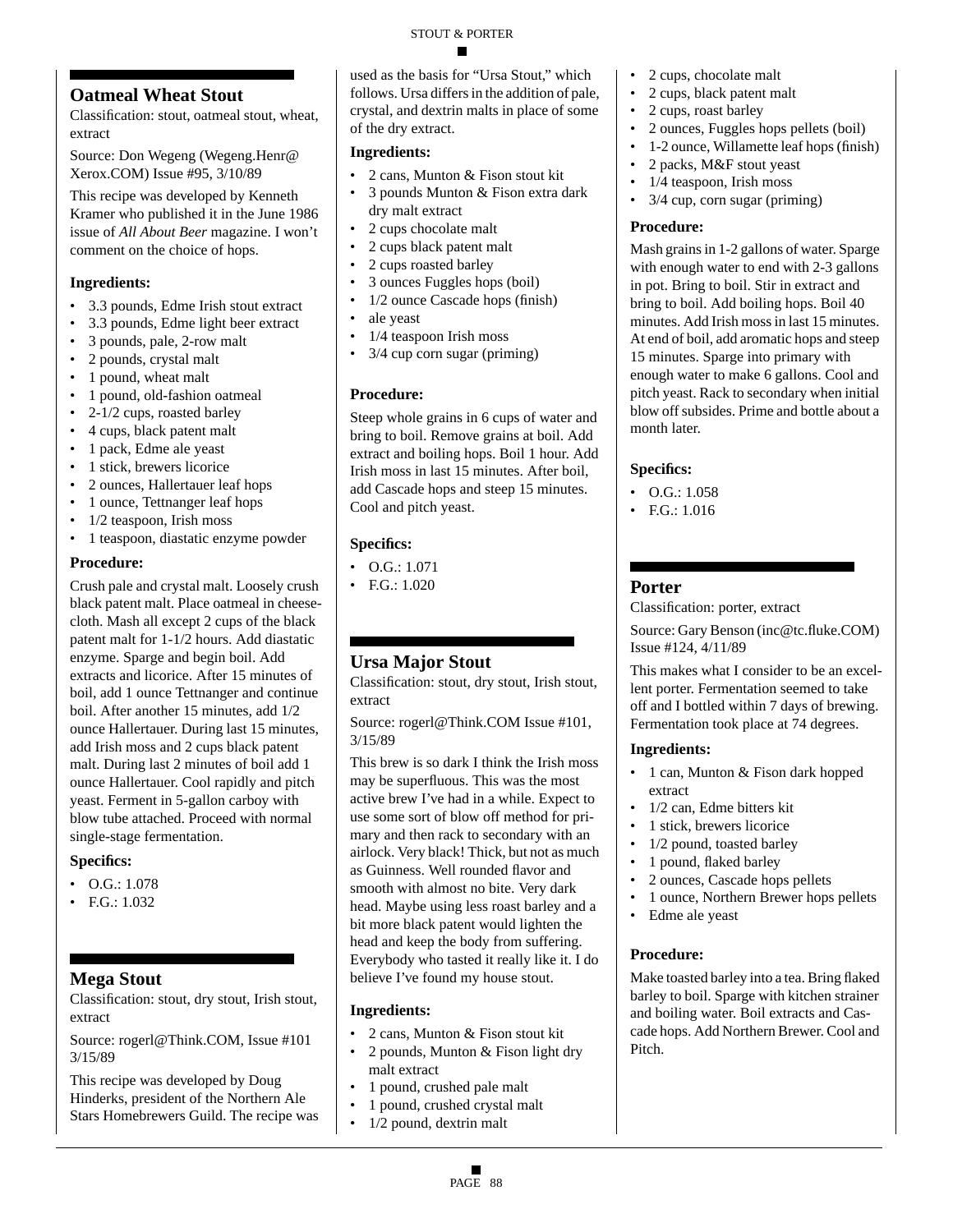## Oatmeal Wheat Stout

Classification: stout, oatmeal stout, wheat, extract

Source: Don Wegeng (Wegeng.Henr@Xerox.COM) Issue #95, 3/10/89

This recipe was developed by Kenneth Kramer who published it in the June 1986 issue of *All About Beer* magazine. I won't comment on the choice of hops.

### Ingredients:

- 3.3 pounds, Edme Irish stout extract
- 3.3 pounds, Edme light beer extract
- 3 pounds, pale, 2-row malt
- 2 pounds, crystal malt
- 1 pound, wheat malt
- 1 pound, old-fashion oatmeal
- 2-1/2 cups, roasted barley
- 4 cups, black patent malt
- 1 pack, Edme ale yeast
- 1 stick, brewers licorice
- 2 ounces, Hallertauer leaf hops
- 1 ounce, Tettnanger leaf hops
- 1/2 teaspoon, Irish moss
- 1 teaspoon, diastatic enzyme powder

### Procedure:

Crush pale and crystal malt. Loosely crush black patent malt. Place oatmeal in cheesecloth. Mash all except 2 cups of the black patent malt for 1-1/2 hours. Add diastatic enzyme. Sparge and begin boil. Add extracts and licorice. After 15 minutes of boil, add 1 ounce Tettnanger and continue boil. After another 15 minutes, add 1/2 ounce Hallertauer. During last 15 minutes, add Irish moss and 2 cups black patent malt. During last 2 minutes of boil add 1 ounce Hallertauer. Cool rapidly and pitch yeast. Ferment in 5-gallon carboy with blow tube attached. Proceed with normal single-stage fermentation.

### Specifics:

- O.G.: 1.078
- F.G.: 1.032

## Mega Stout

Classification: stout, dry stout, Irish stout, extract

Source: rogerl@Think.COM, Issue #101 3/15/89

This recipe was developed by Doug Hinderks, president of the Northern Ale Stars Homebrewers Guild. The recipe was used as the basis for "Ursa Stout," which follows. Ursa differs in the addition of pale, crystal, and dextrin malts in place of some of the dry extract.

### Ingredients:

- 2 cans, Munton & Fison stout kit
- 3 pounds Munton & Fison extra dark dry malt extract
- 2 cups chocolate malt
- 2 cups black patent malt
- 2 cups roasted barley
- 3 ounces Fuggles hops (boil)
- 1/2 ounce Cascade hops (finish)
- ale yeast
- 1/4 teaspoon Irish moss
- 3/4 cup corn sugar (priming)

### Procedure:

Steep whole grains in 6 cups of water and bring to boil. Remove grains at boil. Add extract and boiling hops. Boil 1 hour. Add Irish moss in last 15 minutes. After boil, add Cascade hops and steep 15 minutes. Cool and pitch yeast.

### Specifics:

- O.G.: 1.071
- F.G.: 1.020

## Ursa Major Stout

Classification: stout, dry stout, Irish stout, extract

Source: rogerl@Think.COM Issue #101, 3/15/89

This brew is so dark I think the Irish moss may be superfluous. This was the most active brew I've had in a while. Expect to use some sort of blow off method for primary and then rack to secondary with an airlock. Very black! Thick, but not as much as Guinness. Well rounded flavor and smooth with almost no bite. Very dark head. Maybe using less roast barley and a bit more black patent would lighten the head and keep the body from suffering. Everybody who tasted it really like it. I do believe I've found my house stout.

### Ingredients:

- 2 cans, Munton & Fison stout kit
- 2 pounds, Munton & Fison light dry malt extract
- 1 pound, crushed pale malt
- 1 pound, crushed crystal malt
- 1/2 pound, dextrin malt
- 2 cups, chocolate malt
- 2 cups, black patent malt
- 2 cups, roast barley
- 2 ounces, Fuggles hops pellets (boil)
- 1-2 ounce, Willamette leaf hops (finish)
- 2 packs, M&F stout yeast
- 1/4 teaspoon, Irish moss
- 3/4 cup, corn sugar (priming)

### Procedure:

Mash grains in 1-2 gallons of water. Sparge with enough water to end with 2-3 gallons in pot. Bring to boil. Stir in extract and bring to boil. Add boiling hops. Boil 40 minutes. Add Irish moss in last 15 minutes. At end of boil, add aromatic hops and steep 15 minutes. Sparge into primary with enough water to make 6 gallons. Cool and pitch yeast. Rack to secondary when initial blow off subsides. Prime and bottle about a month later.

### Specifics:

- O.G.: 1.058
- F.G.: 1.016

## Porter

Classification: porter, extract

Source: Gary Benson (inc@tc.fluke.COM) Issue #124, 4/11/89

This makes what I consider to be an excellent porter. Fermentation seemed to take off and I bottled within 7 days of brewing. Fermentation took place at 74 degrees.

### Ingredients:

- 1 can, Munton & Fison dark hopped extract
- 1/2 can, Edme bitters kit
- 1 stick, brewers licorice
- 1/2 pound, toasted barley
- 1 pound, flaked barley
- 2 ounces, Cascade hops pellets
- 1 ounce, Northern Brewer hops pellets
- Edme ale yeast

### Procedure:

Make toasted barley into a tea. Bring flaked barley to boil. Sparge with kitchen strainer and boiling water. Boil extracts and Cascade hops. Add Northern Brewer. Cool and Pitch.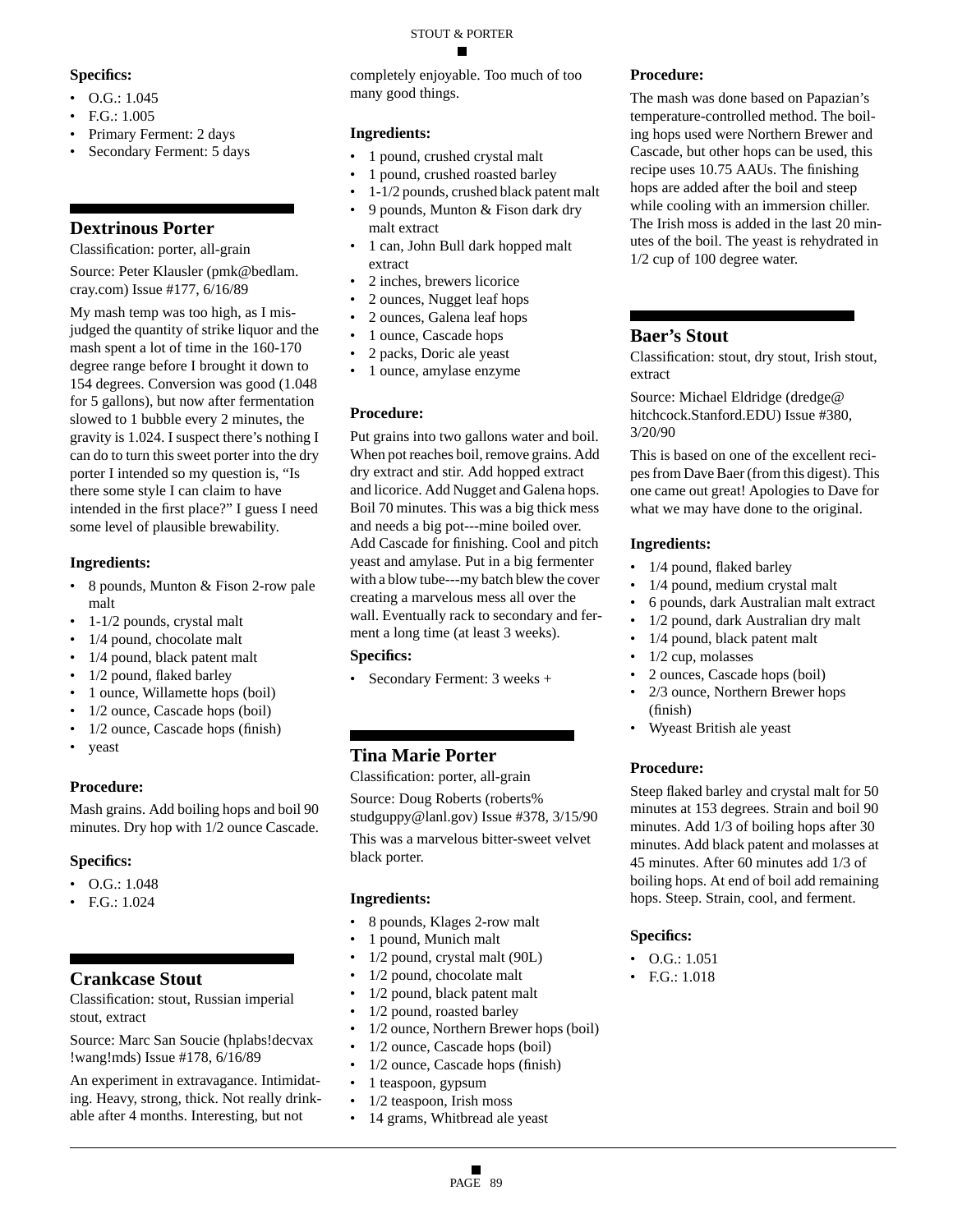**Specifics:**

- O.G.: 1.045
- F.G.: 1.005
- Primary Ferment: 2 days
- Secondary Ferment: 5 days

## Dextrinous Porter

Classification: porter, all-grain

Source: Peter Klausler (pmk@bedlam.cray.com) Issue #177, 6/16/89

My mash temp was too high, as I misjudged the quantity of strike liquor and the mash spent a lot of time in the 160-170 degree range before I brought it down to 154 degrees. Conversion was good (1.048 for 5 gallons), but now after fermentation slowed to 1 bubble every 2 minutes, the gravity is 1.024. I suspect there's nothing I can do to turn this sweet porter into the dry porter I intended so my question is, "Is there some style I can claim to have intended in the first place?" I guess I need some level of plausible brewability.

**Ingredients:**

- 8 pounds, Munton & Fison 2-row pale malt
- 1-1/2 pounds, crystal malt
- 1/4 pound, chocolate malt
- 1/4 pound, black patent malt
- 1/2 pound, flaked barley
- 1 ounce, Willamette hops (boil)
- 1/2 ounce, Cascade hops (boil)
- 1/2 ounce, Cascade hops (finish)
- yeast

**Procedure:**

Mash grains. Add boiling hops and boil 90 minutes. Dry hop with 1/2 ounce Cascade.

**Specifics:**

- O.G.: 1.048
- F.G.: 1.024

## Crankcase Stout

Classification: stout, Russian imperial stout, extract

Source: Marc San Soucie (hplabs!decvax!wang!mds) Issue #178, 6/16/89

An experiment in extravagance. Intimidating. Heavy, strong, thick. Not really drinkable after 4 months. Interesting, but not completely enjoyable. Too much of too many good things.

**Ingredients:**

- 1 pound, crushed crystal malt
- 1 pound, crushed roasted barley
- 1-1/2 pounds, crushed black patent malt
- 9 pounds, Munton & Fison dark dry malt extract
- 1 can, John Bull dark hopped malt extract
- 2 inches, brewers licorice
- 2 ounces, Nugget leaf hops
- 2 ounces, Galena leaf hops
- 1 ounce, Cascade hops
- 2 packs, Doric ale yeast
- 1 ounce, amylase enzyme

**Procedure:**

Put grains into two gallons water and boil. When pot reaches boil, remove grains. Add dry extract and stir. Add hopped extract and licorice. Add Nugget and Galena hops. Boil 70 minutes. This was a big thick mess and needs a big pot---mine boiled over. Add Cascade for finishing. Cool and pitch yeast and amylase. Put in a big fermenter with a blow tube---my batch blew the cover creating a marvelous mess all over the wall. Eventually rack to secondary and ferment a long time (at least 3 weeks).

**Specifics:**

- Secondary Ferment: 3 weeks +

## Tina Marie Porter

Classification: porter, all-grain

Source: Doug Roberts (roberts%studguppy@lanl.gov) Issue #378, 3/15/90

This was a marvelous bitter-sweet velvet black porter.

**Ingredients:**

- 8 pounds, Klages 2-row malt
- 1 pound, Munich malt
- 1/2 pound, crystal malt (90L)
- 1/2 pound, chocolate malt
- 1/2 pound, black patent malt
- 1/2 pound, roasted barley
- 1/2 ounce, Northern Brewer hops (boil)
- 1/2 ounce, Cascade hops (boil)
- 1/2 ounce, Cascade hops (finish)
- 1 teaspoon, gypsum
- 1/2 teaspoon, Irish moss
- 14 grams, Whitbread ale yeast

**Procedure:**

The mash was done based on Papazian's temperature-controlled method. The boiling hops used were Northern Brewer and Cascade, but other hops can be used, this recipe uses 10.75 AAUs. The finishing hops are added after the boil and steep while cooling with an immersion chiller. The Irish moss is added in the last 20 minutes of the boil. The yeast is rehydrated in 1/2 cup of 100 degree water.

## Baer's Stout

Classification: stout, dry stout, Irish stout, extract

Source: Michael Eldridge (dredge@hitchcock.Stanford.EDU) Issue #380, 3/20/90

This is based on one of the excellent recipes from Dave Baer (from this digest). This one came out great! Apologies to Dave for what we may have done to the original.

**Ingredients:**

- 1/4 pound, flaked barley
- 1/4 pound, medium crystal malt
- 6 pounds, dark Australian malt extract
- 1/2 pound, dark Australian dry malt
- 1/4 pound, black patent malt
- 1/2 cup, molasses
- 2 ounces, Cascade hops (boil)
- 2/3 ounce, Northern Brewer hops (finish)
- Wyeast British ale yeast

**Procedure:**

Steep flaked barley and crystal malt for 50 minutes at 153 degrees. Strain and boil 90 minutes. Add 1/3 of boiling hops after 30 minutes. Add black patent and molasses at 45 minutes. After 60 minutes add 1/3 of boiling hops. At end of boil add remaining hops. Steep. Strain, cool, and ferment.

**Specifics:**

- O.G.: 1.051
- F.G.: 1.018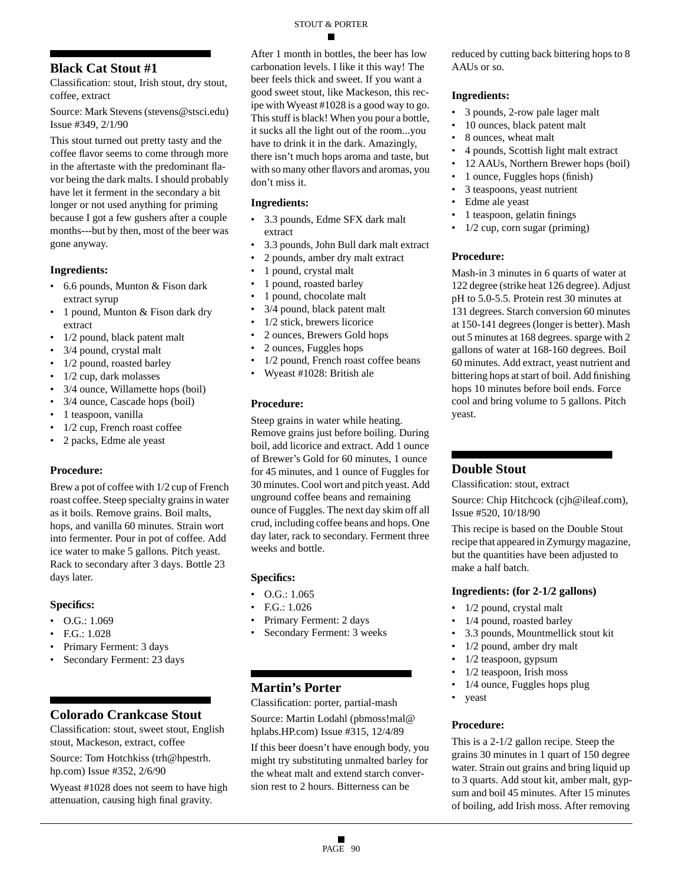## Black Cat Stout #1

Classification: stout, Irish stout, dry stout, coffee, extract

Source: Mark Stevens (stevens@stsci.edu) Issue #349, 2/1/90

This stout turned out pretty tasty and the coffee flavor seems to come through more in the aftertaste with the predominant flavor being the dark malts. I should probably have let it ferment in the secondary a bit longer or not used anything for priming because I got a few gushers after a couple months---but by then, most of the beer was gone anyway.

### Ingredients:

- 6.6 pounds, Munton & Fison dark extract syrup
- 1 pound, Munton & Fison dark dry extract
- 1/2 pound, black patent malt
- 3/4 pound, crystal malt
- 1/2 pound, roasted barley
- 1/2 cup, dark molasses
- 3/4 ounce, Willamette hops (boil)
- 3/4 ounce, Cascade hops (boil)
- 1 teaspoon, vanilla
- 1/2 cup, French roast coffee
- 2 packs, Edme ale yeast

### Procedure:

Brew a pot of coffee with 1/2 cup of French roast coffee. Steep specialty grains in water as it boils. Remove grains. Boil malts, hops, and vanilla 60 minutes. Strain wort into fermenter. Pour in pot of coffee. Add ice water to make 5 gallons. Pitch yeast. Rack to secondary after 3 days. Bottle 23 days later.

### Specifics:

- O.G.: 1.069
- F.G.: 1.028
- Primary Ferment: 3 days
- Secondary Ferment: 23 days

## Colorado Crankcase Stout

Classification: stout, sweet stout, English stout, Mackeson, extract, coffee

Source: Tom Hotchkiss (trh@hpestrh.hp.com) Issue #352, 2/6/90

Wyeast #1028 does not seem to have high attenuation, causing high final gravity. After 1 month in bottles, the beer has low carbonation levels. I like it this way! The beer feels thick and sweet. If you want a good sweet stout, like Mackeson, this recipe with Wyeast #1028 is a good way to go. This stuff is black! When you pour a bottle, it sucks all the light out of the room...you have to drink it in the dark. Amazingly, there isn't much hops aroma and taste, but with so many other flavors and aromas, you don't miss it.

### Ingredients:

- 3.3 pounds, Edme SFX dark malt extract
- 3.3 pounds, John Bull dark malt extract
- 2 pounds, amber dry malt extract
- 1 pound, crystal malt
- 1 pound, roasted barley
- 1 pound, chocolate malt
- 3/4 pound, black patent malt
- 1/2 stick, brewers licorice
- 2 ounces, Brewers Gold hops
- 2 ounces, Fuggles hops
- 1/2 pound, French roast coffee beans
- Wyeast #1028: British ale

### Procedure:

Steep grains in water while heating. Remove grains just before boiling. During boil, add licorice and extract. Add 1 ounce of Brewer's Gold for 60 minutes, 1 ounce for 45 minutes, and 1 ounce of Fuggles for 30 minutes. Cool wort and pitch yeast. Add unground coffee beans and remaining ounce of Fuggles. The next day skim off all crud, including coffee beans and hops. One day later, rack to secondary. Ferment three weeks and bottle.

### Specifics:

- O.G.: 1.065
- F.G.: 1.026
- Primary Ferment: 2 days
- Secondary Ferment: 3 weeks

## Martin's Porter

Classification: porter, partial-mash

Source: Martin Lodahl (pbmoss!mal@hplabs.HP.com) Issue #315, 12/4/89

If this beer doesn't have enough body, you might try substituting unmalted barley for the wheat malt and extend starch conversion rest to 2 hours. Bitterness can be reduced by cutting back bittering hops to 8 AAUs or so.

### Ingredients:

- 3 pounds, 2-row pale lager malt
- 10 ounces, black patent malt
- 8 ounces, wheat malt
- 4 pounds, Scottish light malt extract
- 12 AAUs, Northern Brewer hops (boil)
- 1 ounce, Fuggles hops (finish)
- 3 teaspoons, yeast nutrient
- Edme ale yeast
- 1 teaspoon, gelatin finings
- 1/2 cup, corn sugar (priming)

### Procedure:

Mash-in 3 minutes in 6 quarts of water at 122 degree (strike heat 126 degree). Adjust pH to 5.0-5.5. Protein rest 30 minutes at 131 degrees. Starch conversion 60 minutes at 150-141 degrees (longer is better). Mash out 5 minutes at 168 degrees. sparge with 2 gallons of water at 168-160 degrees. Boil 60 minutes. Add extract, yeast nutrient and bittering hops at start of boil. Add finishing hops 10 minutes before boil ends. Force cool and bring volume to 5 gallons. Pitch yeast.

## Double Stout

Classification: stout, extract

Source: Chip Hitchcock (cjh@ileaf.com), Issue #520, 10/18/90

This recipe is based on the Double Stout recipe that appeared in Zymurgy magazine, but the quantities have been adjusted to make a half batch.

### Ingredients: (for 2-1/2 gallons)

- 1/2 pound, crystal malt
- 1/4 pound, roasted barley
- 3.3 pounds, Mountmellick stout kit
- 1/2 pound, amber dry malt
- 1/2 teaspoon, gypsum
- 1/2 teaspoon, Irish moss
- 1/4 ounce, Fuggles hops plug
- yeast

### Procedure:

This is a 2-1/2 gallon recipe. Steep the grains 30 minutes in 1 quart of 150 degree water. Strain out grains and bring liquid up to 3 quarts. Add stout kit, amber malt, gypsum and boil 45 minutes. After 15 minutes of boiling, add Irish moss. After removing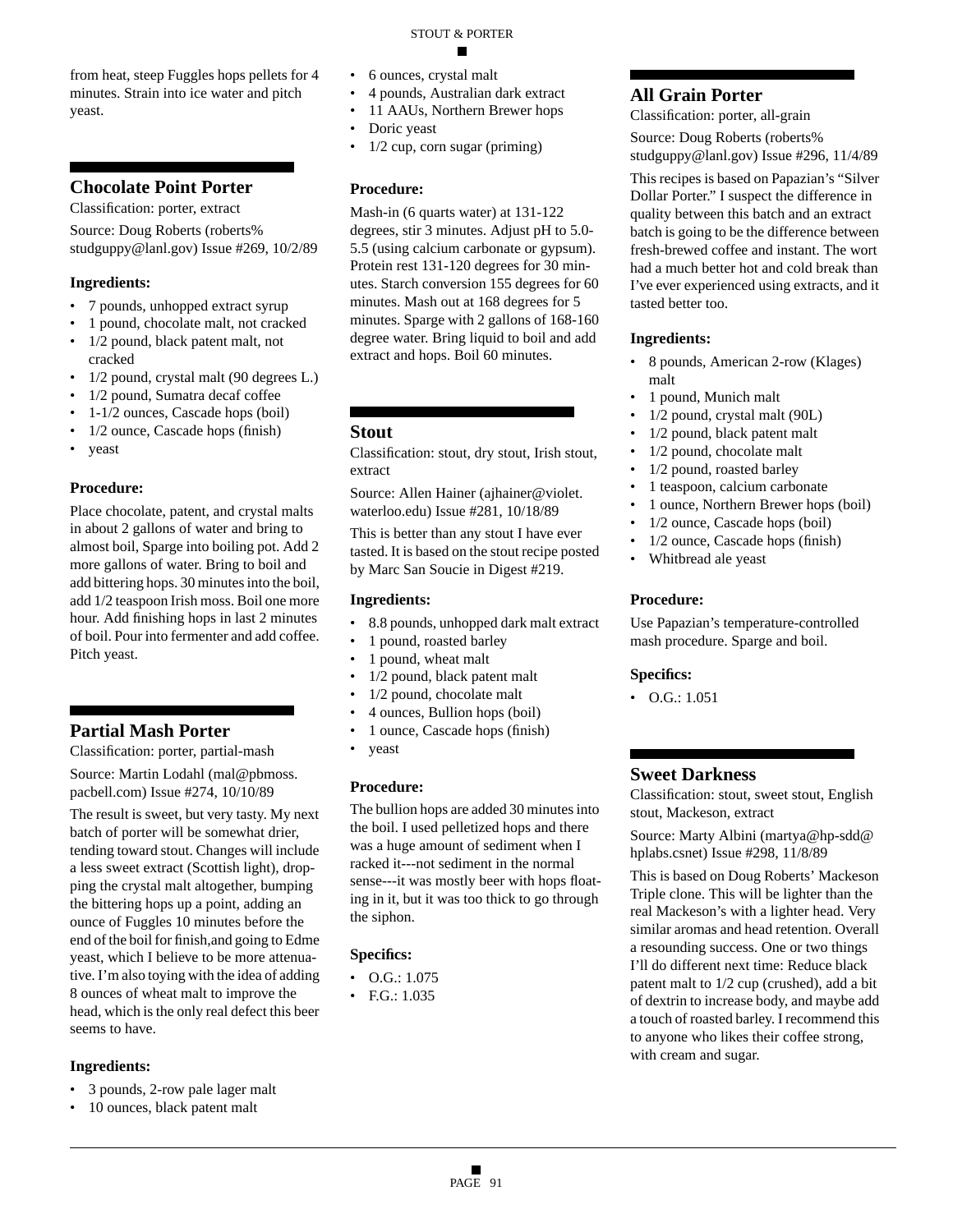from heat, steep Fuggles hops pellets for 4 minutes. Strain into ice water and pitch yeast.

## Chocolate Point Porter

Classification: porter, extract

Source: Doug Roberts (roberts% studguppy@lanl.gov) Issue #269, 10/2/89

### Ingredients:

- 7 pounds, unhopped extract syrup
- 1 pound, chocolate malt, not cracked
- 1/2 pound, black patent malt, not cracked
- 1/2 pound, crystal malt (90 degrees L.)
- 1/2 pound, Sumatra decaf coffee
- 1-1/2 ounces, Cascade hops (boil)
- 1/2 ounce, Cascade hops (finish)
- yeast

### Procedure:

Place chocolate, patent, and crystal malts in about 2 gallons of water and bring to almost boil, Sparge into boiling pot. Add 2 more gallons of water. Bring to boil and add bittering hops. 30 minutes into the boil, add 1/2 teaspoon Irish moss. Boil one more hour. Add finishing hops in last 2 minutes of boil. Pour into fermenter and add coffee. Pitch yeast.

## Partial Mash Porter

Classification: porter, partial-mash

Source: Martin Lodahl (mal@pbmoss. pacbell.com) Issue #274, 10/10/89

The result is sweet, but very tasty. My next batch of porter will be somewhat drier, tending toward stout. Changes will include a less sweet extract (Scottish light), dropping the crystal malt altogether, bumping the bittering hops up a point, adding an ounce of Fuggles 10 minutes before the end of the boil for finish,and going to Edme yeast, which I believe to be more attenuative. I'm also toying with the idea of adding 8 ounces of wheat malt to improve the head, which is the only real defect this beer seems to have.

### Ingredients:

- 3 pounds, 2-row pale lager malt
- 10 ounces, black patent malt
- 6 ounces, crystal malt
- 4 pounds, Australian dark extract
- 11 AAUs, Northern Brewer hops
- Doric yeast
- 1/2 cup, corn sugar (priming)

### Procedure:

Mash-in (6 quarts water) at 131-122 degrees, stir 3 minutes. Adjust pH to 5.0-5.5 (using calcium carbonate or gypsum). Protein rest 131-120 degrees for 30 minutes. Starch conversion 155 degrees for 60 minutes. Mash out at 168 degrees for 5 minutes. Sparge with 2 gallons of 168-160 degree water. Bring liquid to boil and add extract and hops. Boil 60 minutes.

## Stout

Classification: stout, dry stout, Irish stout, extract

Source: Allen Hainer (ajhainer@violet. waterloo.edu) Issue #281, 10/18/89

This is better than any stout I have ever tasted. It is based on the stout recipe posted by Marc San Soucie in Digest #219.

### Ingredients:

- 8.8 pounds, unhopped dark malt extract
- 1 pound, roasted barley
- 1 pound, wheat malt
- 1/2 pound, black patent malt
- 1/2 pound, chocolate malt
- 4 ounces, Bullion hops (boil)
- 1 ounce, Cascade hops (finish)
- yeast

### Procedure:

The bullion hops are added 30 minutes into the boil. I used pelletized hops and there was a huge amount of sediment when I racked it---not sediment in the normal sense---it was mostly beer with hops floating in it, but it was too thick to go through the siphon.

### Specifics:

- O.G.: 1.075
- F.G.: 1.035

## All Grain Porter

Classification: porter, all-grain

Source: Doug Roberts (roberts% studguppy@lanl.gov) Issue #296, 11/4/89

This recipes is based on Papazian's "Silver Dollar Porter." I suspect the difference in quality between this batch and an extract batch is going to be the difference between fresh-brewed coffee and instant. The wort had a much better hot and cold break than I've ever experienced using extracts, and it tasted better too.

### Ingredients:

- 8 pounds, American 2-row (Klages) malt
- 1 pound, Munich malt
- 1/2 pound, crystal malt (90L)
- 1/2 pound, black patent malt
- 1/2 pound, chocolate malt
- 1/2 pound, roasted barley
- 1 teaspoon, calcium carbonate
- 1 ounce, Northern Brewer hops (boil)
- 1/2 ounce, Cascade hops (boil)
- 1/2 ounce, Cascade hops (finish)
- Whitbread ale yeast

### Procedure:

Use Papazian's temperature-controlled mash procedure. Sparge and boil.

### Specifics:

- O.G.: 1.051

## Sweet Darkness

Classification: stout, sweet stout, English stout, Mackeson, extract

Source: Marty Albini (martya@hp-sdd@ hplabs.csnet) Issue #298, 11/8/89

This is based on Doug Roberts' Mackeson Triple clone. This will be lighter than the real Mackeson's with a lighter head. Very similar aromas and head retention. Overall a resounding success. One or two things I'll do different next time: Reduce black patent malt to 1/2 cup (crushed), add a bit of dextrin to increase body, and maybe add a touch of roasted barley. I recommend this to anyone who likes their coffee strong, with cream and sugar.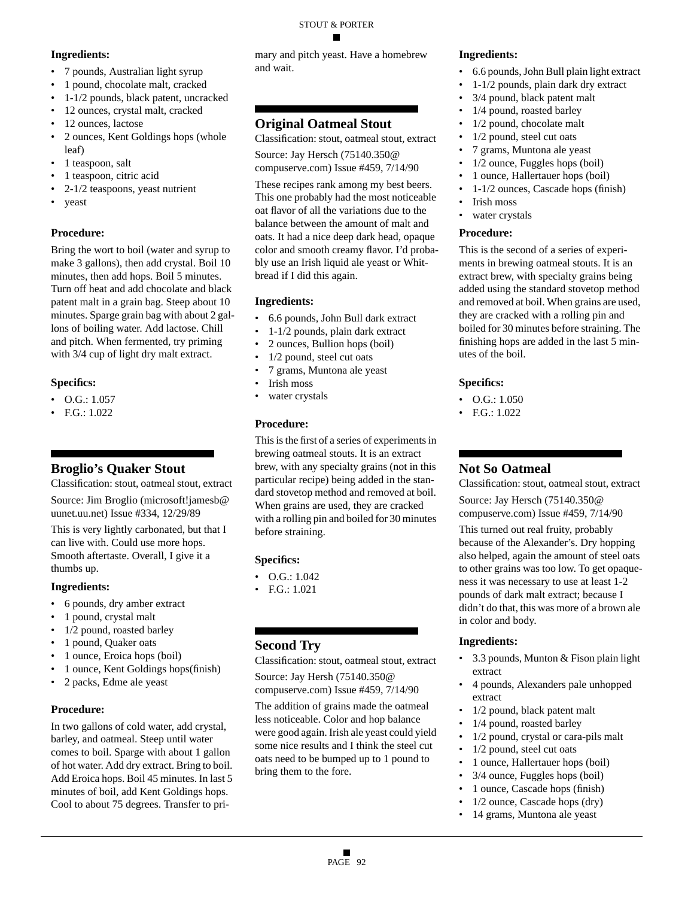### Ingredients:

- 7 pounds, Australian light syrup
- 1 pound, chocolate malt, cracked
- 1-1/2 pounds, black patent, uncracked
- 12 ounces, crystal malt, cracked
- 12 ounces, lactose
- 2 ounces, Kent Goldings hops (whole leaf)
- 1 teaspoon, salt
- 1 teaspoon, citric acid
- 2-1/2 teaspoons, yeast nutrient
- yeast

### Procedure:

Bring the wort to boil (water and syrup to make 3 gallons), then add crystal. Boil 10 minutes, then add hops. Boil 5 minutes. Turn off heat and add chocolate and black patent malt in a grain bag. Steep about 10 minutes. Sparge grain bag with about 2 gallons of boiling water. Add lactose. Chill and pitch. When fermented, try priming with 3/4 cup of light dry malt extract.

### Specifics:

- O.G.: 1.057
- F.G.: 1.022

## Broglio's Quaker Stout

Classification: stout, oatmeal stout, extract

Source: Jim Broglio (microsoft!jamesb@uunet.uu.net) Issue #334, 12/29/89

This is very lightly carbonated, but that I can live with. Could use more hops. Smooth aftertaste. Overall, I give it a thumbs up.

### Ingredients:

- 6 pounds, dry amber extract
- 1 pound, crystal malt
- 1/2 pound, roasted barley
- 1 pound, Quaker oats
- 1 ounce, Eroica hops (boil)
- 1 ounce, Kent Goldings hops(finish)
- 2 packs, Edme ale yeast

### Procedure:

In two gallons of cold water, add crystal, barley, and oatmeal. Steep until water comes to boil. Sparge with about 1 gallon of hot water. Add dry extract. Bring to boil. Add Eroica hops. Boil 45 minutes. In last 5 minutes of boil, add Kent Goldings hops. Cool to about 75 degrees. Transfer to primary and pitch yeast. Have a homebrew and wait.

## Original Oatmeal Stout

Classification: stout, oatmeal stout, extract

Source: Jay Hersch (75140.350@compuserve.com) Issue #459, 7/14/90

These recipes rank among my best beers. This one probably had the most noticeable oat flavor of all the variations due to the balance between the amount of malt and oats. It had a nice deep dark head, opaque color and smooth creamy flavor. I'd probably use an Irish liquid ale yeast or Whitbread if I did this again.

### Ingredients:

- 6.6 pounds, John Bull dark extract
- 1-1/2 pounds, plain dark extract
- 2 ounces, Bullion hops (boil)
- 1/2 pound, steel cut oats
- 7 grams, Muntona ale yeast
- Irish moss
- water crystals

### Procedure:

This is the first of a series of experiments in brewing oatmeal stouts. It is an extract brew, with any specialty grains (not in this particular recipe) being added in the standard stovetop method and removed at boil. When grains are used, they are cracked with a rolling pin and boiled for 30 minutes before straining.

### Specifics:

- O.G.: 1.042
- F.G.: 1.021

## Second Try

Classification: stout, oatmeal stout, extract

Source: Jay Hersh (75140.350@compuserve.com) Issue #459, 7/14/90

The addition of grains made the oatmeal less noticeable. Color and hop balance were good again. Irish ale yeast could yield some nice results and I think the steel cut oats need to be bumped up to 1 pound to bring them to the fore.

### Ingredients:

- 6.6 pounds, John Bull plain light extract
- 1-1/2 pounds, plain dark dry extract
- 3/4 pound, black patent malt
- 1/4 pound, roasted barley
- 1/2 pound, chocolate malt
- 1/2 pound, steel cut oats
- 7 grams, Muntona ale yeast
- 1/2 ounce, Fuggles hops (boil)
- 1 ounce, Hallertauer hops (boil)
- 1-1/2 ounces, Cascade hops (finish)
- Irish moss
- water crystals

### Procedure:

This is the second of a series of experiments in brewing oatmeal stouts. It is an extract brew, with specialty grains being added using the standard stovetop method and removed at boil. When grains are used, they are cracked with a rolling pin and boiled for 30 minutes before straining. The finishing hops are added in the last 5 minutes of the boil.

### Specifics:

- O.G.: 1.050
- F.G.: 1.022

## Not So Oatmeal

Classification: stout, oatmeal stout, extract

Source: Jay Hersch (75140.350@compuserve.com) Issue #459, 7/14/90

This turned out real fruity, probably because of the Alexander's. Dry hopping also helped, again the amount of steel oats to other grains was too low. To get opaqueness it was necessary to use at least 1-2 pounds of dark malt extract; because I didn't do that, this was more of a brown ale in color and body.

### Ingredients:

- 3.3 pounds, Munton & Fison plain light extract
- 4 pounds, Alexanders pale unhopped extract
- 1/2 pound, black patent malt
- 1/4 pound, roasted barley
- 1/2 pound, crystal or cara-pils malt
- 1/2 pound, steel cut oats
- 1 ounce, Hallertauer hops (boil)
- 3/4 ounce, Fuggles hops (boil)
- 1 ounce, Cascade hops (finish)
- 1/2 ounce, Cascade hops (dry)
- 14 grams, Muntona ale yeast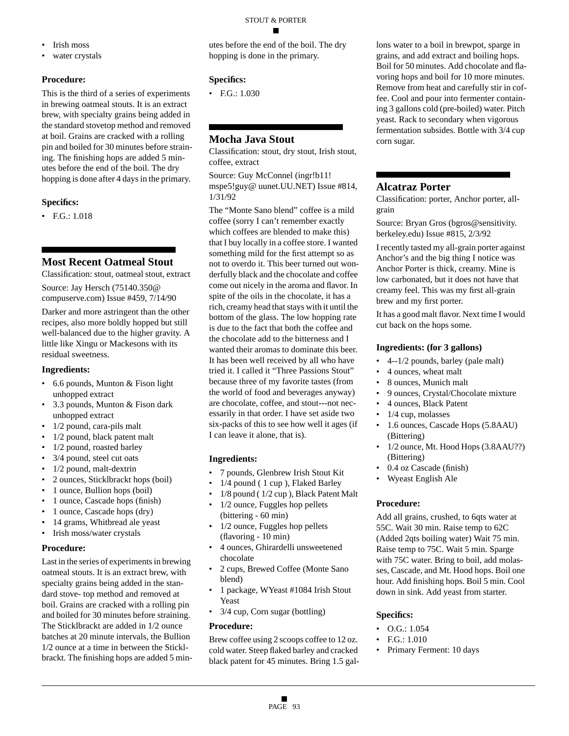- Irish moss
- water crystals

### Procedure:

This is the third of a series of experiments in brewing oatmeal stouts. It is an extract brew, with specialty grains being added in the standard stovetop method and removed at boil. Grains are cracked with a rolling pin and boiled for 30 minutes before straining. The finishing hops are added 5 minutes before the end of the boil. The dry hopping is done after 4 days in the primary.

### Specifics:

- F.G.: 1.018

## Most Recent Oatmeal Stout

Classification: stout, oatmeal stout, extract

Source: Jay Hersch (75140.350@compuserve.com) Issue #459, 7/14/90

Darker and more astringent than the other recipes, also more boldly hopped but still well-balanced due to the higher gravity. A little like Xingu or Mackesons with its residual sweetness.

### Ingredients:

- 6.6 pounds, Munton & Fison light unhopped extract
- 3.3 pounds, Munton & Fison dark unhopped extract
- 1/2 pound, cara-pils malt
- 1/2 pound, black patent malt
- 1/2 pound, roasted barley
- 3/4 pound, steel cut oats
- 1/2 pound, malt-dextrin
- 2 ounces, Sticklbrackt hops (boil)
- 1 ounce, Bullion hops (boil)
- 1 ounce, Cascade hops (finish)
- 1 ounce, Cascade hops (dry)
- 14 grams, Whitbread ale yeast
- Irish moss/water crystals

### Procedure:

Last in the series of experiments in brewing oatmeal stouts. It is an extract brew, with specialty grains being added in the standard stove- top method and removed at boil. Grains are cracked with a rolling pin and boiled for 30 minutes before straining. The Sticklbrackt are added in 1/2 ounce batches at 20 minute intervals, the Bullion 1/2 ounce at a time in between the Sticklbrackt. The finishing hops are added 5 minutes before the end of the boil. The dry hopping is done in the primary.

### Specifics:

- F.G.: 1.030

## Mocha Java Stout

Classification: stout, dry stout, Irish stout, coffee, extract

Source: Guy McConnel (ingr!b11!mspe5!guy@ uunet.UU.NET) Issue #814, 1/31/92

The "Monte Sano blend" coffee is a mild coffee (sorry I can't remember exactly which coffees are blended to make this) that I buy locally in a coffee store. I wanted something mild for the first attempt so as not to overdo it. This beer turned out wonderfully black and the chocolate and coffee come out nicely in the aroma and flavor. In spite of the oils in the chocolate, it has a rich, creamy head that stays with it until the bottom of the glass. The low hopping rate is due to the fact that both the coffee and the chocolate add to the bitterness and I wanted their aromas to dominate this beer. It has been well received by all who have tried it. I called it "Three Passions Stout" because three of my favorite tastes (from the world of food and beverages anyway) are chocolate, coffee, and stout---not necessarily in that order. I have set aside two six-packs of this to see how well it ages (if I can leave it alone, that is).

### Ingredients:

- 7 pounds, Glenbrew Irish Stout Kit
- 1/4 pound ( 1 cup ), Flaked Barley
- 1/8 pound ( 1/2 cup ), Black Patent Malt
- 1/2 ounce, Fuggles hop pellets (bittering - 60 min)
- 1/2 ounce, Fuggles hop pellets (flavoring - 10 min)
- 4 ounces, Ghirardelli unsweetened chocolate
- 2 cups, Brewed Coffee (Monte Sano blend)
- 1 package, WYeast #1084 Irish Stout Yeast
- 3/4 cup, Corn sugar (bottling)

### Procedure:

Brew coffee using 2 scoops coffee to 12 oz. cold water. Steep flaked barley and cracked black patent for 45 minutes. Bring 1.5 gallons water to a boil in brewpot, sparge in grains, and add extract and boiling hops. Boil for 50 minutes. Add chocolate and flavoring hops and boil for 10 more minutes. Remove from heat and carefully stir in coffee. Cool and pour into fermenter containing 3 gallons cold (pre-boiled) water. Pitch yeast. Rack to secondary when vigorous fermentation subsides. Bottle with 3/4 cup corn sugar.

## Alcatraz Porter

Classification: porter, Anchor porter, all-grain

Source: Bryan Gros (bgros@sensitivity.berkeley.edu) Issue #815, 2/3/92

I recently tasted my all-grain porter against Anchor's and the big thing I notice was Anchor Porter is thick, creamy. Mine is low carbonated, but it does not have that creamy feel. This was my first all-grain brew and my first porter.

It has a good malt flavor. Next time I would cut back on the hops some.

### Ingredients: (for 3 gallons)

- 4--1/2 pounds, barley (pale malt)
- 4 ounces, wheat malt
- 8 ounces, Munich malt
- 9 ounces, Crystal/Chocolate mixture
- 4 ounces, Black Patent
- 1/4 cup, molasses
- 1.6 ounces, Cascade Hops (5.8AAU) (Bittering)
- 1/2 ounce, Mt. Hood Hops (3.8AAU??) (Bittering)
- 0.4 oz Cascade (finish)
- Wyeast English Ale

### Procedure:

Add all grains, crushed, to 6qts water at 55C. Wait 30 min. Raise temp to 62C (Added 2qts boiling water) Wait 75 min. Raise temp to 75C. Wait 5 min. Sparge with 75C water. Bring to boil, add molasses, Cascade, and Mt. Hood hops. Boil one hour. Add finishing hops. Boil 5 min. Cool down in sink. Add yeast from starter.

### Specifics:

- O.G.: 1.054
- F.G.: 1.010
- Primary Ferment: 10 days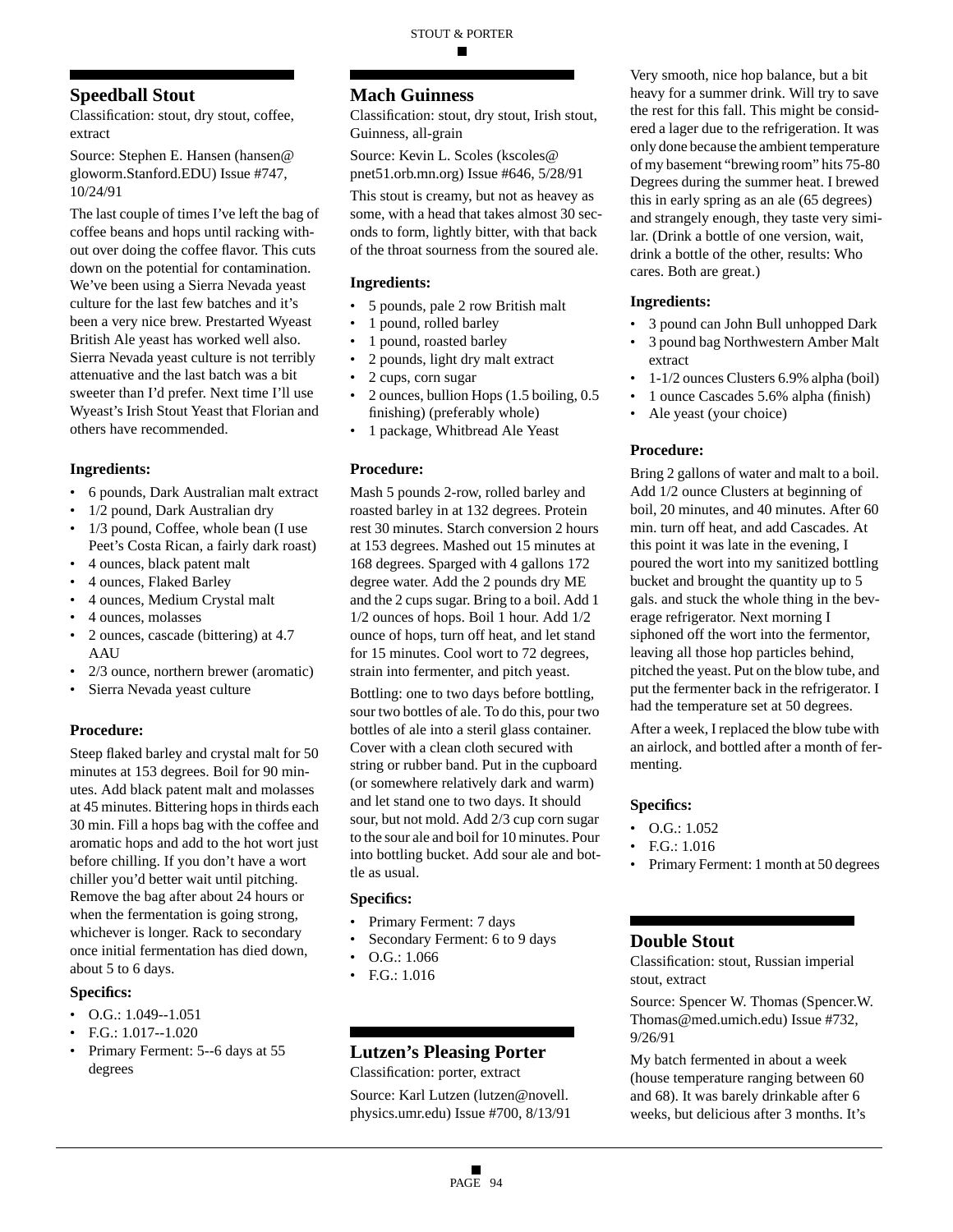## Speedball Stout

Classification: stout, dry stout, coffee, extract

Source: Stephen E. Hansen (hansen@gloworm.Stanford.EDU) Issue #747, 10/24/91

The last couple of times I've left the bag of coffee beans and hops until racking without over doing the coffee flavor. This cuts down on the potential for contamination. We've been using a Sierra Nevada yeast culture for the last few batches and it's been a very nice brew. Prestarted Wyeast British Ale yeast has worked well also. Sierra Nevada yeast culture is not terribly attenuative and the last batch was a bit sweeter than I'd prefer. Next time I'll use Wyeast's Irish Stout Yeast that Florian and others have recommended.

### Ingredients:

- 6 pounds, Dark Australian malt extract
- 1/2 pound, Dark Australian dry
- 1/3 pound, Coffee, whole bean (I use Peet's Costa Rican, a fairly dark roast)
- 4 ounces, black patent malt
- 4 ounces, Flaked Barley
- 4 ounces, Medium Crystal malt
- 4 ounces, molasses
- 2 ounces, cascade (bittering) at 4.7 AAU
- 2/3 ounce, northern brewer (aromatic)
- Sierra Nevada yeast culture

### Procedure:

Steep flaked barley and crystal malt for 50 minutes at 153 degrees. Boil for 90 minutes. Add black patent malt and molasses at 45 minutes. Bittering hops in thirds each 30 min. Fill a hops bag with the coffee and aromatic hops and add to the hot wort just before chilling. If you don't have a wort chiller you'd better wait until pitching. Remove the bag after about 24 hours or when the fermentation is going strong, whichever is longer. Rack to secondary once initial fermentation has died down, about 5 to 6 days.

### Specifics:

- O.G.: 1.049--1.051
- F.G.: 1.017--1.020
- Primary Ferment: 5--6 days at 55 degrees

## Mach Guinness

Classification: stout, dry stout, Irish stout, Guinness, all-grain

Source: Kevin L. Scoles (kscoles@pnet51.orb.mn.org) Issue #646, 5/28/91

This stout is creamy, but not as heavey as some, with a head that takes almost 30 seconds to form, lightly bitter, with that back of the throat sourness from the soured ale.

### Ingredients:

- 5 pounds, pale 2 row British malt
- 1 pound, rolled barley
- 1 pound, roasted barley
- 2 pounds, light dry malt extract
- 2 cups, corn sugar
- 2 ounces, bullion Hops (1.5 boiling, 0.5 finishing) (preferably whole)
- 1 package, Whitbread Ale Yeast

### Procedure:

Mash 5 pounds 2-row, rolled barley and roasted barley in at 132 degrees. Protein rest 30 minutes. Starch conversion 2 hours at 153 degrees. Mashed out 15 minutes at 168 degrees. Sparged with 4 gallons 172 degree water. Add the 2 pounds dry ME and the 2 cups sugar. Bring to a boil. Add 1 1/2 ounces of hops. Boil 1 hour. Add 1/2 ounce of hops, turn off heat, and let stand for 15 minutes. Cool wort to 72 degrees, strain into fermenter, and pitch yeast.

Bottling: one to two days before bottling, sour two bottles of ale. To do this, pour two bottles of ale into a steril glass container. Cover with a clean cloth secured with string or rubber band. Put in the cupboard (or somewhere relatively dark and warm) and let stand one to two days. It should sour, but not mold. Add 2/3 cup corn sugar to the sour ale and boil for 10 minutes. Pour into bottling bucket. Add sour ale and bottle as usual.

### Specifics:

- Primary Ferment: 7 days
- Secondary Ferment: 6 to 9 days
- O.G.: 1.066
- F.G.: 1.016

## Lutzen's Pleasing Porter

Classification: porter, extract

Source: Karl Lutzen (lutzen@novell.physics.umr.edu) Issue #700, 8/13/91

Very smooth, nice hop balance, but a bit heavy for a summer drink. Will try to save the rest for this fall. This might be considered a lager due to the refrigeration. It was only done because the ambient temperature of my basement "brewing room" hits 75-80 Degrees during the summer heat. I brewed this in early spring as an ale (65 degrees) and strangely enough, they taste very similar. (Drink a bottle of one version, wait, drink a bottle of the other, results: Who cares. Both are great.)

### Ingredients:

- 3 pound can John Bull unhopped Dark
- 3 pound bag Northwestern Amber Malt extract
- 1-1/2 ounces Clusters 6.9% alpha (boil)
- 1 ounce Cascades 5.6% alpha (finish)
- Ale yeast (your choice)

### Procedure:

Bring 2 gallons of water and malt to a boil. Add 1/2 ounce Clusters at beginning of boil, 20 minutes, and 40 minutes. After 60 min. turn off heat, and add Cascades. At this point it was late in the evening, I poured the wort into my sanitized bottling bucket and brought the quantity up to 5 gals. and stuck the whole thing in the beverage refrigerator. Next morning I siphoned off the wort into the fermentor, leaving all those hop particles behind, pitched the yeast. Put on the blow tube, and put the fermenter back in the refrigerator. I had the temperature set at 50 degrees.

After a week, I replaced the blow tube with an airlock, and bottled after a month of fermenting.

### Specifics:

- O.G.: 1.052
- F.G.: 1.016
- Primary Ferment: 1 month at 50 degrees

## Double Stout

Classification: stout, Russian imperial stout, extract

Source: Spencer W. Thomas (Spencer.W.Thomas@med.umich.edu) Issue #732, 9/26/91

My batch fermented in about a week (house temperature ranging between 60 and 68). It was barely drinkable after 6 weeks, but delicious after 3 months. It's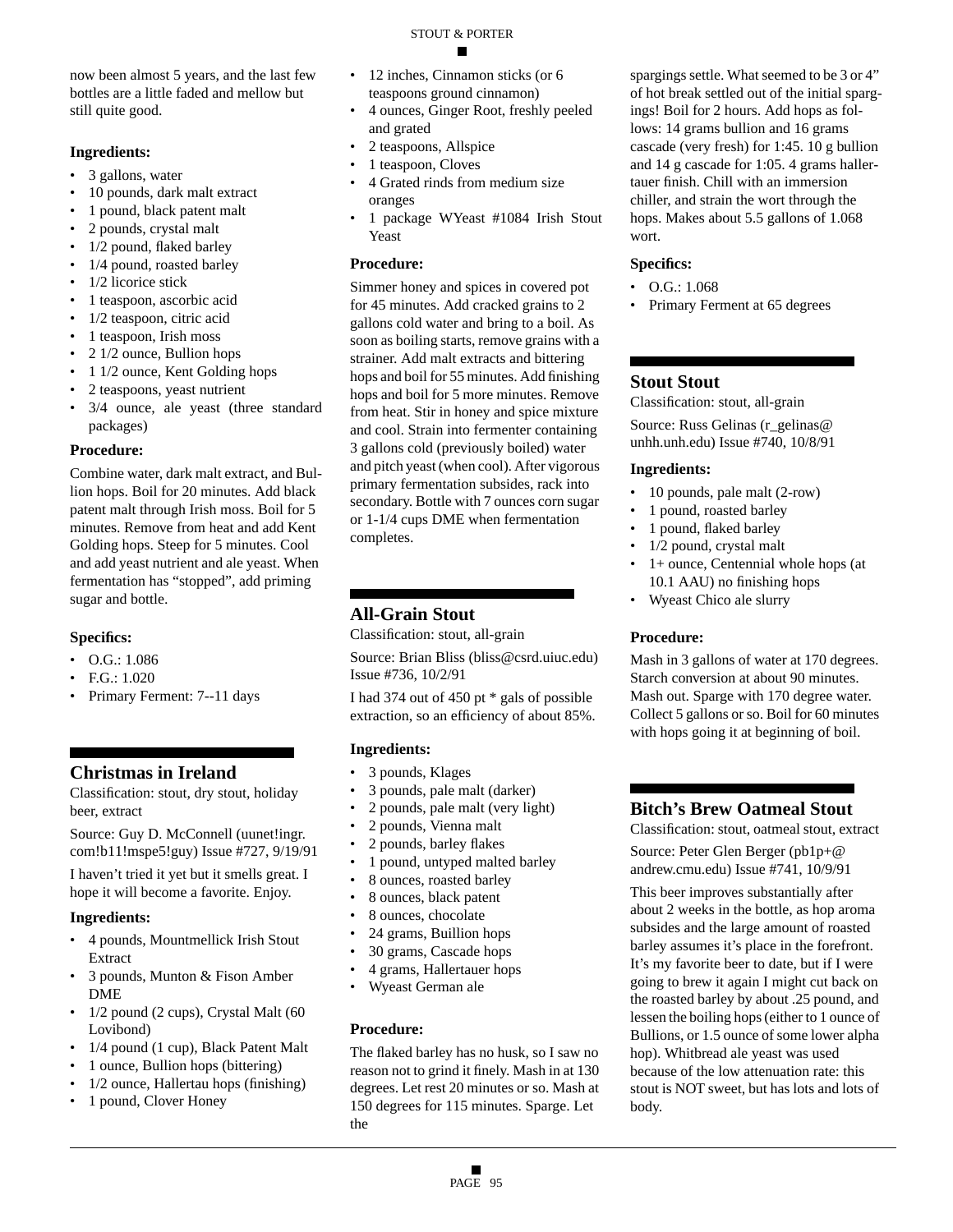now been almost 5 years, and the last few bottles are a little faded and mellow but still quite good.

### Ingredients:

- 3 gallons, water
- 10 pounds, dark malt extract
- 1 pound, black patent malt
- 2 pounds, crystal malt
- 1/2 pound, flaked barley
- 1/4 pound, roasted barley
- 1/2 licorice stick
- 1 teaspoon, ascorbic acid
- 1/2 teaspoon, citric acid
- 1 teaspoon, Irish moss
- 2 1/2 ounce, Bullion hops
- 1 1/2 ounce, Kent Golding hops
- 2 teaspoons, yeast nutrient
- 3/4 ounce, ale yeast (three standard packages)

### Procedure:

Combine water, dark malt extract, and Bullion hops. Boil for 20 minutes. Add black patent malt through Irish moss. Boil for 5 minutes. Remove from heat and add Kent Golding hops. Steep for 5 minutes. Cool and add yeast nutrient and ale yeast. When fermentation has “stopped”, add priming sugar and bottle.

### Specifics:

- O.G.: 1.086
- F.G.: 1.020
- Primary Ferment: 7--11 days

## Christmas in Ireland

Classification: stout, dry stout, holiday beer, extract

Source: Guy D. McConnell (uunet!ingr.com!b11!mspe5!guy) Issue #727, 9/19/91

I haven’t tried it yet but it smells great. I hope it will become a favorite. Enjoy.

### Ingredients:

- 4 pounds, Mountmellick Irish Stout Extract
- 3 pounds, Munton & Fison Amber DME
- 1/2 pound (2 cups), Crystal Malt (60 Lovibond)
- 1/4 pound (1 cup), Black Patent Malt
- 1 ounce, Bullion hops (bittering)
- 1/2 ounce, Hallertau hops (finishing)
- 1 pound, Clover Honey
- 12 inches, Cinnamon sticks (or 6 teaspoons ground cinnamon)
- 4 ounces, Ginger Root, freshly peeled and grated
- 2 teaspoons, Allspice
- 1 teaspoon, Cloves
- 4 Grated rinds from medium size oranges
- 1 package WYeast #1084 Irish Stout Yeast

### Procedure:

Simmer honey and spices in covered pot for 45 minutes. Add cracked grains to 2 gallons cold water and bring to a boil. As soon as boiling starts, remove grains with a strainer. Add malt extracts and bittering hops and boil for 55 minutes. Add finishing hops and boil for 5 more minutes. Remove from heat. Stir in honey and spice mixture and cool. Strain into fermenter containing 3 gallons cold (previously boiled) water and pitch yeast (when cool). After vigorous primary fermentation subsides, rack into secondary. Bottle with 7 ounces corn sugar or 1-1/4 cups DME when fermentation completes.

## All-Grain Stout

Classification: stout, all-grain

Source: Brian Bliss (bliss@csrd.uiuc.edu) Issue #736, 10/2/91

I had 374 out of 450 pt * gals of possible extraction, so an efficiency of about 85%.

### Ingredients:

- 3 pounds, Klages
- 3 pounds, pale malt (darker)
- 2 pounds, pale malt (very light)
- 2 pounds, Vienna malt
- 2 pounds, barley flakes
- 1 pound, untyped malted barley
- 8 ounces, roasted barley
- 8 ounces, black patent
- 8 ounces, chocolate
- 24 grams, Buillion hops
- 30 grams, Cascade hops
- 4 grams, Hallertauer hops
- Wyeast German ale

### Procedure:

The flaked barley has no husk, so I saw no reason not to grind it finely. Mash in at 130 degrees. Let rest 20 minutes or so. Mash at 150 degrees for 115 minutes. Sparge. Let the spargings settle. What seemed to be 3 or 4” of hot break settled out of the initial spargings! Boil for 2 hours. Add hops as follows: 14 grams bullion and 16 grams cascade (very fresh) for 1:45. 10 g bullion and 14 g cascade for 1:05. 4 grams hallertauer finish. Chill with an immersion chiller, and strain the wort through the hops. Makes about 5.5 gallons of 1.068 wort.

### Specifics:

- O.G.: 1.068
- Primary Ferment at 65 degrees

## Stout Stout

Classification: stout, all-grain

Source: Russ Gelinas (r_gelinas@unhh.unh.edu) Issue #740, 10/8/91

### Ingredients:

- 10 pounds, pale malt (2-row)
- 1 pound, roasted barley
- 1 pound, flaked barley
- 1/2 pound, crystal malt
- 1+ ounce, Centennial whole hops (at 10.1 AAU) no finishing hops
- Wyeast Chico ale slurry

### Procedure:

Mash in 3 gallons of water at 170 degrees. Starch conversion at about 90 minutes. Mash out. Sparge with 170 degree water. Collect 5 gallons or so. Boil for 60 minutes with hops going it at beginning of boil.

## Bitch’s Brew Oatmeal Stout

Classification: stout, oatmeal stout, extract

Source: Peter Glen Berger (pb1p+@andrew.cmu.edu) Issue #741, 10/9/91

This beer improves substantially after about 2 weeks in the bottle, as hop aroma subsides and the large amount of roasted barley assumes it’s place in the forefront. It’s my favorite beer to date, but if I were going to brew it again I might cut back on the roasted barley by about .25 pound, and lessen the boiling hops (either to 1 ounce of Bullions, or 1.5 ounce of some lower alpha hop). Whitbread ale yeast was used because of the low attenuation rate: this stout is NOT sweet, but has lots and lots of body.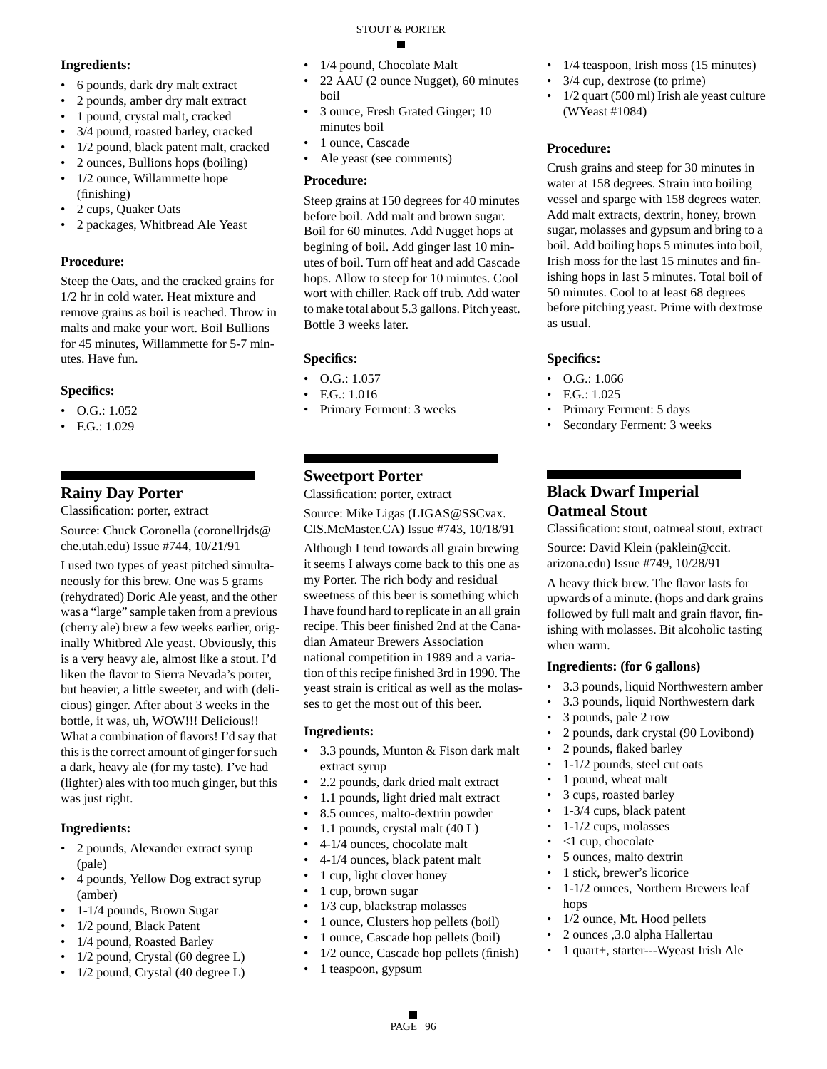**Ingredients:**

- 6 pounds, dark dry malt extract
- 2 pounds, amber dry malt extract
- 1 pound, crystal malt, cracked
- 3/4 pound, roasted barley, cracked
- 1/2 pound, black patent malt, cracked
- 2 ounces, Bullions hops (boiling)
- 1/2 ounce, Willamette hope (finishing)
- 2 cups, Quaker Oats
- 2 packages, Whitbread Ale Yeast

**Procedure:**

Steep the Oats, and the cracked grains for 1/2 hr in cold water. Heat mixture and remove grains as boil is reached. Throw in malts and make your wort. Boil Bullions for 45 minutes, Willammette for 5-7 minutes. Have fun.

**Specifics:**

- O.G.: 1.052
- F.G.: 1.029

## Rainy Day Porter

Classification: porter, extract

Source: Chuck Coronella (coronellrjds@che.utah.edu) Issue #744, 10/21/91

I used two types of yeast pitched simultaneously for this brew. One was 5 grams (rehydrated) Doric Ale yeast, and the other was a "large" sample taken from a previous (cherry ale) brew a few weeks earlier, originally Whitbred Ale yeast. Obviously, this is a very heavy ale, almost like a stout. I'd liken the flavor to Sierra Nevada's porter, but heavier, a little sweeter, and with (delicious) ginger. After about 3 weeks in the bottle, it was, uh, WOW!!! Delicious!! What a combination of flavors! I'd say that this is the correct amount of ginger for such a dark, heavy ale (for my taste). I've had (lighter) ales with too much ginger, but this was just right.

**Ingredients:**

- 2 pounds, Alexander extract syrup (pale)
- 4 pounds, Yellow Dog extract syrup (amber)
- 1-1/4 pounds, Brown Sugar
- 1/2 pound, Black Patent
- 1/4 pound, Roasted Barley
- 1/2 pound, Crystal (60 degree L)
- 1/2 pound, Crystal (40 degree L)
- 1/4 pound, Chocolate Malt
- 22 AAU (2 ounce Nugget), 60 minutes boil
- 3 ounce, Fresh Grated Ginger; 10 minutes boil
- 1 ounce, Cascade
- Ale yeast (see comments)

**Procedure:**

Steep grains at 150 degrees for 40 minutes before boil. Add malt and brown sugar. Boil for 60 minutes. Add Nugget hops at begining of boil. Add ginger last 10 minutes of boil. Turn off heat and add Cascade hops. Allow to steep for 10 minutes. Cool wort with chiller. Rack off trub. Add water to make total about 5.3 gallons. Pitch yeast. Bottle 3 weeks later.

**Specifics:**

- O.G.: 1.057
- F.G.: 1.016
- Primary Ferment: 3 weeks

## Sweetport Porter

Classification: porter, extract

Source: Mike Ligas (LIGAS@SSCvax.CIS.McMaster.CA) Issue #743, 10/18/91

Although I tend towards all grain brewing it seems I always come back to this one as my Porter. The rich body and residual sweetness of this beer is something which I have found hard to replicate in an all grain recipe. This beer finished 2nd at the Canadian Amateur Brewers Association national competition in 1989 and a variation of this recipe finished 3rd in 1990. The yeast strain is critical as well as the molasses to get the most out of this beer.

**Ingredients:**

- 3.3 pounds, Munton & Fison dark malt extract syrup
- 2.2 pounds, dark dried malt extract
- 1.1 pounds, light dried malt extract
- 8.5 ounces, malto-dextrin powder
- 1.1 pounds, crystal malt (40 L)
- 4-1/4 ounces, chocolate malt
- 4-1/4 ounces, black patent malt
- 1 cup, light clover honey
- 1 cup, brown sugar
- 1/3 cup, blackstrap molasses
- 1 ounce, Clusters hop pellets (boil)
- 1 ounce, Cascade hop pellets (boil)
- 1/2 ounce, Cascade hop pellets (finish)
- 1 teaspoon, gypsum
- 1/4 teaspoon, Irish moss (15 minutes)
- 3/4 cup, dextrose (to prime)
- 1/2 quart (500 ml) Irish ale yeast culture (WYeast #1084)

**Procedure:**

Crush grains and steep for 30 minutes in water at 158 degrees. Strain into boiling vessel and sparge with 158 degrees water. Add malt extracts, dextrin, honey, brown sugar, molasses and gypsum and bring to a boil. Add boiling hops 5 minutes into boil, Irish moss for the last 15 minutes and finishing hops in last 5 minutes. Total boil of 50 minutes. Cool to at least 68 degrees before pitching yeast. Prime with dextrose as usual.

**Specifics:**

- O.G.: 1.066
- F.G.: 1.025
- Primary Ferment: 5 days
- Secondary Ferment: 3 weeks

## Black Dwarf Imperial Oatmeal Stout

Classification: stout, oatmeal stout, extract

Source: David Klein (paklein@ccit.arizona.edu) Issue #749, 10/28/91

A heavy thick brew. The flavor lasts for upwards of a minute. (hops and dark grains followed by full malt and grain flavor, finishing with molasses. Bit alcoholic tasting when warm.

**Ingredients: (for 6 gallons)**

- 3.3 pounds, liquid Northwestern amber
- 3.3 pounds, liquid Northwestern dark
- 3 pounds, pale 2 row
- 2 pounds, dark crystal (90 Lovibond)
- 2 pounds, flaked barley
- 1-1/2 pounds, steel cut oats
- 1 pound, wheat malt
- 3 cups, roasted barley
- 1-3/4 cups, black patent
- 1-1/2 cups, molasses
- <1 cup, chocolate
- 5 ounces, malto dextrin
- 1 stick, brewer's licorice
- 1-1/2 ounces, Northern Brewers leaf hops
- 1/2 ounce, Mt. Hood pellets
- 2 ounces ,3.0 alpha Hallertau
- 1 quart+, starter---Wyeast Irish Ale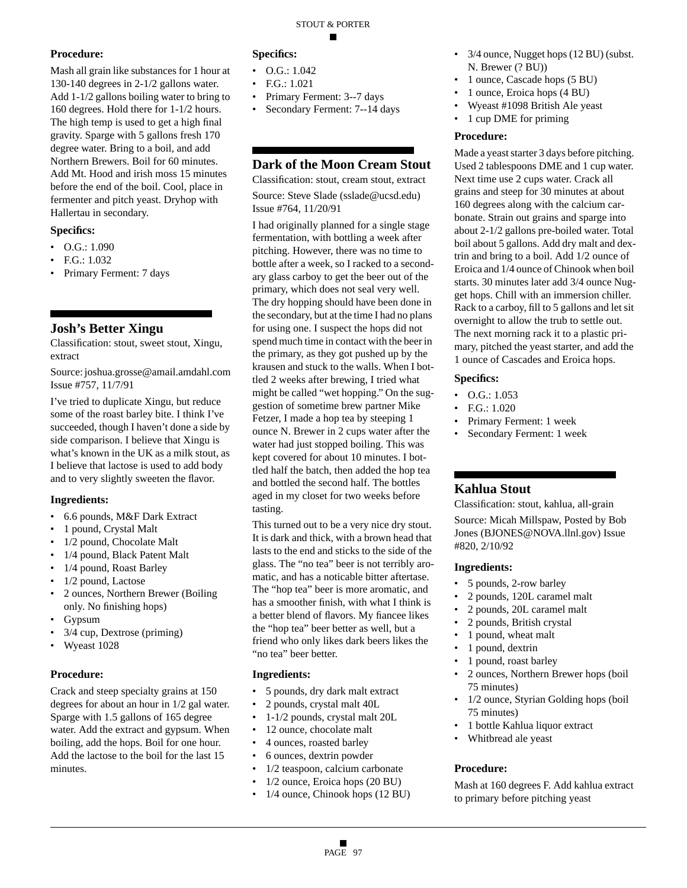**Procedure:**

Mash all grain like substances for 1 hour at 130-140 degrees in 2-1/2 gallons water. Add 1-1/2 gallons boiling water to bring to 160 degrees. Hold there for 1-1/2 hours. The high temp is used to get a high final gravity. Sparge with 5 gallons fresh 170 degree water. Bring to a boil, and add Northern Brewers. Boil for 60 minutes. Add Mt. Hood and irish moss 15 minutes before the end of the boil. Cool, place in fermenter and pitch yeast. Dryhop with Hallertau in secondary.

**Specifics:**

- O.G.: 1.090
- F.G.: 1.032
- Primary Ferment: 7 days

## Josh's Better Xingu

Classification: stout, sweet stout, Xingu, extract

Source: joshua.grosse@amail.amdahl.com Issue #757, 11/7/91

I've tried to duplicate Xingu, but reduce some of the roast barley bite. I think I've succeeded, though I haven't done a side by side comparison. I believe that Xingu is what's known in the UK as a milk stout, as I believe that lactose is used to add body and to very slightly sweeten the flavor.

**Ingredients:**

- 6.6 pounds, M&F Dark Extract
- 1 pound, Crystal Malt
- 1/2 pound, Chocolate Malt
- 1/4 pound, Black Patent Malt
- 1/4 pound, Roast Barley
- 1/2 pound, Lactose
- 2 ounces, Northern Brewer (Boiling only. No finishing hops)
- Gypsum
- 3/4 cup, Dextrose (priming)
- Wyeast 1028

**Procedure:**

Crack and steep specialty grains at 150 degrees for about an hour in 1/2 gal water. Sparge with 1.5 gallons of 165 degree water. Add the extract and gypsum. When boiling, add the hops. Boil for one hour. Add the lactose to the boil for the last 15 minutes.

**Specifics:**

- O.G.: 1.042
- F.G.: 1.021
- Primary Ferment: 3--7 days
- Secondary Ferment: 7--14 days

## Dark of the Moon Cream Stout

Classification: stout, cream stout, extract

Source: Steve Slade (sslade@ucsd.edu) Issue #764, 11/20/91

I had originally planned for a single stage fermentation, with bottling a week after pitching. However, there was no time to bottle after a week, so I racked to a secondary glass carboy to get the beer out of the primary, which does not seal very well. The dry hopping should have been done in the secondary, but at the time I had no plans for using one. I suspect the hops did not spend much time in contact with the beer in the primary, as they got pushed up by the krausen and stuck to the walls. When I bottled 2 weeks after brewing, I tried what might be called "wet hopping." On the suggestion of sometime brew partner Mike Fetzer, I made a hop tea by steeping 1 ounce N. Brewer in 2 cups water after the water had just stopped boiling. This was kept covered for about 10 minutes. I bottled half the batch, then added the hop tea and bottled the second half. The bottles aged in my closet for two weeks before tasting.

This turned out to be a very nice dry stout. It is dark and thick, with a brown head that lasts to the end and sticks to the side of the glass. The "no tea" beer is not terribly aromatic, and has a noticable bitter aftertase. The "hop tea" beer is more aromatic, and has a smoother finish, with what I think is a better blend of flavors. My fiancee likes the "hop tea" beer better as well, but a friend who only likes dark beers likes the "no tea" beer better.

**Ingredients:**

- 5 pounds, dry dark malt extract
- 2 pounds, crystal malt 40L
- 1-1/2 pounds, crystal malt 20L
- 12 ounce, chocolate malt
- 4 ounces, roasted barley
- 6 ounces, dextrin powder
- 1/2 teaspoon, calcium carbonate
- 1/2 ounce, Eroica hops (20 BU)
- 1/4 ounce, Chinook hops (12 BU)
- 3/4 ounce, Nugget hops (12 BU) (subst. N. Brewer (? BU))
- 1 ounce, Cascade hops (5 BU)
- 1 ounce, Eroica hops (4 BU)
- Wyeast #1098 British Ale yeast
- 1 cup DME for priming

**Procedure:**

Made a yeast starter 3 days before pitching. Used 2 tablespoons DME and 1 cup water. Next time use 2 cups water. Crack all grains and steep for 30 minutes at about 160 degrees along with the calcium carbonate. Strain out grains and sparge into about 2-1/2 gallons pre-boiled water. Total boil about 5 gallons. Add dry malt and dextrin and bring to a boil. Add 1/2 ounce of Eroica and 1/4 ounce of Chinook when boil starts. 30 minutes later add 3/4 ounce Nugget hops. Chill with an immersion chiller. Rack to a carboy, fill to 5 gallons and let sit overnight to allow the trub to settle out. The next morning rack it to a plastic primary, pitched the yeast starter, and add the 1 ounce of Cascades and Eroica hops.

**Specifics:**

- O.G.: 1.053
- F.G.: 1.020
- Primary Ferment: 1 week
- Secondary Ferment: 1 week

## Kahlua Stout

Classification: stout, kahlua, all-grain

Source: Micah Millspaw, Posted by Bob Jones (BJONES@NOVA.llnl.gov) Issue #820, 2/10/92

**Ingredients:**

- 5 pounds, 2-row barley
- 2 pounds, 120L caramel malt
- 2 pounds, 20L caramel malt
- 2 pounds, British crystal
- 1 pound, wheat malt
- 1 pound, dextrin
- 1 pound, roast barley
- 2 ounces, Northern Brewer hops (boil 75 minutes)
- 1/2 ounce, Styrian Golding hops (boil 75 minutes)
- 1 bottle Kahlua liquor extract
- Whitbread ale yeast

**Procedure:**

Mash at 160 degrees F. Add kahlua extract to primary before pitching yeast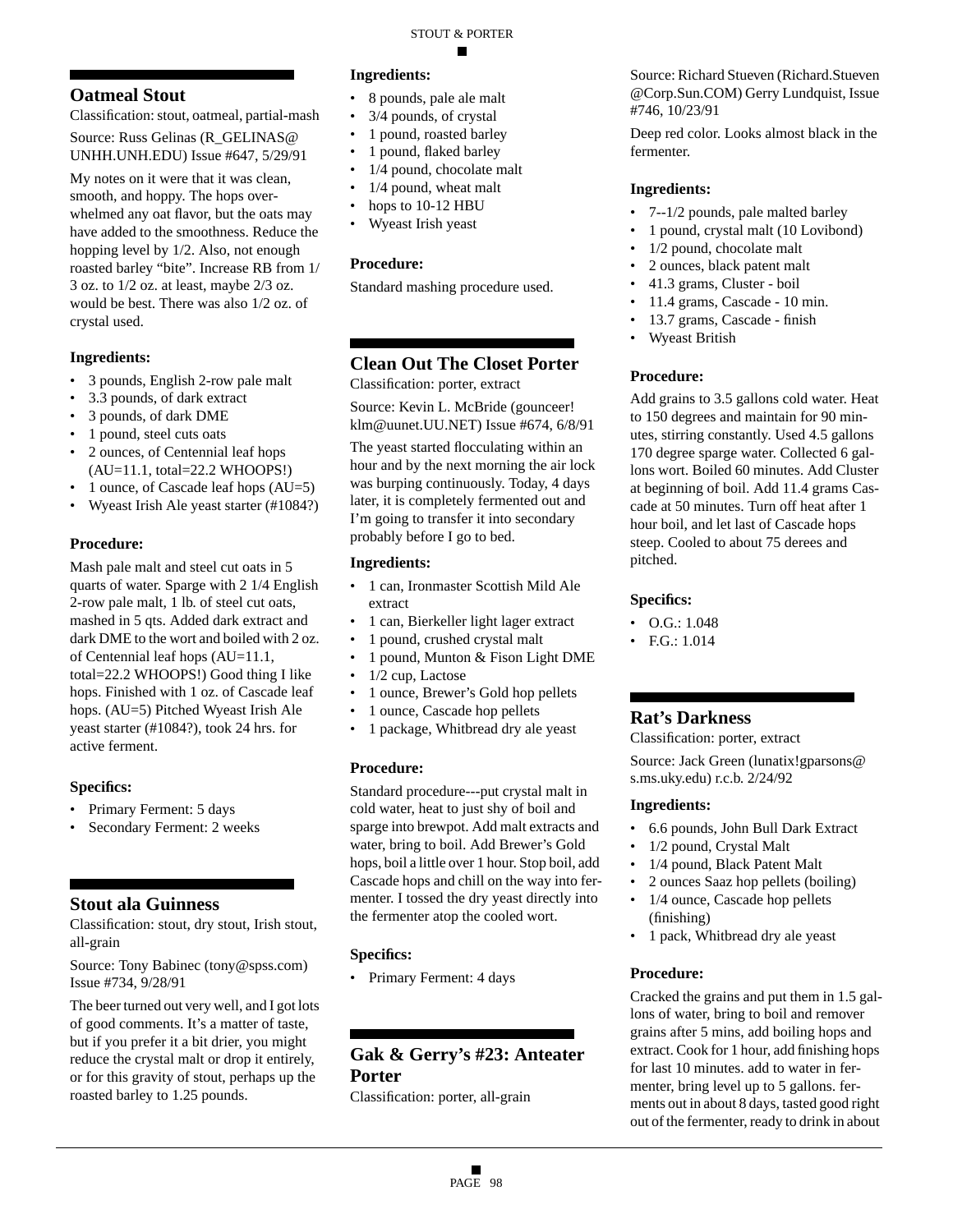## Oatmeal Stout

Classification: stout, oatmeal, partial-mash

Source: Russ Gelinas (R_GELINAS@UNHH.UNH.EDU) Issue #647, 5/29/91

My notes on it were that it was clean, smooth, and hoppy. The hops overwhelmed any oat flavor, but the oats may have added to the smoothness. Reduce the hopping level by 1/2. Also, not enough roasted barley "bite". Increase RB from 1/3 oz. to 1/2 oz. at least, maybe 2/3 oz. would be best. There was also 1/2 oz. of crystal used.

### Ingredients:

- 3 pounds, English 2-row pale malt
- 3.3 pounds, of dark extract
- 3 pounds, of dark DME
- 1 pound, steel cuts oats
- 2 ounces, of Centennial leaf hops (AU=11.1, total=22.2 WHOOPS!)
- 1 ounce, of Cascade leaf hops (AU=5)
- Wyeast Irish Ale yeast starter (#1084?)

### Procedure:

Mash pale malt and steel cut oats in 5 quarts of water. Sparge with 2 1/4 English 2-row pale malt, 1 lb. of steel cut oats, mashed in 5 qts. Added dark extract and dark DME to the wort and boiled with 2 oz. of Centennial leaf hops (AU=11.1, total=22.2 WHOOPS!) Good thing I like hops. Finished with 1 oz. of Cascade leaf hops. (AU=5) Pitched Wyeast Irish Ale yeast starter (#1084?), took 24 hrs. for active ferment.

### Specifics:

- Primary Ferment: 5 days
- Secondary Ferment: 2 weeks

## Stout ala Guinness

Classification: stout, dry stout, Irish stout, all-grain

Source: Tony Babinec (tony@spss.com) Issue #734, 9/28/91

The beer turned out very well, and I got lots of good comments. It's a matter of taste, but if you prefer it a bit drier, you might reduce the crystal malt or drop it entirely, or for this gravity of stout, perhaps up the roasted barley to 1.25 pounds.

### Ingredients:

- 8 pounds, pale ale malt
- 3/4 pounds, of crystal
- 1 pound, roasted barley
- 1 pound, flaked barley
- 1/4 pound, chocolate malt
- 1/4 pound, wheat malt
- hops to 10-12 HBU
- Wyeast Irish yeast

### Procedure:

Standard mashing procedure used.

## Clean Out The Closet Porter

Classification: porter, extract

Source: Kevin L. McBride (gounceer!klm@uunet.UU.NET) Issue #674, 6/8/91

The yeast started flocculating within an hour and by the next morning the air lock was burping continuously. Today, 4 days later, it is completely fermented out and I'm going to transfer it into secondary probably before I go to bed.

### Ingredients:

- 1 can, Ironmaster Scottish Mild Ale extract
- 1 can, Bierkeller light lager extract
- 1 pound, crushed crystal malt
- 1 pound, Munton & Fison Light DME
- 1/2 cup, Lactose
- 1 ounce, Brewer's Gold hop pellets
- 1 ounce, Cascade hop pellets
- 1 package, Whitbread dry ale yeast

### Procedure:

Standard procedure---put crystal malt in cold water, heat to just shy of boil and sparge into brewpot. Add malt extracts and water, bring to boil. Add Brewer's Gold hops, boil a little over 1 hour. Stop boil, add Cascade hops and chill on the way into fermenter. I tossed the dry yeast directly into the fermenter atop the cooled wort.

### Specifics:

- Primary Ferment: 4 days

## Gak & Gerry's #23: Anteater Porter

Classification: porter, all-grain

Source: Richard Stueven (Richard.Stueven@Corp.Sun.COM) Gerry Lundquist, Issue #746, 10/23/91

Deep red color. Looks almost black in the fermenter.

### Ingredients:

- 7--1/2 pounds, pale malted barley
- 1 pound, crystal malt (10 Lovibond)
- 1/2 pound, chocolate malt
- 2 ounces, black patent malt
- 41.3 grams, Cluster - boil
- 11.4 grams, Cascade - 10 min.
- 13.7 grams, Cascade - finish
- Wyeast British

### Procedure:

Add grains to 3.5 gallons cold water. Heat to 150 degrees and maintain for 90 minutes, stirring constantly. Used 4.5 gallons 170 degree sparge water. Collected 6 gallons wort. Boiled 60 minutes. Add Cluster at beginning of boil. Add 11.4 grams Cascade at 50 minutes. Turn off heat after 1 hour boil, and let last of Cascade hops steep. Cooled to about 75 derees and pitched.

### Specifics:

- O.G.: 1.048
- F.G.: 1.014

## Rat's Darkness

Classification: porter, extract

Source: Jack Green (lunatix!gparsons@s.ms.uky.edu) r.c.b. 2/24/92

### Ingredients:

- 6.6 pounds, John Bull Dark Extract
- 1/2 pound, Crystal Malt
- 1/4 pound, Black Patent Malt
- 2 ounces Saaz hop pellets (boiling)
- 1/4 ounce, Cascade hop pellets (finishing)
- 1 pack, Whitbread dry ale yeast

### Procedure:

Cracked the grains and put them in 1.5 gallons of water, bring to boil and remover grains after 5 mins, add boiling hops and extract. Cook for 1 hour, add finishing hops for last 10 minutes. add to water in fermenter, bring level up to 5 gallons. ferments out in about 8 days, tasted good right out of the fermenter, ready to drink in about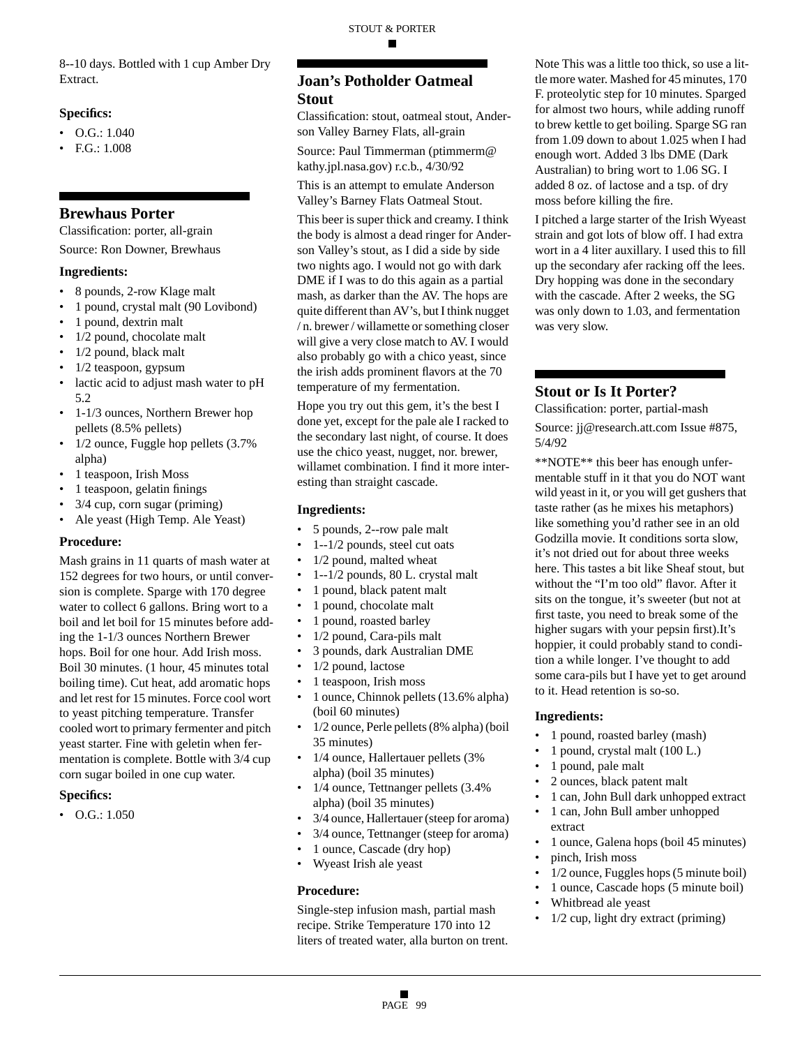8--10 days. Bottled with 1 cup Amber Dry Extract.

### Specifics:

- O.G.: 1.040
- F.G.: 1.008

## Brewhaus Porter

Classification: porter, all-grain

Source: Ron Downer, Brewhaus

### Ingredients:

- 8 pounds, 2-row Klage malt
- 1 pound, crystal malt (90 Lovibond)
- 1 pound, dextrin malt
- 1/2 pound, chocolate malt
- 1/2 pound, black malt
- 1/2 teaspoon, gypsum
- lactic acid to adjust mash water to pH 5.2
- 1-1/3 ounces, Northern Brewer hop pellets (8.5% pellets)
- 1/2 ounce, Fuggle hop pellets (3.7% alpha)
- 1 teaspoon, Irish Moss
- 1 teaspoon, gelatin finings
- 3/4 cup, corn sugar (priming)
- Ale yeast (High Temp. Ale Yeast)

### Procedure:

Mash grains in 11 quarts of mash water at 152 degrees for two hours, or until conversion is complete. Sparge with 170 degree water to collect 6 gallons. Bring wort to a boil and let boil for 15 minutes before adding the 1-1/3 ounces Northern Brewer hops. Boil for one hour. Add Irish moss. Boil 30 minutes. (1 hour, 45 minutes total boiling time). Cut heat, add aromatic hops and let rest for 15 minutes. Force cool wort to yeast pitching temperature. Transfer cooled wort to primary fermenter and pitch yeast starter. Fine with geletin when fermentation is complete. Bottle with 3/4 cup corn sugar boiled in one cup water.

### Specifics:

- O.G.: 1.050

## Joan's Potholder Oatmeal Stout

Classification: stout, oatmeal stout, Anderson Valley Barney Flats, all-grain

Source: Paul Timmerman (ptimmerm@kathy.jpl.nasa.gov) r.c.b., 4/30/92

This is an attempt to emulate Anderson Valley's Barney Flats Oatmeal Stout.

This beer is super thick and creamy. I think the body is almost a dead ringer for Anderson Valley's stout, as I did a side by side two nights ago. I would not go with dark DME if I was to do this again as a partial mash, as darker than the AV. The hops are quite different than AV's, but I think nugget / n. brewer / willamette or something closer will give a very close match to AV. I would also probably go with a chico yeast, since the irish adds prominent flavors at the 70 temperature of my fermentation.

Hope you try out this gem, it's the best I done yet, except for the pale ale I racked to the secondary last night, of course. It does use the chico yeast, nugget, nor. brewer, willamet combination. I find it more interesting than straight cascade.

### Ingredients:

- 5 pounds, 2--row pale malt
- 1--1/2 pounds, steel cut oats
- 1/2 pound, malted wheat
- 1--1/2 pounds, 80 L. crystal malt
- 1 pound, black patent malt
- 1 pound, chocolate malt
- 1 pound, roasted barley
- 1/2 pound, Cara-pils malt
- 3 pounds, dark Australian DME
- 1/2 pound, lactose
- 1 teaspoon, Irish moss
- 1 ounce, Chinnok pellets (13.6% alpha) (boil 60 minutes)
- 1/2 ounce, Perle pellets (8% alpha) (boil 35 minutes)
- 1/4 ounce, Hallertauer pellets (3% alpha) (boil 35 minutes)
- 1/4 ounce, Tettnanger pellets (3.4% alpha) (boil 35 minutes)
- 3/4 ounce, Hallertauer (steep for aroma)
- 3/4 ounce, Tettnanger (steep for aroma)
- 1 ounce, Cascade (dry hop)
- Wyeast Irish ale yeast

### Procedure:

Single-step infusion mash, partial mash recipe. Strike Temperature 170 into 12 liters of treated water, alla burton on trent. Note This was a little too thick, so use a little more water. Mashed for 45 minutes, 170 F. proteolytic step for 10 minutes. Sparged for almost two hours, while adding runoff to brew kettle to get boiling. Sparge SG ran from 1.09 down to about 1.025 when I had enough wort. Added 3 lbs DME (Dark Australian) to bring wort to 1.06 SG. I added 8 oz. of lactose and a tsp. of dry moss before killing the fire.

I pitched a large starter of the Irish Wyeast strain and got lots of blow off. I had extra wort in a 4 liter auxillary. I used this to fill up the secondary afer racking off the lees. Dry hopping was done in the secondary with the cascade. After 2 weeks, the SG was only down to 1.03, and fermentation was very slow.

## Stout or Is It Porter?

Classification: porter, partial-mash

Source: jj@research.att.com Issue #875, 5/4/92

**NOTE** this beer has enough unfermentable stuff in it that you do NOT want wild yeast in it, or you will get gushers that taste rather (as he mixes his metaphors) like something you'd rather see in an old Godzilla movie. It conditions sorta slow, it's not dried out for about three weeks here. This tastes a bit like Sheaf stout, but without the "I'm too old" flavor. After it sits on the tongue, it's sweeter (but not at first taste, you need to break some of the higher sugars with your pepsin first).It's hoppier, it could probably stand to condition a while longer. I've thought to add some cara-pils but I have yet to get around to it. Head retention is so-so.

### Ingredients:

- 1 pound, roasted barley (mash)
- 1 pound, crystal malt (100 L.)
- 1 pound, pale malt
- 2 ounces, black patent malt
- 1 can, John Bull dark unhopped extract
- 1 can, John Bull amber unhopped extract
- 1 ounce, Galena hops (boil 45 minutes)
- pinch, Irish moss
- 1/2 ounce, Fuggles hops (5 minute boil)
- 1 ounce, Cascade hops (5 minute boil)
- Whitbread ale yeast
- 1/2 cup, light dry extract (priming)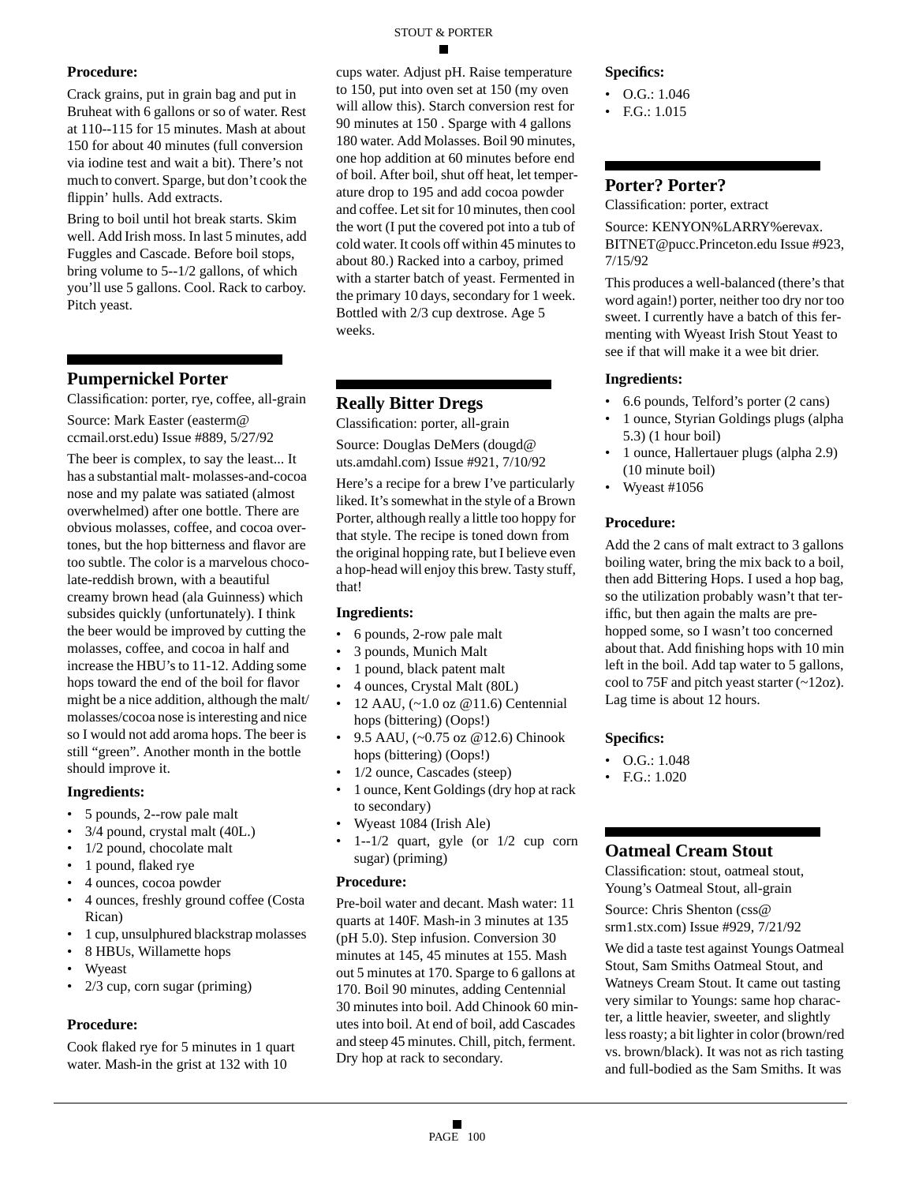**Procedure:**

Crack grains, put in grain bag and put in Bruheat with 6 gallons or so of water. Rest at 110--115 for 15 minutes. Mash at about 150 for about 40 minutes (full conversion via iodine test and wait a bit). There's not much to convert. Sparge, but don't cook the flippin' hulls. Add extracts.

Bring to boil until hot break starts. Skim well. Add Irish moss. In last 5 minutes, add Fuggles and Cascade. Before boil stops, bring volume to 5--1/2 gallons, of which you'll use 5 gallons. Cool. Rack to carboy. Pitch yeast.

## Pumpernickel Porter

Classification: porter, rye, coffee, all-grain

Source: Mark Easter (easterm@ccmail.orst.edu) Issue #889, 5/27/92

The beer is complex, to say the least... It has a substantial malt- molasses-and-cocoa nose and my palate was satiated (almost overwhelmed) after one bottle. There are obvious molasses, coffee, and cocoa overtones, but the hop bitterness and flavor are too subtle. The color is a marvelous chocolate-reddish brown, with a beautiful creamy brown head (ala Guinness) which subsides quickly (unfortunately). I think the beer would be improved by cutting the molasses, coffee, and cocoa in half and increase the HBU's to 11-12. Adding some hops toward the end of the boil for flavor might be a nice addition, although the malt/molasses/cocoa nose is interesting and nice so I would not add aroma hops. The beer is still "green". Another month in the bottle should improve it.

**Ingredients:**

- 5 pounds, 2--row pale malt
- 3/4 pound, crystal malt (40L.)
- 1/2 pound, chocolate malt
- 1 pound, flaked rye
- 4 ounces, cocoa powder
- 4 ounces, freshly ground coffee (Costa Rican)
- 1 cup, unsulphured blackstrap molasses
- 8 HBUs, Willamette hops
- Wyeast
- 2/3 cup, corn sugar (priming)

**Procedure:**

Cook flaked rye for 5 minutes in 1 quart water. Mash-in the grist at 132 with 10 cups water. Adjust pH. Raise temperature to 150, put into oven set at 150 (my oven will allow this). Starch conversion rest for 90 minutes at 150 . Sparge with 4 gallons 180 water. Add Molasses. Boil 90 minutes, one hop addition at 60 minutes before end of boil. After boil, shut off heat, let temperature drop to 195 and add cocoa powder and coffee. Let sit for 10 minutes, then cool the wort (I put the covered pot into a tub of cold water. It cools off within 45 minutes to about 80.) Racked into a carboy, primed with a starter batch of yeast. Fermented in the primary 10 days, secondary for 1 week. Bottled with 2/3 cup dextrose. Age 5 weeks.

## Really Bitter Dregs

Classification: porter, all-grain

Source: Douglas DeMers (dougd@uts.amdahl.com) Issue #921, 7/10/92

Here's a recipe for a brew I've particularly liked. It's somewhat in the style of a Brown Porter, although really a little too hoppy for that style. The recipe is toned down from the original hopping rate, but I believe even a hop-head will enjoy this brew. Tasty stuff, that!

**Ingredients:**

- 6 pounds, 2-row pale malt
- 3 pounds, Munich Malt
- 1 pound, black patent malt
- 4 ounces, Crystal Malt (80L)
- 12 AAU, (~1.0 oz @11.6) Centennial hops (bittering) (Oops!)
- 9.5 AAU, (~0.75 oz @12.6) Chinook hops (bittering) (Oops!)
- 1/2 ounce, Cascades (steep)
- 1 ounce, Kent Goldings (dry hop at rack to secondary)
- Wyeast 1084 (Irish Ale)
- 1--1/2 quart, gyle (or 1/2 cup corn sugar) (priming)

**Procedure:**

Pre-boil water and decant. Mash water: 11 quarts at 140F. Mash-in 3 minutes at 135 (pH 5.0). Step infusion. Conversion 30 minutes at 145, 45 minutes at 155. Mash out 5 minutes at 170. Sparge to 6 gallons at 170. Boil 90 minutes, adding Centennial 30 minutes into boil. Add Chinook 60 minutes into boil. At end of boil, add Cascades and steep 45 minutes. Chill, pitch, ferment. Dry hop at rack to secondary.

**Specifics:**

- O.G.: 1.046
- F.G.: 1.015

## Porter? Porter?

Classification: porter, extract

Source: KENYON%LARRY%erevax.BITNET@pucc.Princeton.edu Issue #923, 7/15/92

This produces a well-balanced (there's that word again!) porter, neither too dry nor too sweet. I currently have a batch of this fermenting with Wyeast Irish Stout Yeast to see if that will make it a wee bit drier.

**Ingredients:**

- 6.6 pounds, Telford's porter (2 cans)
- 1 ounce, Styrian Goldings plugs (alpha 5.3) (1 hour boil)
- 1 ounce, Hallertauer plugs (alpha 2.9) (10 minute boil)
- Wyeast #1056

**Procedure:**

Add the 2 cans of malt extract to 3 gallons boiling water, bring the mix back to a boil, then add Bittering Hops. I used a hop bag, so the utilization probably wasn't that terrific, but then again the malts are pre-hopped some, so I wasn't too concerned about that. Add finishing hops with 10 min left in the boil. Add tap water to 5 gallons, cool to 75F and pitch yeast starter (~12oz). Lag time is about 12 hours.

**Specifics:**

- O.G.: 1.048
- F.G.: 1.020

## Oatmeal Cream Stout

Classification: stout, oatmeal stout, Young's Oatmeal Stout, all-grain

Source: Chris Shenton (css@srm1.stx.com) Issue #929, 7/21/92

We did a taste test against Youngs Oatmeal Stout, Sam Smiths Oatmeal Stout, and Watneys Cream Stout. It came out tasting very similar to Youngs: same hop character, a little heavier, sweeter, and slightly less roasty; a bit lighter in color (brown/red vs. brown/black). It was not as rich tasting and full-bodied as the Sam Smiths. It was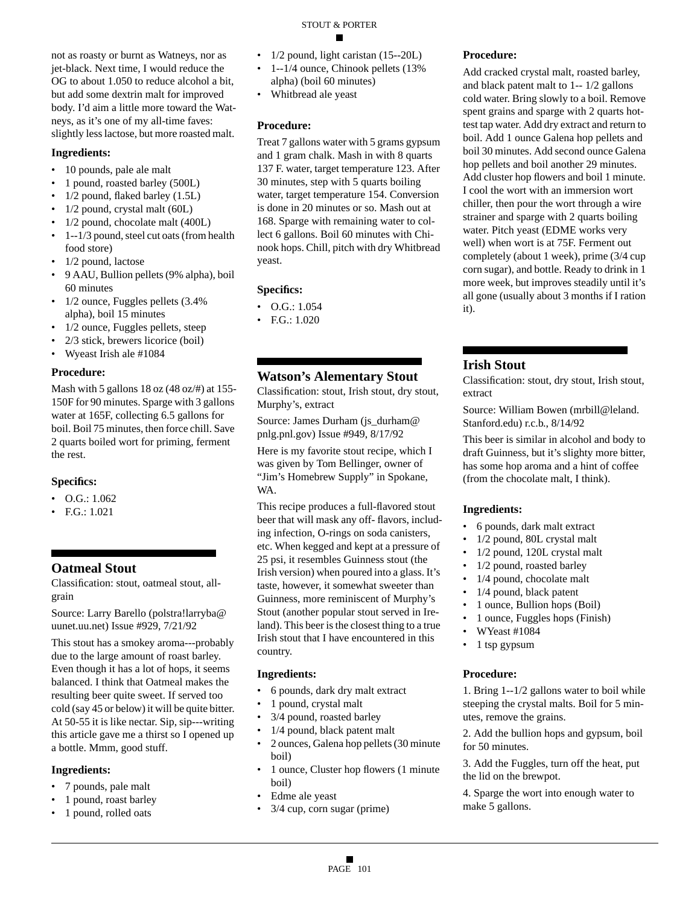not as roasty or burnt as Watneys, nor as jet-black. Next time, I would reduce the OG to about 1.050 to reduce alcohol a bit, but add some dextrin malt for improved body. I'd aim a little more toward the Watneys, as it's one of my all-time faves: slightly less lactose, but more roasted malt.

### Ingredients:

- 10 pounds, pale ale malt
- 1 pound, roasted barley (500L)
- 1/2 pound, flaked barley (1.5L)
- 1/2 pound, crystal malt (60L)
- 1/2 pound, chocolate malt (400L)
- 1--1/3 pound, steel cut oats (from health food store)
- 1/2 pound, lactose
- 9 AAU, Bullion pellets (9% alpha), boil 60 minutes
- 1/2 ounce, Fuggles pellets (3.4% alpha), boil 15 minutes
- 1/2 ounce, Fuggles pellets, steep
- 2/3 stick, brewers licorice (boil)
- Wyeast Irish ale #1084

### Procedure:

Mash with 5 gallons 18 oz (48 oz/#) at 155-150F for 90 minutes. Sparge with 3 gallons water at 165F, collecting 6.5 gallons for boil. Boil 75 minutes, then force chill. Save 2 quarts boiled wort for priming, ferment the rest.

### Specifics:

- O.G.: 1.062
- F.G.: 1.021

## Oatmeal Stout

Classification: stout, oatmeal stout, all-grain

Source: Larry Barello (polstra!larryba@uunet.uu.net) Issue #929, 7/21/92

This stout has a smokey aroma---probably due to the large amount of roast barley. Even though it has a lot of hops, it seems balanced. I think that Oatmeal makes the resulting beer quite sweet. If served too cold (say 45 or below) it will be quite bitter. At 50-55 it is like nectar. Sip, sip---writing this article gave me a thirst so I opened up a bottle. Mmm, good stuff.

### Ingredients:

- 7 pounds, pale malt
- 1 pound, roast barley
- 1 pound, rolled oats
- 1/2 pound, light caristan (15--20L)
- 1--1/4 ounce, Chinook pellets (13% alpha) (boil 60 minutes)
- Whitbread ale yeast

### Procedure:

Treat 7 gallons water with 5 grams gypsum and 1 gram chalk. Mash in with 8 quarts 137 F. water, target temperature 123. After 30 minutes, step with 5 quarts boiling water, target temperature 154. Conversion is done in 20 minutes or so. Mash out at 168. Sparge with remaining water to collect 6 gallons. Boil 60 minutes with Chinook hops. Chill, pitch with dry Whitbread yeast.

### Specifics:

- O.G.: 1.054
- F.G.: 1.020

## Watson's Alementary Stout

Classification: stout, Irish stout, dry stout, Murphy's, extract

Source: James Durham (js_durham@pnlg.pnl.gov) Issue #949, 8/17/92

Here is my favorite stout recipe, which I was given by Tom Bellinger, owner of "Jim's Homebrew Supply" in Spokane, WA.

This recipe produces a full-flavored stout beer that will mask any off- flavors, including infection, O-rings on soda canisters, etc. When kegged and kept at a pressure of 25 psi, it resembles Guinness stout (the Irish version) when poured into a glass. It's taste, however, it somewhat sweeter than Guinness, more reminiscent of Murphy's Stout (another popular stout served in Ireland). This beer is the closest thing to a true Irish stout that I have encountered in this country.

### Ingredients:

- 6 pounds, dark dry malt extract
- 1 pound, crystal malt
- 3/4 pound, roasted barley
- 1/4 pound, black patent malt
- 2 ounces, Galena hop pellets (30 minute boil)
- 1 ounce, Cluster hop flowers (1 minute boil)
- Edme ale yeast
- 3/4 cup, corn sugar (prime)

### Procedure:

Add cracked crystal malt, roasted barley, and black patent malt to 1-- 1/2 gallons cold water. Bring slowly to a boil. Remove spent grains and sparge with 2 quarts hot-test tap water. Add dry extract and return to boil. Add 1 ounce Galena hop pellets and boil 30 minutes. Add second ounce Galena hop pellets and boil another 29 minutes. Add cluster hop flowers and boil 1 minute. I cool the wort with an immersion wort chiller, then pour the wort through a wire strainer and sparge with 2 quarts boiling water. Pitch yeast (EDME works very well) when wort is at 75F. Ferment out completely (about 1 week), prime (3/4 cup corn sugar), and bottle. Ready to drink in 1 more week, but improves steadily until it's all gone (usually about 3 months if I ration it).

## Irish Stout

Classification: stout, dry stout, Irish stout, extract

Source: William Bowen (mrbill@leland.Stanford.edu) r.c.b., 8/14/92

This beer is similar in alcohol and body to draft Guinness, but it's slighty more bitter, has some hop aroma and a hint of coffee (from the chocolate malt, I think).

### Ingredients:

- 6 pounds, dark malt extract
- 1/2 pound, 80L crystal malt
- 1/2 pound, 120L crystal malt
- 1/2 pound, roasted barley
- 1/4 pound, chocolate malt
- 1/4 pound, black patent
- 1 ounce, Bullion hops (Boil)
- 1 ounce, Fuggles hops (Finish)
- WYeast #1084
- 1 tsp gypsum

### Procedure:

1. Bring 1--1/2 gallons water to boil while steeping the crystal malts. Boil for 5 minutes, remove the grains.

2. Add the bullion hops and gypsum, boil for 50 minutes.

3. Add the Fuggles, turn off the heat, put the lid on the brewpot.

4. Sparge the wort into enough water to make 5 gallons.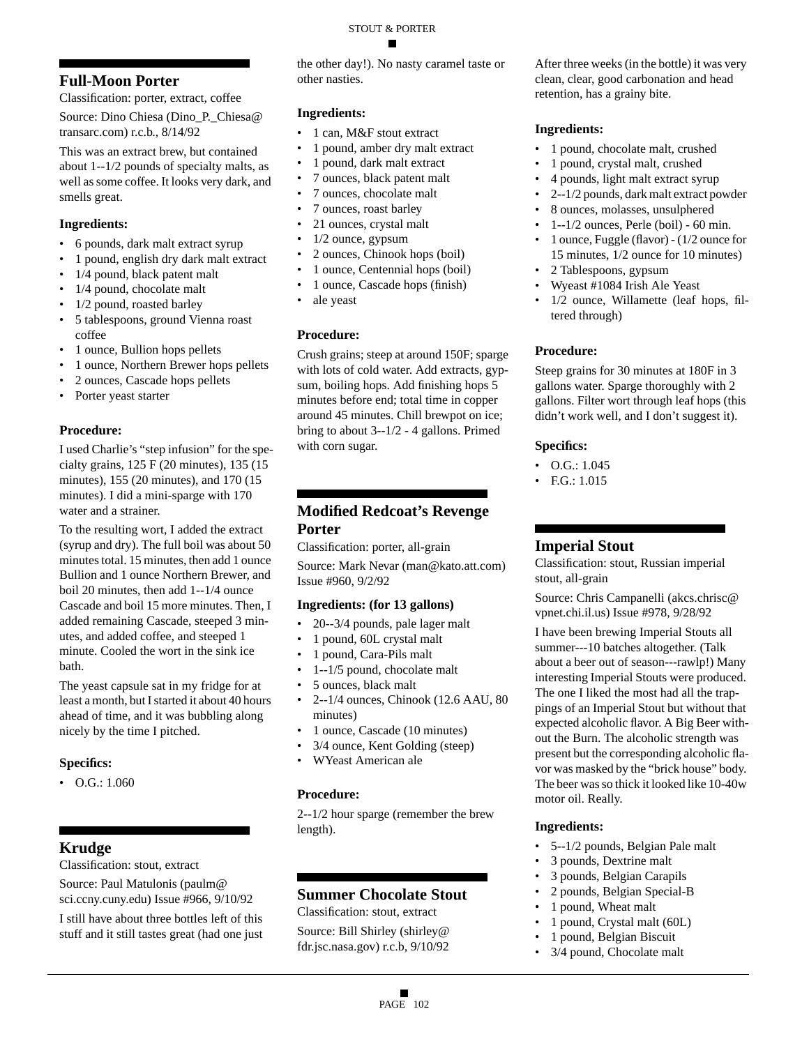## Full-Moon Porter

Classification: porter, extract, coffee

Source: Dino Chiesa (Dino_P._Chiesa@transarc.com) r.c.b., 8/14/92

This was an extract brew, but contained about 1--1/2 pounds of specialty malts, as well as some coffee. It looks very dark, and smells great.

### Ingredients:

- 6 pounds, dark malt extract syrup
- 1 pound, english dry dark malt extract
- 1/4 pound, black patent malt
- 1/4 pound, chocolate malt
- 1/2 pound, roasted barley
- 5 tablespoons, ground Vienna roast coffee
- 1 ounce, Bullion hops pellets
- 1 ounce, Northern Brewer hops pellets
- 2 ounces, Cascade hops pellets
- Porter yeast starter

### Procedure:

I used Charlie's "step infusion" for the specialty grains, 125 F (20 minutes), 135 (15 minutes), 155 (20 minutes), and 170 (15 minutes). I did a mini-sparge with 170 water and a strainer.

To the resulting wort, I added the extract (syrup and dry). The full boil was about 50 minutes total. 15 minutes, then add 1 ounce Bullion and 1 ounce Northern Brewer, and boil 20 minutes, then add 1--1/4 ounce Cascade and boil 15 more minutes. Then, I added remaining Cascade, steeped 3 minutes, and added coffee, and steeped 1 minute. Cooled the wort in the sink ice bath.

The yeast capsule sat in my fridge for at least a month, but I started it about 40 hours ahead of time, and it was bubbling along nicely by the time I pitched.

### Specifics:

- O.G.: 1.060

## Krudge

Classification: stout, extract

Source: Paul Matulonis (paulm@sci.ccny.cuny.edu) Issue #966, 9/10/92

I still have about three bottles left of this stuff and it still tastes great (had one just the other day!). No nasty caramel taste or other nasties.

### Ingredients:

- 1 can, M&F stout extract
- 1 pound, amber dry malt extract
- 1 pound, dark malt extract
- 7 ounces, black patent malt
- 7 ounces, chocolate malt
- 7 ounces, roast barley
- 21 ounces, crystal malt
- 1/2 ounce, gypsum
- 2 ounces, Chinook hops (boil)
- 1 ounce, Centennial hops (boil)
- 1 ounce, Cascade hops (finish)
- ale yeast

### Procedure:

Crush grains; steep at around 150F; sparge with lots of cold water. Add extracts, gypsum, boiling hops. Add finishing hops 5 minutes before end; total time in copper around 45 minutes. Chill brewpot on ice; bring to about 3--1/2 - 4 gallons. Primed with corn sugar.

## Modified Redcoat's Revenge Porter

Classification: porter, all-grain

Source: Mark Nevar (man@kato.att.com) Issue #960, 9/2/92

### Ingredients: (for 13 gallons)

- 20--3/4 pounds, pale lager malt
- 1 pound, 60L crystal malt
- 1 pound, Cara-Pils malt
- 1--1/5 pound, chocolate malt
- 5 ounces, black malt
- 2--1/4 ounces, Chinook (12.6 AAU, 80 minutes)
- 1 ounce, Cascade (10 minutes)
- 3/4 ounce, Kent Golding (steep)
- WYeast American ale

### Procedure:

2--1/2 hour sparge (remember the brew length).

## Summer Chocolate Stout

Classification: stout, extract

Source: Bill Shirley (shirley@fdr.jsc.nasa.gov) r.c.b, 9/10/92

After three weeks (in the bottle) it was very clean, clear, good carbonation and head retention, has a grainy bite.

### Ingredients:

- 1 pound, chocolate malt, crushed
- 1 pound, crystal malt, crushed
- 4 pounds, light malt extract syrup
- 2--1/2 pounds, dark malt extract powder
- 8 ounces, molasses, unsulphered
- 1--1/2 ounces, Perle (boil) - 60 min.
- 1 ounce, Fuggle (flavor) - (1/2 ounce for 15 minutes, 1/2 ounce for 10 minutes)
- 2 Tablespoons, gypsum
- Wyeast #1084 Irish Ale Yeast
- 1/2 ounce, Willamette (leaf hops, filtered through)

### Procedure:

Steep grains for 30 minutes at 180F in 3 gallons water. Sparge thoroughly with 2 gallons. Filter wort through leaf hops (this didn't work well, and I don't suggest it).

### Specifics:

- O.G.: 1.045
- F.G.: 1.015

## Imperial Stout

Classification: stout, Russian imperial stout, all-grain

Source: Chris Campanelli (akcs.chrisc@vpnet.chi.il.us) Issue #978, 9/28/92

I have been brewing Imperial Stouts all summer---10 batches altogether. (Talk about a beer out of season---rawlp!) Many interesting Imperial Stouts were produced. The one I liked the most had all the trappings of an Imperial Stout but without that expected alcoholic flavor. A Big Beer without the Burn. The alcoholic strength was present but the corresponding alcoholic flavor was masked by the "brick house" body. The beer was so thick it looked like 10-40w motor oil. Really.

### Ingredients:

- 5--1/2 pounds, Belgian Pale malt
- 3 pounds, Dextrine malt
- 3 pounds, Belgian Carapils
- 2 pounds, Belgian Special-B
- 1 pound, Wheat malt
- 1 pound, Crystal malt (60L)
- 1 pound, Belgian Biscuit
- 3/4 pound, Chocolate malt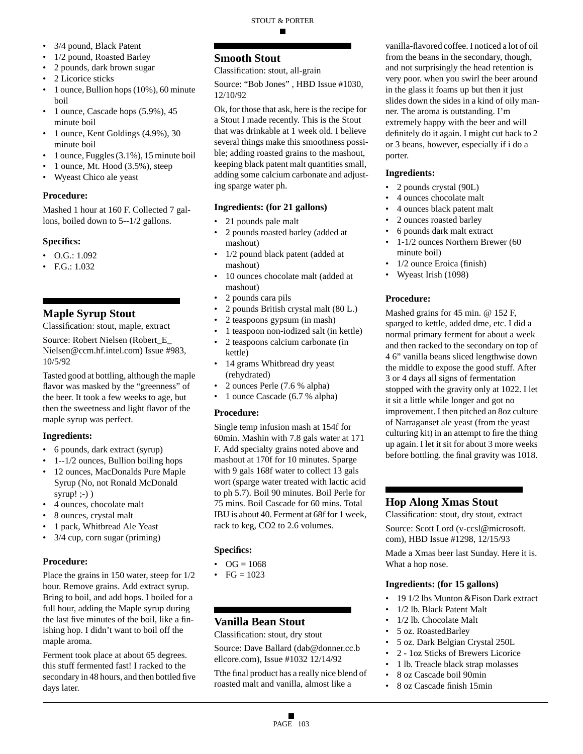- 3/4 pound, Black Patent
- 1/2 pound, Roasted Barley
- 2 pounds, dark brown sugar
- 2 Licorice sticks
- 1 ounce, Bullion hops (10%), 60 minute boil
- 1 ounce, Cascade hops (5.9%), 45 minute boil
- 1 ounce, Kent Goldings (4.9%), 30 minute boil
- 1 ounce, Fuggles (3.1%), 15 minute boil
- 1 ounce, Mt. Hood (3.5%), steep
- Wyeast Chico ale yeast

### Procedure:

Mashed 1 hour at 160 F. Collected 7 gallons, boiled down to 5--1/2 gallons.

### Specifics:

- O.G.: 1.092
- F.G.: 1.032

## Maple Syrup Stout

Classification: stout, maple, extract

Source: Robert Nielsen (Robert_E_Nielsen@ccm.hf.intel.com) Issue #983, 10/5/92

Tasted good at bottling, although the maple flavor was masked by the "greenness" of the beer. It took a few weeks to age, but then the sweetness and light flavor of the maple syrup was perfect.

### Ingredients:

- 6 pounds, dark extract (syrup)
- 1--1/2 ounces, Bullion boiling hops
- 12 ounces, MacDonalds Pure Maple Syrup (No, not Ronald McDonald syrup! ;-) )
- 4 ounces, chocolate malt
- 8 ounces, crystal malt
- 1 pack, Whitbread Ale Yeast
- 3/4 cup, corn sugar (priming)

### Procedure:

Place the grains in 150 water, steep for 1/2 hour. Remove grains. Add extract syrup. Bring to boil, and add hops. I boiled for a full hour, adding the Maple syrup during the last five minutes of the boil, like a finishing hop. I didn't want to boil off the maple aroma.

Ferment took place at about 65 degrees. this stuff fermented fast! I racked to the secondary in 48 hours, and then bottled five days later.

## Smooth Stout

Classification: stout, all-grain

Source: "Bob Jones" , HBD Issue #1030, 12/10/92

Ok, for those that ask, here is the recipe for a Stout I made recently. This is the Stout that was drinkable at 1 week old. I believe several things make this smoothness possible; adding roasted grains to the mashout, keeping black patent malt quantities small, adding some calcium carbonate and adjusting sparge water ph.

### Ingredients: (for 21 gallons)

- 21 pounds pale malt
- 2 pounds roasted barley (added at mashout)
- 1/2 pound black patent (added at mashout)
- 10 ounces chocolate malt (added at mashout)
- 2 pounds cara pils
- 2 pounds British crystal malt (80 L.)
- 2 teaspoons gypsum (in mash)
- 1 teaspoon non-iodized salt (in kettle)
- 2 teaspoons calcium carbonate (in kettle)
- 14 grams Whitbread dry yeast (rehydrated)
- 2 ounces Perle (7.6 % alpha)
- 1 ounce Cascade (6.7 % alpha)

### Procedure:

Single temp infusion mash at 154f for 60min. Mashin with 7.8 gals water at 171 F. Add specialty grains noted above and mashout at 170f for 10 minutes. Sparge with 9 gals 168f water to collect 13 gals wort (sparge water treated with lactic acid to ph 5.7). Boil 90 minutes. Boil Perle for 75 mins. Boil Cascade for 60 mins. Total IBU is about 40. Ferment at 68f for 1 week, rack to keg, CO2 to 2.6 volumes.

### Specifics:

- OG = 1068
- FG = 1023

## Vanilla Bean Stout

Classification: stout, dry stout

Source: Dave Ballard (dab@donner.cc.bellcore.com), Issue #1032 12/14/92

Tthe final product has a really nice blend of roasted malt and vanilla, almost like a vanilla-flavored coffee. I noticed a lot of oil from the beans in the secondary, though, and not surprisingly the head retention is very poor. when you swirl the beer around in the glass it foams up but then it just slides down the sides in a kind of oily manner. The aroma is outstanding. I'm extremely happy with the beer and will definitely do it again. I might cut back to 2 or 3 beans, however, especially if i do a porter.

### Ingredients:

- 2 pounds crystal (90L)
- 4 ounces chocolate malt
- 4 ounces black patent malt
- 2 ounces roasted barley
- 6 pounds dark malt extract
- 1-1/2 ounces Northern Brewer (60 minute boil)
- 1/2 ounce Eroica (finish)
- Wyeast Irish (1098)

### Procedure:

Mashed grains for 45 min. @ 152 F, sparged to kettle, added dme, etc. I did a normal primary ferment for about a week and then racked to the secondary on top of 4 6" vanilla beans sliced lengthwise down the middle to expose the good stuff. After 3 or 4 days all signs of fermentation stopped with the gravity only at 1022. I let it sit a little while longer and got no improvement. I then pitched an 8oz culture of Narraganset ale yeast (from the yeast culturing kit) in an attempt to fire the thing up again. I let it sit for about 3 more weeks before bottling. the final gravity was 1018.

## Hop Along Xmas Stout

Classification: stout, dry stout, extract

Source: Scott Lord (v-ccsl@microsoft.com), HBD Issue #1298, 12/15/93

Made a Xmas beer last Sunday. Here it is. What a hop nose.

### Ingredients: (for 15 gallons)

- 19 1/2 lbs Munton &Fison Dark extract
- 1/2 lb. Black Patent Malt
- 1/2 lb. Chocolate Malt
- 5 oz. RoastedBarley
- 5 oz. Dark Belgian Crystal 250L
- 2 - 1oz Sticks of Brewers Licorice
- 1 lb. Treacle black strap molasses
- 8 oz Cascade boil 90min
- 8 oz Cascade finish 15min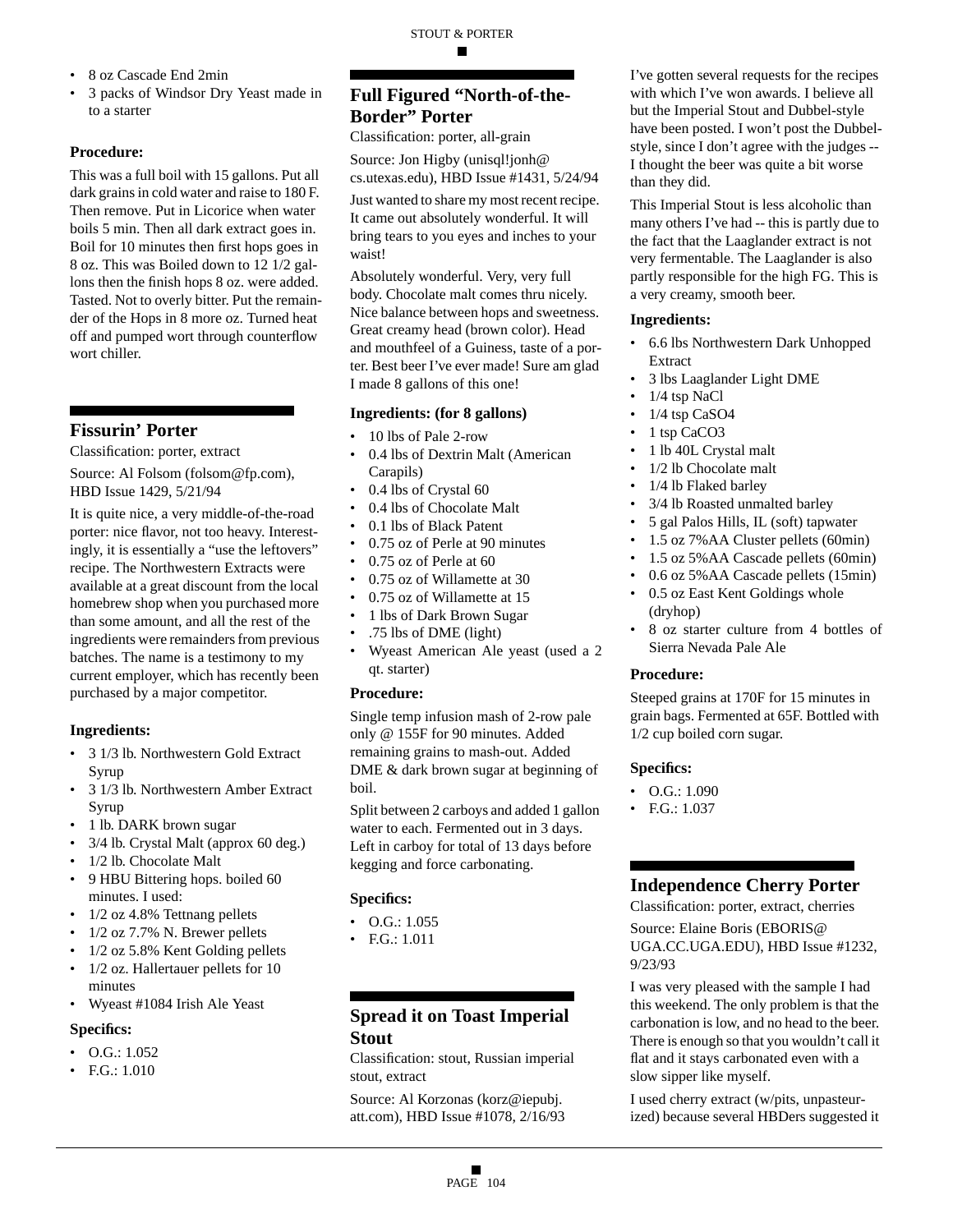- 8 oz Cascade End 2min
- 3 packs of Windsor Dry Yeast made in to a starter

### Procedure:

This was a full boil with 15 gallons. Put all dark grains in cold water and raise to 180 F. Then remove. Put in Licorice when water boils 5 min. Then all dark extract goes in. Boil for 10 minutes then first hops goes in 8 oz. This was Boiled down to 12 1/2 gallons then the finish hops 8 oz. were added. Tasted. Not to overly bitter. Put the remainder of the Hops in 8 more oz. Turned heat off and pumped wort through counterflow wort chiller.

## Fissurin' Porter

Classification: porter, extract

Source: Al Folsom (folsom@fp.com), HBD Issue 1429, 5/21/94

It is quite nice, a very middle-of-the-road porter: nice flavor, not too heavy. Interestingly, it is essentially a "use the leftovers" recipe. The Northwestern Extracts were available at a great discount from the local homebrew shop when you purchased more than some amount, and all the rest of the ingredients were remainders from previous batches. The name is a testimony to my current employer, which has recently been purchased by a major competitor.

### Ingredients:

- 3 1/3 lb. Northwestern Gold Extract Syrup
- 3 1/3 lb. Northwestern Amber Extract Syrup
- 1 lb. DARK brown sugar
- 3/4 lb. Crystal Malt (approx 60 deg.)
- 1/2 lb. Chocolate Malt
- 9 HBU Bittering hops. boiled 60 minutes. I used:
- 1/2 oz 4.8% Tettnang pellets
- 1/2 oz 7.7% N. Brewer pellets
- 1/2 oz 5.8% Kent Golding pellets
- 1/2 oz. Hallertauer pellets for 10 minutes
- Wyeast #1084 Irish Ale Yeast

### Specifics:

- O.G.: 1.052
- F.G.: 1.010

## Full Figured "North-of-the-Border" Porter

Classification: porter, all-grain

Source: Jon Higby (unisql!jonh@cs.utexas.edu), HBD Issue #1431, 5/24/94

Just wanted to share my most recent recipe. It came out absolutely wonderful. It will bring tears to you eyes and inches to your waist!

Absolutely wonderful. Very, very full body. Chocolate malt comes thru nicely. Nice balance between hops and sweetness. Great creamy head (brown color). Head and mouthfeel of a Guiness, taste of a porter. Best beer I've ever made! Sure am glad I made 8 gallons of this one!

### Ingredients: (for 8 gallons)

- 10 lbs of Pale 2-row
- 0.4 lbs of Dextrin Malt (American Carapils)
- 0.4 lbs of Crystal 60
- 0.4 lbs of Chocolate Malt
- 0.1 lbs of Black Patent
- 0.75 oz of Perle at 90 minutes
- 0.75 oz of Perle at 60
- 0.75 oz of Willamette at 30
- 0.75 oz of Willamette at 15
- 1 lbs of Dark Brown Sugar
- .75 lbs of DME (light)
- Wyeast American Ale yeast (used a 2 qt. starter)

### Procedure:

Single temp infusion mash of 2-row pale only @ 155F for 90 minutes. Added remaining grains to mash-out. Added DME & dark brown sugar at beginning of boil.

Split between 2 carboys and added 1 gallon water to each. Fermented out in 3 days. Left in carboy for total of 13 days before kegging and force carbonating.

### Specifics:

- O.G.: 1.055
- F.G.: 1.011

## Spread it on Toast Imperial Stout

Classification: stout, Russian imperial stout, extract

Source: Al Korzonas (korz@iepubj.att.com), HBD Issue #1078, 2/16/93

I've gotten several requests for the recipes with which I've won awards. I believe all but the Imperial Stout and Dubbel-style have been posted. I won't post the Dubbel-style, since I don't agree with the judges -- I thought the beer was quite a bit worse than they did.

This Imperial Stout is less alcoholic than many others I've had -- this is partly due to the fact that the Laaglander extract is not very fermentable. The Laaglander is also partly responsible for the high FG. This is a very creamy, smooth beer.

### Ingredients:

- 6.6 lbs Northwestern Dark Unhopped Extract
- 3 lbs Laaglander Light DME
- 1/4 tsp NaCl
- 1/4 tsp $CaSO_4$
- 1 tsp $CaCO_3$
- 1 lb 40L Crystal malt
- 1/2 lb Chocolate malt
- 1/4 lb Flaked barley
- 3/4 lb Roasted unmalted barley
- 5 gal Palos Hills, IL (soft) tapwater
- 1.5 oz 7%AA Cluster pellets (60min)
- 1.5 oz 5%AA Cascade pellets (60min)
- 0.6 oz 5%AA Cascade pellets (15min)
- 0.5 oz East Kent Goldings whole (dryhop)
- 8 oz starter culture from 4 bottles of Sierra Nevada Pale Ale

### Procedure:

Steeped grains at 170F for 15 minutes in grain bags. Fermented at 65F. Bottled with 1/2 cup boiled corn sugar.

### Specifics:

- O.G.: 1.090
- F.G.: 1.037

## Independence Cherry Porter

Classification: porter, extract, cherries

Source: Elaine Boris (EBORIS@UGA.CC.UGA.EDU), HBD Issue #1232, 9/23/93

I was very pleased with the sample I had this weekend. The only problem is that the carbonation is low, and no head to the beer. There is enough so that you wouldn't call it flat and it stays carbonated even with a slow sipper like myself.

I used cherry extract (w/pits, unpasteurized) because several HBDers suggested it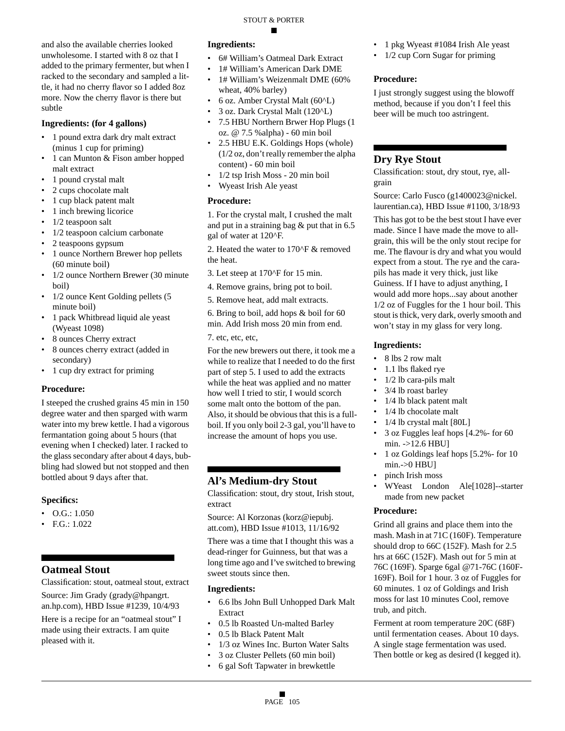and also the available cherries looked unwholesome. I started with 8 oz that I added to the primary fermenter, but when I racked to the secondary and sampled a little, it had no cherry flavor so I added 8oz more. Now the cherry flavor is there but subtle

### Ingredients: (for 4 gallons)

- 1 pound extra dark dry malt extract (minus 1 cup for priming)
- 1 can Munton & Fison amber hopped malt extract
- 1 pound crystal malt
- 2 cups chocolate malt
- 1 cup black patent malt
- 1 inch brewing licorice
- 1/2 teaspoon salt
- 1/2 teaspoon calcium carbonate
- 2 teaspoons gypsum
- 1 ounce Northern Brewer hop pellets (60 minute boil)
- 1/2 ounce Northern Brewer (30 minute boil)
- 1/2 ounce Kent Golding pellets (5 minute boil)
- 1 pack Whitbread liquid ale yeast (Wyeast 1098)
- 8 ounces Cherry extract
- 8 ounces cherry extract (added in secondary)
- 1 cup dry extract for priming

### Procedure:

I steeped the crushed grains 45 min in 150 degree water and then sparged with warm water into my brew kettle. I had a vigorous fermantation going about 5 hours (that evening when I checked) later. I racked to the glass secondary after about 4 days, bubbling had slowed but not stopped and then bottled about 9 days after that.

### Specifics:

- O.G.: 1.050
- F.G.: 1.022

## Oatmeal Stout

Classification: stout, oatmeal stout, extract

Source: Jim Grady (grady@hpangrt.an.hp.com), HBD Issue #1239, 10/4/93

Here is a recipe for an “oatmeal stout” I made using their extracts. I am quite pleased with it.

### Ingredients:

- 6# William’s Oatmeal Dark Extract
- 1# William’s American Dark DME
- 1# William’s Weizenmalt DME (60% wheat, 40% barley)
- 6 oz. Amber Crystal Malt (60^L)
- 3 oz. Dark Crystal Malt (120^L)
- 7.5 HBU Northern Brwer Hop Plugs (1 oz. @ 7.5 %alpha) - 60 min boil
- 2.5 HBU E.K. Goldings Hops (whole) (1/2 oz, don’t really remember the alpha content) - 60 min boil
- 1/2 tsp Irish Moss - 20 min boil
- Wyeast Irish Ale yeast

### Procedure:

1. For the crystal malt, I crushed the malt and put in a straining bag & put that in 6.5 gal of water at 120^F.

2. Heated the water to 170^F & removed the heat.

3. Let steep at 170^F for 15 min.

4. Remove grains, bring pot to boil.

5. Remove heat, add malt extracts.

6. Bring to boil, add hops & boil for 60 min. Add Irish moss 20 min from end.

7. etc, etc, etc,

For the new brewers out there, it took me a while to realize that I needed to do the first part of step 5. I used to add the extracts while the heat was applied and no matter how well I tried to stir, I would scorch some malt onto the bottom of the pan. Also, it should be obvious that this is a full-boil. If you only boil 2-3 gal, you’ll have to increase the amount of hops you use.

## Al’s Medium-dry Stout

Classification: stout, dry stout, Irish stout, extract

Source: Al Korzonas (korz@iepubj.att.com), HBD Issue #1013, 11/16/92

There was a time that I thought this was a dead-ringer for Guinness, but that was a long time ago and I’ve switched to brewing sweet stouts since then.

### Ingredients:

- 6.6 lbs John Bull Unhopped Dark Malt Extract
- 0.5 lb Roasted Un-malted Barley
- 0.5 lb Black Patent Malt
- 1/3 oz Wines Inc. Burton Water Salts
- 3 oz Cluster Pellets (60 min boil)
- 6 gal Soft Tapwater in brewkettle
- 1 pkg Wyeast #1084 Irish Ale yeast
- 1/2 cup Corn Sugar for priming

### Procedure:

I just strongly suggest using the blowoff method, because if you don’t I feel this beer will be much too astringent.

## Dry Rye Stout

Classification: stout, dry stout, rye, all-grain

Source: Carlo Fusco (g1400023@nickel.laurentian.ca), HBD Issue #1100, 3/18/93

This has got to be the best stout I have ever made. Since I have made the move to all-grain, this will be the only stout recipe for me. The flavour is dry and what you would expect from a stout. The rye and the cara-pils has made it very thick, just like Guiness. If I have to adjust anything, I would add more hops...say about another 1/2 oz of Fuggles for the 1 hour boil. This stout is thick, very dark, overly smooth and won’t stay in my glass for very long.

### Ingredients:

- 8 lbs 2 row malt
- 1.1 lbs flaked rye
- 1/2 lb cara-pils malt
- 3/4 lb roast barley
- 1/4 lb black patent malt
- 1/4 lb chocolate malt
- 1/4 lb crystal malt [80L]
- 3 oz Fuggles leaf hops [4.2%- for 60 min. ->12.6 HBU]
- 1 oz Goldings leaf hops [5.2%- for 10 min.->0 HBU]
- pinch Irish moss
- WYeast London Ale[1028]--starter made from new packet

### Procedure:

Grind all grains and place them into the mash. Mash in at 71C (160F). Temperature should drop to 66C (152F). Mash for 2.5 hrs at 66C (152F). Mash out for 5 min at 76C (169F). Sparge 6gal @71-76C (160F-169F). Boil for 1 hour. 3 oz of Fuggles for 60 minutes. 1 oz of Goldings and Irish moss for last 10 minutes Cool, remove trub, and pitch.

Ferment at room temperature 20C (68F) until fermentation ceases. About 10 days. A single stage fermentation was used. Then bottle or keg as desired (I kegged it).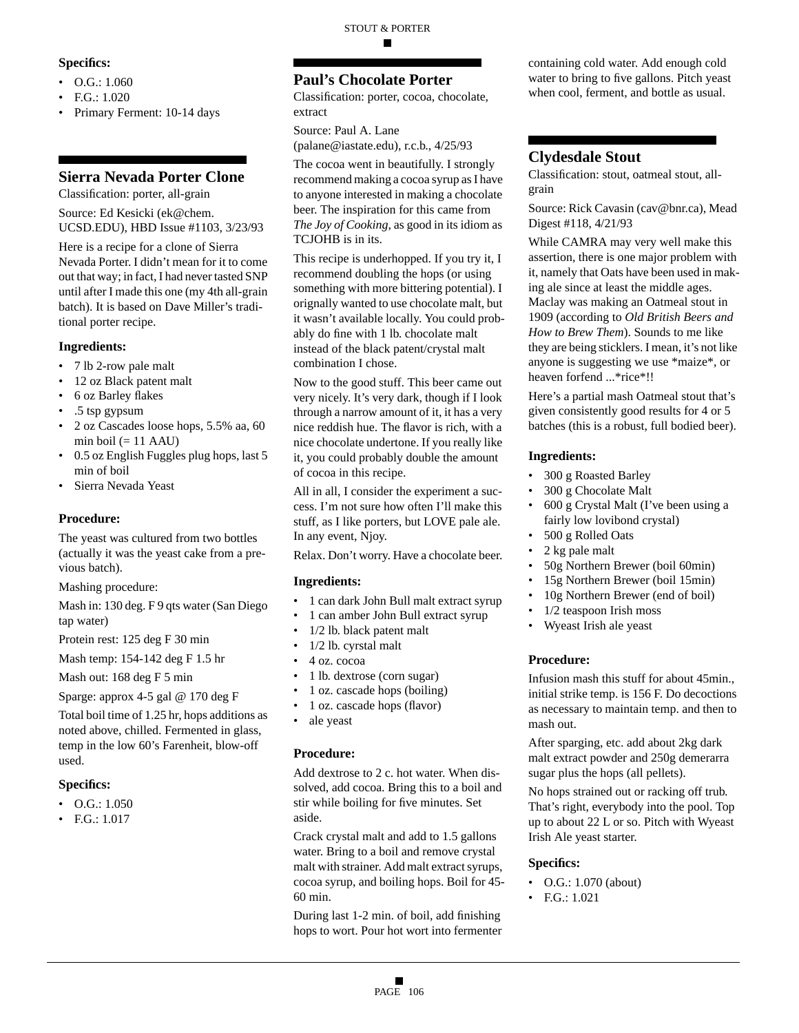**Specifics:**

- O.G.: 1.060
- F.G.: 1.020
- Primary Ferment: 10-14 days

## Sierra Nevada Porter Clone

Classification: porter, all-grain

Source: Ed Kesicki (ek@chem.UCSD.EDU), HBD Issue #1103, 3/23/93

Here is a recipe for a clone of Sierra Nevada Porter. I didn't mean for it to come out that way; in fact, I had never tasted SNP until after I made this one (my 4th all-grain batch). It is based on Dave Miller's traditional porter recipe.

**Ingredients:**

- 7 lb 2-row pale malt
- 12 oz Black patent malt
- 6 oz Barley flakes
- .5 tsp gypsum
- 2 oz Cascades loose hops, 5.5% aa, 60 min boil (= 11 AAU)
- 0.5 oz English Fuggles plug hops, last 5 min of boil
- Sierra Nevada Yeast

**Procedure:**

The yeast was cultured from two bottles (actually it was the yeast cake from a previous batch).

Mashing procedure:

Mash in: 130 deg. F 9 qts water (San Diego tap water)

Protein rest: 125 deg F 30 min

Mash temp: 154-142 deg F 1.5 hr

Mash out: 168 deg F 5 min

Sparge: approx 4-5 gal @ 170 deg F

Total boil time of 1.25 hr, hops additions as noted above, chilled. Fermented in glass, temp in the low 60's Farenheit, blow-off used.

**Specifics:**

- O.G.: 1.050
- F.G.: 1.017

## Paul's Chocolate Porter

Classification: porter, cocoa, chocolate, extract

Source: Paul A. Lane (palane@iastate.edu), r.c.b., 4/25/93

The cocoa went in beautifully. I strongly recommend making a cocoa syrup as I have to anyone interested in making a chocolate beer. The inspiration for this came from *The Joy of Cooking*, as good in its idiom as TCJOHB is in its.

This recipe is underhopped. If you try it, I recommend doubling the hops (or using something with more bittering potential). I orignally wanted to use chocolate malt, but it wasn't available locally. You could probably do fine with 1 lb. chocolate malt instead of the black patent/crystal malt combination I chose.

Now to the good stuff. This beer came out very nicely. It's very dark, though if I look through a narrow amount of it, it has a very nice reddish hue. The flavor is rich, with a nice chocolate undertone. If you really like it, you could probably double the amount of cocoa in this recipe.

All in all, I consider the experiment a success. I'm not sure how often I'll make this stuff, as I like porters, but LOVE pale ale. In any event, Njoy.

Relax. Don't worry. Have a chocolate beer.

**Ingredients:**

- 1 can dark John Bull malt extract syrup
- 1 can amber John Bull extract syrup
- 1/2 lb. black patent malt
- 1/2 lb. cyrstal malt
- 4 oz. cocoa
- 1 lb. dextrose (corn sugar)
- 1 oz. cascade hops (boiling)
- 1 oz. cascade hops (flavor)
- ale yeast

**Procedure:**

Add dextrose to 2 c. hot water. When dissolved, add cocoa. Bring this to a boil and stir while boiling for five minutes. Set aside.

Crack crystal malt and add to 1.5 gallons water. Bring to a boil and remove crystal malt with strainer. Add malt extract syrups, cocoa syrup, and boiling hops. Boil for 45-60 min.

During last 1-2 min. of boil, add finishing hops to wort. Pour hot wort into fermenter containing cold water. Add enough cold water to bring to five gallons. Pitch yeast when cool, ferment, and bottle as usual.

## Clydesdale Stout

Classification: stout, oatmeal stout, all-grain

Source: Rick Cavasin (cav@bnr.ca), Mead Digest #118, 4/21/93

While CAMRA may very well make this assertion, there is one major problem with it, namely that Oats have been used in making ale since at least the middle ages. Maclay was making an Oatmeal stout in 1909 (according to *Old British Beers and How to Brew Them*). Sounds to me like they are being sticklers. I mean, it's not like anyone is suggesting we use *maize*, or heaven forfend ...*rice*!!

Here's a partial mash Oatmeal stout that's given consistently good results for 4 or 5 batches (this is a robust, full bodied beer).

**Ingredients:**

- 300 g Roasted Barley
- 300 g Chocolate Malt
- 600 g Crystal Malt (I've been using a fairly low lovibond crystal)
- 500 g Rolled Oats
- 2 kg pale malt
- 50g Northern Brewer (boil 60min)
- 15g Northern Brewer (boil 15min)
- 10g Northern Brewer (end of boil)
- 1/2 teaspoon Irish moss
- Wyeast Irish ale yeast

**Procedure:**

Infusion mash this stuff for about 45min., initial strike temp. is 156 F. Do decoctions as necessary to maintain temp. and then to mash out.

After sparging, etc. add about 2kg dark malt extract powder and 250g demerarra sugar plus the hops (all pellets).

No hops strained out or racking off trub. That's right, everybody into the pool. Top up to about 22 L or so. Pitch with Wyeast Irish Ale yeast starter.

**Specifics:**

- O.G.: 1.070 (about)
- F.G.: 1.021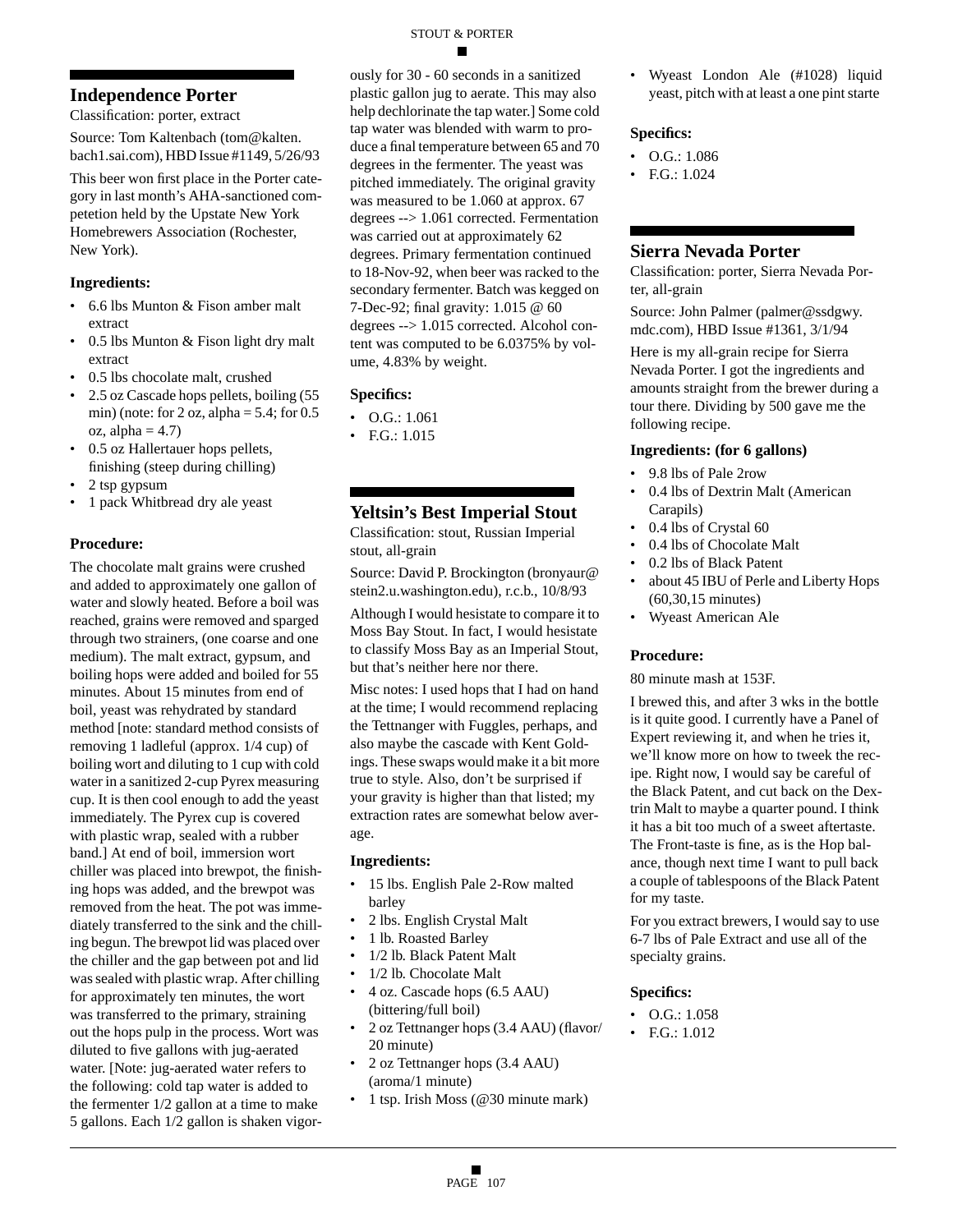## Independence Porter

Classification: porter, extract

Source: Tom Kaltenbach (tom@kalten.bach1.sai.com), HBD Issue #1149, 5/26/93

This beer won first place in the Porter category in last month's AHA-sanctioned competition held by the Upstate New York Homebrewers Association (Rochester, New York).

### Ingredients:

- 6.6 lbs Munton & Fison amber malt extract
- 0.5 lbs Munton & Fison light dry malt extract
- 0.5 lbs chocolate malt, crushed
- 2.5 oz Cascade hops pellets, boiling (55 min) (note: for 2 oz, alpha = 5.4; for 0.5 oz, alpha = 4.7)
- 0.5 oz Hallertauer hops pellets, finishing (steep during chilling)
- 2 tsp gypsum
- 1 pack Whitbread dry ale yeast

### Procedure:

The chocolate malt grains were crushed and added to approximately one gallon of water and slowly heated. Before a boil was reached, grains were removed and sparged through two strainers, (one coarse and one medium). The malt extract, gypsum, and boiling hops were added and boiled for 55 minutes. About 15 minutes from end of boil, yeast was rehydrated by standard method [note: standard method consists of removing 1 ladleful (approx. 1/4 cup) of boiling wort and diluting to 1 cup with cold water in a sanitized 2-cup Pyrex measuring cup. It is then cool enough to add the yeast immediately. The Pyrex cup is covered with plastic wrap, sealed with a rubber band.] At end of boil, immersion wort chiller was placed into brewpot, the finishing hops was added, and the brewpot was removed from the heat. The pot was immediately transferred to the sink and the chilling begun. The brewpot lid was placed over the chiller and the gap between pot and lid was sealed with plastic wrap. After chilling for approximately ten minutes, the wort was transferred to the primary, straining out the hops pulp in the process. Wort was diluted to five gallons with jug-aerated water. [Note: jug-aerated water refers to the following: cold tap water is added to the fermenter 1/2 gallon at a time to make 5 gallons. Each 1/2 gallon is shaken vigorously for 30 - 60 seconds in a sanitized plastic gallon jug to aerate. This may also help dechlorinate the tap water.] Some cold tap water was blended with warm to produce a final temperature between 65 and 70 degrees in the fermenter. The yeast was pitched immediately. The original gravity was measured to be 1.060 at approx. 67 degrees --> 1.061 corrected. Fermentation was carried out at approximately 62 degrees. Primary fermentation continued to 18-Nov-92, when beer was racked to the secondary fermenter. Batch was kegged on 7-Dec-92; final gravity: 1.015 @ 60 degrees --> 1.015 corrected. Alcohol content was computed to be 6.0375% by volume, 4.83% by weight.

### Specifics:

- O.G.: 1.061
- F.G.: 1.015

## Yeltsin's Best Imperial Stout

Classification: stout, Russian Imperial stout, all-grain

Source: David P. Brockington (bronyaur@stein2.u.washington.edu), r.c.b., 10/8/93

Although I would hesistate to compare it to Moss Bay Stout. In fact, I would hesistate to classify Moss Bay as an Imperial Stout, but that's neither here nor there.

Misc notes: I used hops that I had on hand at the time; I would recommend replacing the Tettnanger with Fuggles, perhaps, and also maybe the cascade with Kent Goldings. These swaps would make it a bit more true to style. Also, don't be surprised if your gravity is higher than that listed; my extraction rates are somewhat below average.

### Ingredients:

- 15 lbs. English Pale 2-Row malted barley
- 2 lbs. English Crystal Malt
- 1 lb. Roasted Barley
- 1/2 lb. Black Patent Malt
- 1/2 lb. Chocolate Malt
- 4 oz. Cascade hops (6.5 AAU) (bittering/full boil)
- 2 oz Tettnanger hops (3.4 AAU) (flavor/20 minute)
- 2 oz Tettnanger hops (3.4 AAU) (aroma/1 minute)
- 1 tsp. Irish Moss (@30 minute mark)
- Wyeast London Ale (#1028) liquid yeast, pitch with at least a one pint starte

### Specifics:

- O.G.: 1.086
- F.G.: 1.024

## Sierra Nevada Porter

Classification: porter, Sierra Nevada Porter, all-grain

Source: John Palmer (palmer@ssdgwy.mdc.com), HBD Issue #1361, 3/1/94

Here is my all-grain recipe for Sierra Nevada Porter. I got the ingredients and amounts straight from the brewer during a tour there. Dividing by 500 gave me the following recipe.

### Ingredients: (for 6 gallons)

- 9.8 lbs of Pale 2row
- 0.4 lbs of Dextrin Malt (American Carapils)
- 0.4 lbs of Crystal 60
- 0.4 lbs of Chocolate Malt
- 0.2 lbs of Black Patent
- about 45 IBU of Perle and Liberty Hops (60,30,15 minutes)
- Wyeast American Ale

### Procedure:

80 minute mash at 153F.

I brewed this, and after 3 wks in the bottle is it quite good. I currently have a Panel of Expert reviewing it, and when he tries it, we'll know more on how to tweek the recipe. Right now, I would say be careful of the Black Patent, and cut back on the Dextrin Malt to maybe a quarter pound. I think it has a bit too much of a sweet aftertaste. The Front-taste is fine, as is the Hop balance, though next time I want to pull back a couple of tablespoons of the Black Patent for my taste.

For you extract brewers, I would say to use 6-7 lbs of Pale Extract and use all of the specialty grains.

### Specifics:

- O.G.: 1.058
- F.G.: 1.012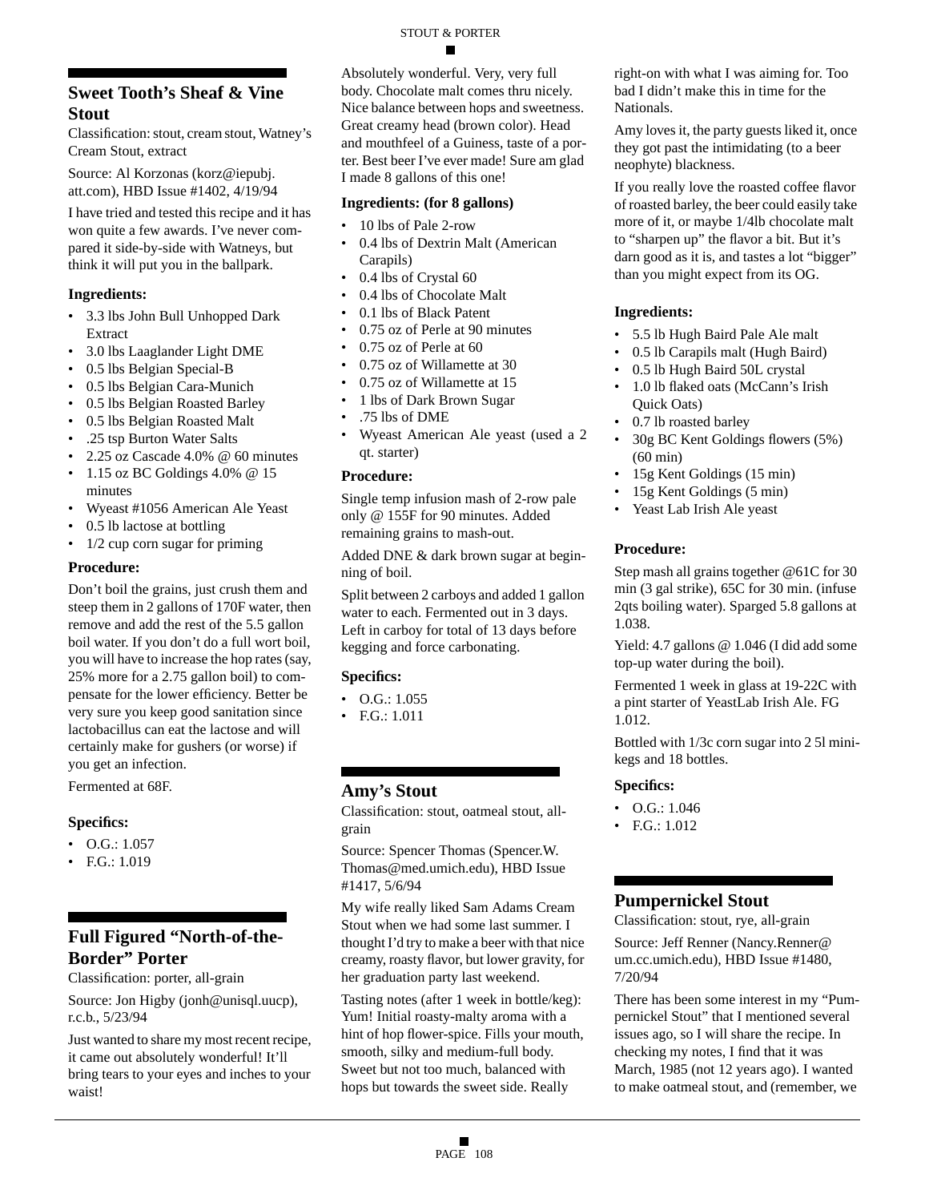## Sweet Tooth's Sheaf & Vine Stout

Classification: stout, cream stout, Watney's Cream Stout, extract

Source: Al Korzonas (korz@iepubj.att.com), HBD Issue #1402, 4/19/94

I have tried and tested this recipe and it has won quite a few awards. I've never compared it side-by-side with Watneys, but think it will put you in the ballpark.

### Ingredients:

- 3.3 lbs John Bull Unhopped Dark Extract
- 3.0 lbs Laaglander Light DME
- 0.5 lbs Belgian Special-B
- 0.5 lbs Belgian Cara-Munich
- 0.5 lbs Belgian Roasted Barley
- 0.5 lbs Belgian Roasted Malt
- .25 tsp Burton Water Salts
- 2.25 oz Cascade 4.0% @ 60 minutes
- 1.15 oz BC Goldings 4.0% @ 15 minutes
- Wyeast #1056 American Ale Yeast
- 0.5 lb lactose at bottling
- 1/2 cup corn sugar for priming

### Procedure:

Don't boil the grains, just crush them and steep them in 2 gallons of 170F water, then remove and add the rest of the 5.5 gallon boil water. If you don't do a full wort boil, you will have to increase the hop rates (say, 25% more for a 2.75 gallon boil) to compensate for the lower efficiency. Better be very sure you keep good sanitation since lactobacillus can eat the lactose and will certainly make for gushers (or worse) if you get an infection.

Fermented at 68F.

### Specifics:

- O.G.: 1.057
- F.G.: 1.019

## Full Figured "North-of-the-Border" Porter

Classification: porter, all-grain

Source: Jon Higby (jonh@unisql.uucp), r.c.b., 5/23/94

Just wanted to share my most recent recipe, it came out absolutely wonderful! It'll bring tears to your eyes and inches to your waist!

Absolutely wonderful. Very, very full body. Chocolate malt comes thru nicely. Nice balance between hops and sweetness. Great creamy head (brown color). Head and mouthfeel of a Guiness, taste of a porter. Best beer I've ever made! Sure am glad I made 8 gallons of this one!

### Ingredients: (for 8 gallons)

- 10 lbs of Pale 2-row
- 0.4 lbs of Dextrin Malt (American Carapils)
- 0.4 lbs of Crystal 60
- 0.4 lbs of Chocolate Malt
- 0.1 lbs of Black Patent
- 0.75 oz of Perle at 90 minutes
- 0.75 oz of Perle at 60
- 0.75 oz of Willamette at 30
- 0.75 oz of Willamette at 15
- 1 lbs of Dark Brown Sugar
- .75 lbs of DME
- Wyeast American Ale yeast (used a 2 qt. starter)

### Procedure:

Single temp infusion mash of 2-row pale only @ 155F for 90 minutes. Added remaining grains to mash-out.

Added DNE & dark brown sugar at beginning of boil.

Split between 2 carboys and added 1 gallon water to each. Fermented out in 3 days. Left in carboy for total of 13 days before kegging and force carbonating.

### Specifics:

- O.G.: 1.055
- F.G.: 1.011

## Amy's Stout

Classification: stout, oatmeal stout, all-grain

Source: Spencer Thomas (Spencer.W.Thomas@med.umich.edu), HBD Issue #1417, 5/6/94

My wife really liked Sam Adams Cream Stout when we had some last summer. I thought I'd try to make a beer with that nice creamy, roasty flavor, but lower gravity, for her graduation party last weekend.

Tasting notes (after 1 week in bottle/keg): Yum! Initial roasty-malty aroma with a hint of hop flower-spice. Fills your mouth, smooth, silky and medium-full body. Sweet but not too much, balanced with hops but towards the sweet side. Really right-on with what I was aiming for. Too bad I didn't make this in time for the Nationals.

Amy loves it, the party guests liked it, once they got past the intimidating (to a beer neophyte) blackness.

If you really love the roasted coffee flavor of roasted barley, the beer could easily take more of it, or maybe 1/4lb chocolate malt to "sharpen up" the flavor a bit. But it's darn good as it is, and tastes a lot "bigger" than you might expect from its OG.

### Ingredients:

- 5.5 lb Hugh Baird Pale Ale malt
- 0.5 lb Carapils malt (Hugh Baird)
- 0.5 lb Hugh Baird 50L crystal
- 1.0 lb flaked oats (McCann's Irish Quick Oats)
- 0.7 lb roasted barley
- 30g BC Kent Goldings flowers (5%) (60 min)
- 15g Kent Goldings (15 min)
- 15g Kent Goldings (5 min)
- Yeast Lab Irish Ale yeast

### Procedure:

Step mash all grains together @61C for 30 min (3 gal strike), 65C for 30 min. (infuse 2qts boiling water). Sparged 5.8 gallons at 1.038.

Yield: 4.7 gallons @ 1.046 (I did add some top-up water during the boil).

Fermented 1 week in glass at 19-22C with a pint starter of YeastLab Irish Ale. FG 1.012.

Bottled with 1/3c corn sugar into 2 5l mini-kegs and 18 bottles.

### Specifics:

- O.G.: 1.046
- F.G.: 1.012

## Pumpernickel Stout

Classification: stout, rye, all-grain

Source: Jeff Renner (Nancy.Renner@um.cc.umich.edu), HBD Issue #1480, 7/20/94

There has been some interest in my "Pumpernickel Stout" that I mentioned several issues ago, so I will share the recipe. In checking my notes, I find that it was March, 1985 (not 12 years ago). I wanted to make oatmeal stout, and (remember, we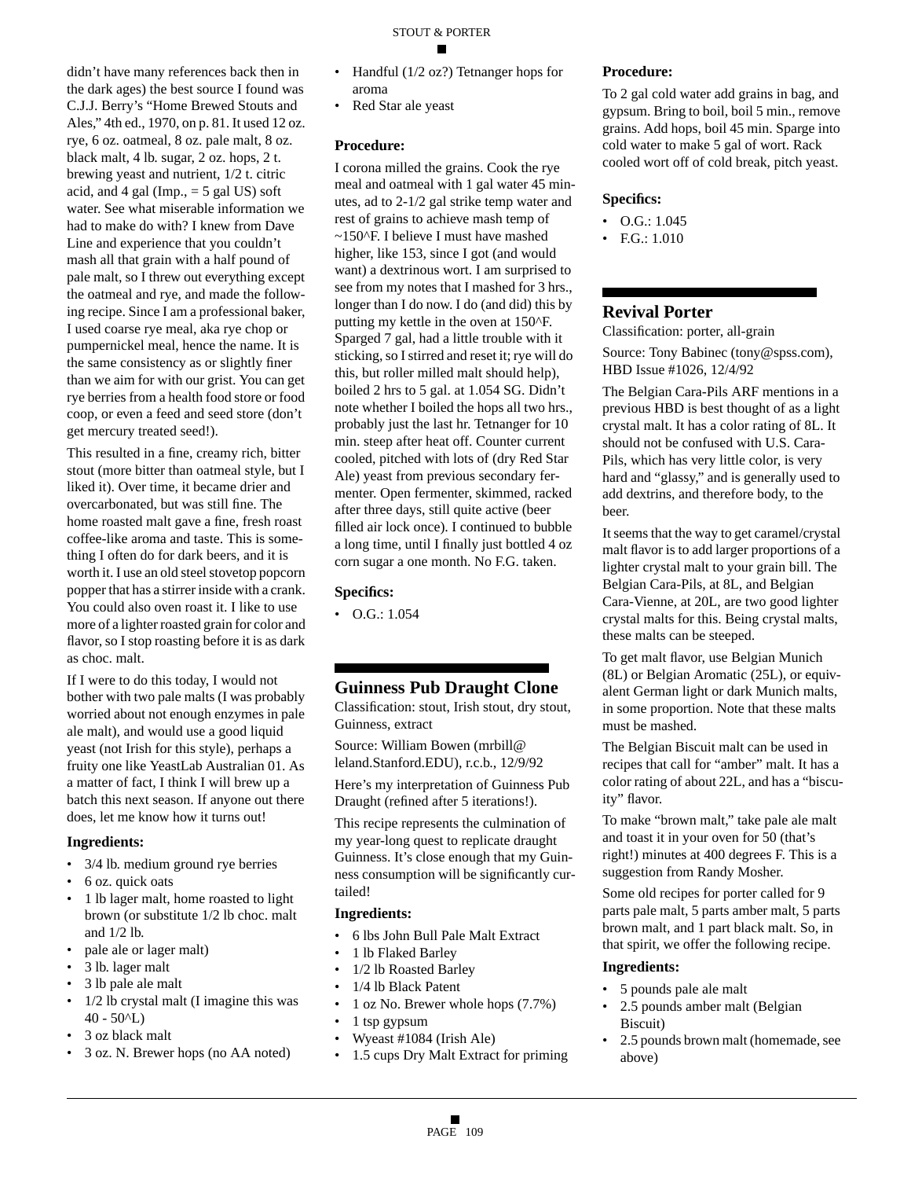didn't have many references back then in the dark ages) the best source I found was C.J.J. Berry's "Home Brewed Stouts and Ales," 4th ed., 1970, on p. 81. It used 12 oz. rye, 6 oz. oatmeal, 8 oz. pale malt, 8 oz. black malt, 4 lb. sugar, 2 oz. hops, 2 t. brewing yeast and nutrient, 1/2 t. citric acid, and 4 gal (Imp., = 5 gal US) soft water. See what miserable information we had to make do with? I knew from Dave Line and experience that you couldn't mash all that grain with a half pound of pale malt, so I threw out everything except the oatmeal and rye, and made the following recipe. Since I am a professional baker, I used coarse rye meal, aka rye chop or pumpernickel meal, hence the name. It is the same consistency as or slightly finer than we aim for with our grist. You can get rye berries from a health food store or food coop, or even a feed and seed store (don't get mercury treated seed!).

This resulted in a fine, creamy rich, bitter stout (more bitter than oatmeal style, but I liked it). Over time, it became drier and overcarbonated, but was still fine. The home roasted malt gave a fine, fresh roast coffee-like aroma and taste. This is something I often do for dark beers, and it is worth it. I use an old steel stovetop popcorn popper that has a stirrer inside with a crank. You could also oven roast it. I like to use more of a lighter roasted grain for color and flavor, so I stop roasting before it is as dark as choc. malt.

If I were to do this today, I would not bother with two pale malts (I was probably worried about not enough enzymes in pale ale malt), and would use a good liquid yeast (not Irish for this style), perhaps a fruity one like YeastLab Australian 01. As a matter of fact, I think I will brew up a batch this next season. If anyone out there does, let me know how it turns out!

### Ingredients:

- 3/4 lb. medium ground rye berries
- 6 oz. quick oats
- 1 lb lager malt, home roasted to light brown (or substitute 1/2 lb choc. malt and 1/2 lb.
- pale ale or lager malt)
- 3 lb. lager malt
- 3 lb pale ale malt
- 1/2 lb crystal malt (I imagine this was 40 - 50^L)
- 3 oz black malt
- 3 oz. N. Brewer hops (no AA noted)
- Handful (1/2 oz?) Tetnanger hops for aroma
- Red Star ale yeast

### Procedure:

I corona milled the grains. Cook the rye meal and oatmeal with 1 gal water 45 minutes, ad to 2-1/2 gal strike temp water and rest of grains to achieve mash temp of ~150^F. I believe I must have mashed higher, like 153, since I got (and would want) a dextrinous wort. I am surprised to see from my notes that I mashed for 3 hrs., longer than I do now. I do (and did) this by putting my kettle in the oven at 150^F. Sparged 7 gal, had a little trouble with it sticking, so I stirred and reset it; rye will do this, but roller milled malt should help), boiled 2 hrs to 5 gal. at 1.054 SG. Didn't note whether I boiled the hops all two hrs., probably just the last hr. Tetnanger for 10 min. steep after heat off. Counter current cooled, pitched with lots of (dry Red Star Ale) yeast from previous secondary fermenter. Open fermenter, skimmed, racked after three days, still quite active (beer filled air lock once). I continued to bubble a long time, until I finally just bottled 4 oz corn sugar a one month. No F.G. taken.

### Specifics:

- O.G.: 1.054

## Guinness Pub Draught Clone

Classification: stout, Irish stout, dry stout, Guinness, extract

Source: William Bowen (mrbill@leland.Stanford.EDU), r.c.b., 12/9/92

Here's my interpretation of Guinness Pub Draught (refined after 5 iterations!).

This recipe represents the culmination of my year-long quest to replicate draught Guinness. It's close enough that my Guinness consumption will be significantly curtailed!

### Ingredients:

- 6 lbs John Bull Pale Malt Extract
- 1 lb Flaked Barley
- 1/2 lb Roasted Barley
- 1/4 lb Black Patent
- 1 oz No. Brewer whole hops (7.7%)
- 1 tsp gypsum
- Wyeast #1084 (Irish Ale)
- 1.5 cups Dry Malt Extract for priming

### Procedure:

To 2 gal cold water add grains in bag, and gypsum. Bring to boil, boil 5 min., remove grains. Add hops, boil 45 min. Sparge into cold water to make 5 gal of wort. Rack cooled wort off of cold break, pitch yeast.

### Specifics:

- O.G.: 1.045
- F.G.: 1.010

## Revival Porter

Classification: porter, all-grain

Source: Tony Babinec (tony@spss.com), HBD Issue #1026, 12/4/92

The Belgian Cara-Pils ARF mentions in a previous HBD is best thought of as a light crystal malt. It has a color rating of 8L. It should not be confused with U.S. Cara-Pils, which has very little color, is very hard and "glassy," and is generally used to add dextrins, and therefore body, to the beer.

It seems that the way to get caramel/crystal malt flavor is to add larger proportions of a lighter crystal malt to your grain bill. The Belgian Cara-Pils, at 8L, and Belgian Cara-Vienne, at 20L, are two good lighter crystal malts for this. Being crystal malts, these malts can be steeped.

To get malt flavor, use Belgian Munich (8L) or Belgian Aromatic (25L), or equivalent German light or dark Munich malts, in some proportion. Note that these malts must be mashed.

The Belgian Biscuit malt can be used in recipes that call for "amber" malt. It has a color rating of about 22L, and has a "biscuity" flavor.

To make "brown malt," take pale ale malt and toast it in your oven for 50 (that's right!) minutes at 400 degrees F. This is a suggestion from Randy Mosher.

Some old recipes for porter called for 9 parts pale malt, 5 parts amber malt, 5 parts brown malt, and 1 part black malt. So, in that spirit, we offer the following recipe.

### Ingredients:

- 5 pounds pale ale malt
- 2.5 pounds amber malt (Belgian Biscuit)
- 2.5 pounds brown malt (homemade, see above)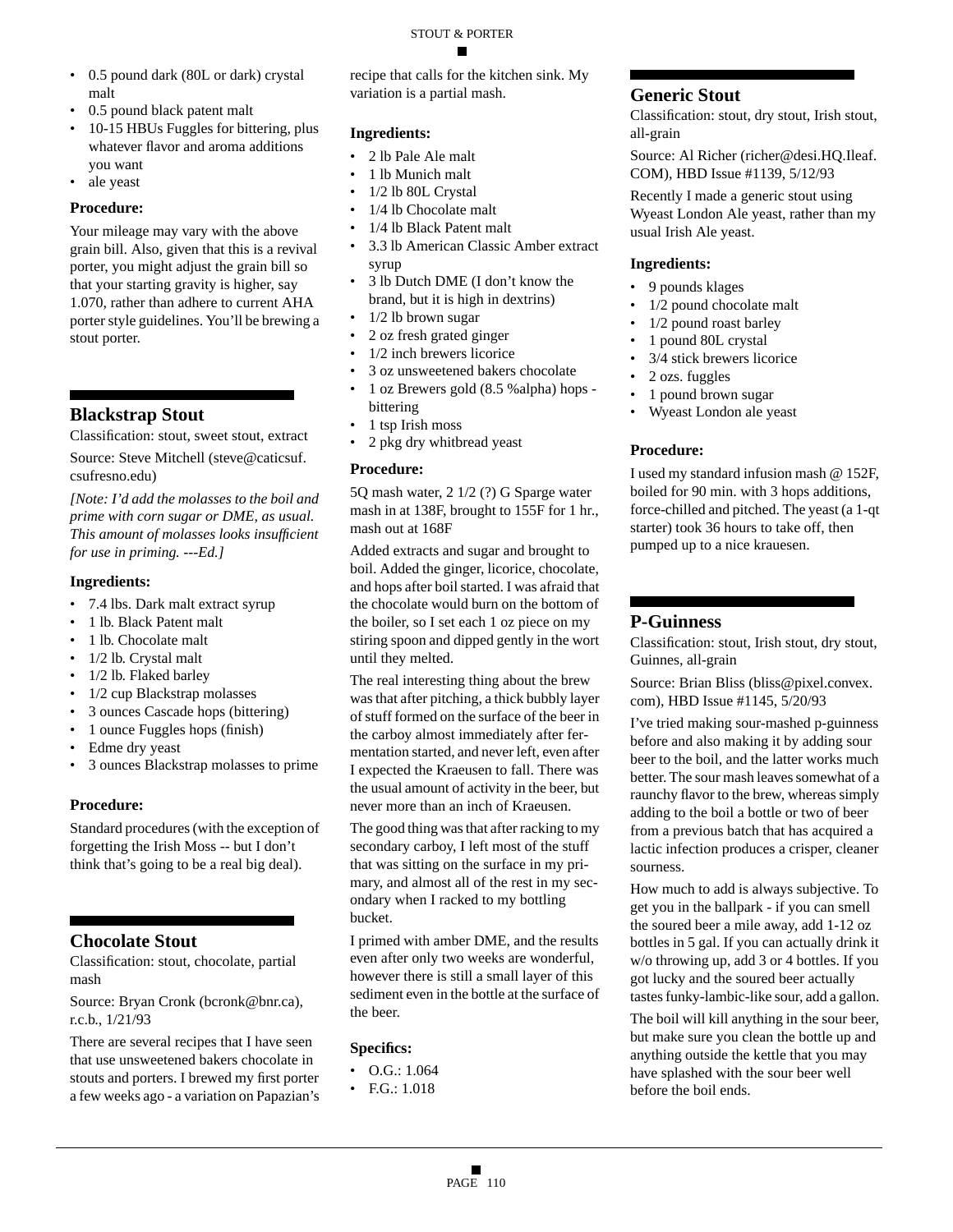- 0.5 pound dark (80L or dark) crystal malt
- 0.5 pound black patent malt
- 10-15 HBUs Fuggles for bittering, plus whatever flavor and aroma additions you want
- ale yeast

### Procedure:

Your mileage may vary with the above grain bill. Also, given that this is a revival porter, you might adjust the grain bill so that your starting gravity is higher, say 1.070, rather than adhere to current AHA porter style guidelines. You'll be brewing a stout porter.

## Blackstrap Stout

Classification: stout, sweet stout, extract

Source: Steve Mitchell (steve@caticsuf.csufresno.edu)

*[Note: I'd add the molasses to the boil and prime with corn sugar or DME, as usual. This amount of molasses looks insufficient for use in priming. ---Ed.]*

### Ingredients:

- 7.4 lbs. Dark malt extract syrup
- 1 lb. Black Patent malt
- 1 lb. Chocolate malt
- 1/2 lb. Crystal malt
- 1/2 lb. Flaked barley
- 1/2 cup Blackstrap molasses
- 3 ounces Cascade hops (bittering)
- 1 ounce Fuggles hops (finish)
- Edme dry yeast
- 3 ounces Blackstrap molasses to prime

### Procedure:

Standard procedures (with the exception of forgetting the Irish Moss -- but I don't think that's going to be a real big deal).

## Chocolate Stout

Classification: stout, chocolate, partial mash

Source: Bryan Cronk (bcronk@bnr.ca), r.c.b., 1/21/93

There are several recipes that I have seen that use unsweetened bakers chocolate in stouts and porters. I brewed my first porter a few weeks ago - a variation on Papazian's recipe that calls for the kitchen sink. My variation is a partial mash.

### Ingredients:

- 2 lb Pale Ale malt
- 1 lb Munich malt
- 1/2 lb 80L Crystal
- 1/4 lb Chocolate malt
- 1/4 lb Black Patent malt
- 3.3 lb American Classic Amber extract syrup
- 3 lb Dutch DME (I don't know the brand, but it is high in dextrins)
- 1/2 lb brown sugar
- 2 oz fresh grated ginger
- 1/2 inch brewers licorice
- 3 oz unsweetened bakers chocolate
- 1 oz Brewers gold (8.5 %alpha) hops - bittering
- 1 tsp Irish moss
- 2 pkg dry whitbread yeast

### Procedure:

5Q mash water, 2 1/2 (?) G Sparge water mash in at 138F, brought to 155F for 1 hr., mash out at 168F

Added extracts and sugar and brought to boil. Added the ginger, licorice, chocolate, and hops after boil started. I was afraid that the chocolate would burn on the bottom of the boiler, so I set each 1 oz piece on my stiring spoon and dipped gently in the wort until they melted.

The real interesting thing about the brew was that after pitching, a thick bubbly layer of stuff formed on the surface of the beer in the carboy almost immediately after fermentation started, and never left, even after I expected the Kraeusen to fall. There was the usual amount of activity in the beer, but never more than an inch of Kraeusen.

The good thing was that after racking to my secondary carboy, I left most of the stuff that was sitting on the surface in my primary, and almost all of the rest in my secondary when I racked to my bottling bucket.

I primed with amber DME, and the results even after only two weeks are wonderful, however there is still a small layer of this sediment even in the bottle at the surface of the beer.

### Specifics:

- O.G.: 1.064
- F.G.: 1.018

## Generic Stout

Classification: stout, dry stout, Irish stout, all-grain

Source: Al Richer (richer@desi.HQ.Ileaf.COM), HBD Issue #1139, 5/12/93

Recently I made a generic stout using Wyeast London Ale yeast, rather than my usual Irish Ale yeast.

### Ingredients:

- 9 pounds klages
- 1/2 pound chocolate malt
- 1/2 pound roast barley
- 1 pound 80L crystal
- 3/4 stick brewers licorice
- 2 ozs. fuggles
- 1 pound brown sugar
- Wyeast London ale yeast

### Procedure:

I used my standard infusion mash @ 152F, boiled for 90 min. with 3 hops additions, force-chilled and pitched. The yeast (a 1-qt starter) took 36 hours to take off, then pumped up to a nice krauesen.

## P-Guinness

Classification: stout, Irish stout, dry stout, Guinnes, all-grain

Source: Brian Bliss (bliss@pixel.convex.com), HBD Issue #1145, 5/20/93

I've tried making sour-mashed p-guinness before and also making it by adding sour beer to the boil, and the latter works much better. The sour mash leaves somewhat of a raunchy flavor to the brew, whereas simply adding to the boil a bottle or two of beer from a previous batch that has acquired a lactic infection produces a crisper, cleaner sourness.

How much to add is always subjective. To get you in the ballpark - if you can smell the soured beer a mile away, add 1-12 oz bottles in 5 gal. If you can actually drink it w/o throwing up, add 3 or 4 bottles. If you got lucky and the soured beer actually tastes funky-lambic-like sour, add a gallon.

The boil will kill anything in the sour beer, but make sure you clean the bottle up and anything outside the kettle that you may have splashed with the sour beer well before the boil ends.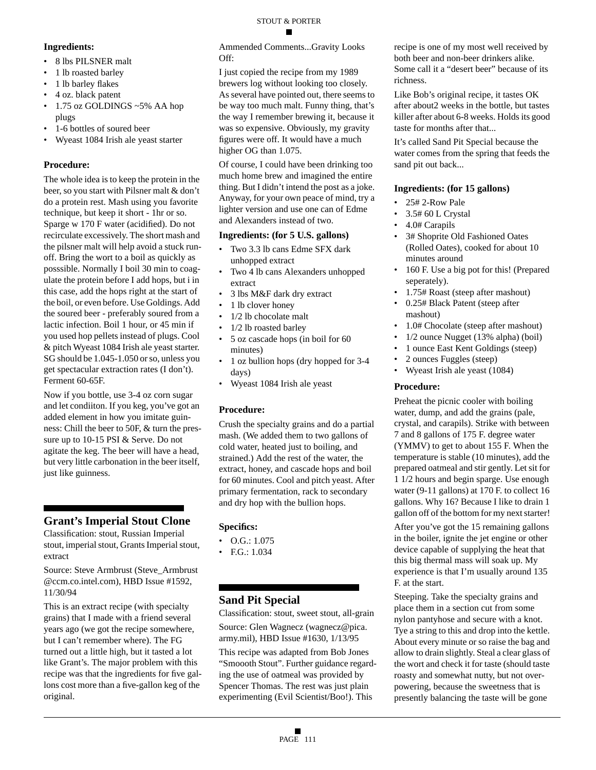**Ingredients:**

- 8 lbs PILSNER malt
- 1 lb roasted barley
- 1 lb barley flakes
- 4 oz. black patent
- 1.75 oz GOLDINGS ~5% AA hop plugs
- 1-6 bottles of soured beer
- Wyeast 1084 Irish ale yeast starter

**Procedure:**

The whole idea is to keep the protein in the beer, so you start with Pilsner malt & don't do a protein rest. Mash using you favorite technique, but keep it short - 1hr or so. Sparge w 170 F water (acidified). Do not recirculate excessively. The short mash and the pilsner malt will help avoid a stuck run-off. Bring the wort to a boil as quickly as posssible. Normally I boil 30 min to coagulate the protein before I add hops, but i in this case, add the hops right at the start of the boil, or even before. Use Goldings. Add the soured beer - preferably soured from a lactic infection. Boil 1 hour, or 45 min if you used hop pellets instead of plugs. Cool & pitch Wyeast 1084 Irish ale yeast starter. SG should be 1.045-1.050 or so, unless you get spectacular extraction rates (I don't). Ferment 60-65F.

Now if you bottle, use 3-4 oz corn sugar and let condiiton. If you keg, you've got an added element in how you imitate guinness: Chill the beer to 50F, & turn the pressure up to 10-15 PSI & Serve. Do not agitate the keg. The beer will have a head, but very little carbonation in the beer itself, just like guinness.

## Grant's Imperial Stout Clone

Classification: stout, Russian Imperial stout, imperial stout, Grants Imperial stout, extract

Source: Steve Armbrust (Steve_Armbrust @ccm.co.intel.com), HBD Issue #1592, 11/30/94

This is an extract recipe (with specialty grains) that I made with a friend several years ago (we got the recipe somewhere, but I can't remember where). The FG turned out a little high, but it tasted a lot like Grant's. The major problem with this recipe was that the ingredients for five gallons cost more than a five-gallon keg of the original.

Ammended Comments...Gravity Looks Off:

I just copied the recipe from my 1989 brewers log without looking too closely. As several have pointed out, there seems to be way too much malt. Funny thing, that's the way I remember brewing it, because it was so expensive. Obviously, my gravity figures were off. It would have a much higher OG than 1.075.

Of course, I could have been drinking too much home brew and imagined the entire thing. But I didn't intend the post as a joke. Anyway, for your own peace of mind, try a lighter version and use one can of Edme and Alexanders instead of two.

**Ingredients: (for 5 U.S. gallons)**

- Two 3.3 lb cans Edme SFX dark unhopped extract
- Two 4 lb cans Alexanders unhopped extract
- 3 lbs M&F dark dry extract
- 1 lb clover honey
- 1/2 lb chocolate malt
- 1/2 lb roasted barley
- 5 oz cascade hops (in boil for 60 minutes)
- 1 oz bullion hops (dry hopped for 3-4 days)
- Wyeast 1084 Irish ale yeast

**Procedure:**

Crush the specialty grains and do a partial mash. (We added them to two gallons of cold water, heated just to boiling, and strained.) Add the rest of the water, the extract, honey, and cascade hops and boil for 60 minutes. Cool and pitch yeast. After primary fermentation, rack to secondary and dry hop with the bullion hops.

**Specifics:**

- O.G.: 1.075
- F.G.: 1.034

## Sand Pit Special

Classification: stout, sweet stout, all-grain

Source: Glen Wagnecz (wagnecz@pica. army.mil), HBD Issue #1630, 1/13/95

This recipe was adapted from Bob Jones "Smoooth Stout". Further guidance regarding the use of oatmeal was provided by Spencer Thomas. The rest was just plain experimenting (Evil Scientist/Boo!). This recipe is one of my most well received by both beer and non-beer drinkers alike. Some call it a "desert beer" because of its richness.

Like Bob's original recipe, it tastes OK after about2 weeks in the bottle, but tastes killer after about 6-8 weeks. Holds its good taste for months after that...

It's called Sand Pit Special because the water comes from the spring that feeds the sand pit out back...

**Ingredients: (for 15 gallons)**

- 25# 2-Row Pale
- 3.5# 60 L Crystal
- 4.0# Carapils
- 3# Shoprite Old Fashioned Oates (Rolled Oates), cooked for about 10 minutes around
- 160 F. Use a big pot for this! (Prepared seperately).
- 1.75# Roast (steep after mashout)
- 0.25# Black Patent (steep after mashout)
- 1.0# Chocolate (steep after mashout)
- 1/2 ounce Nugget (13% alpha) (boil)
- 1 ounce East Kent Goldings (steep)
- 2 ounces Fuggles (steep)
- Wyeast Irish ale yeast (1084)

**Procedure:**

Preheat the picnic cooler with boiling water, dump, and add the grains (pale, crystal, and carapils). Strike with between 7 and 8 gallons of 175 F. degree water (YMMV) to get to about 155 F. When the temperature is stable (10 minutes), add the prepared oatmeal and stir gently. Let sit for 1 1/2 hours and begin sparge. Use enough water (9-11 gallons) at 170 F. to collect 16 gallons. Why 16? Because I like to drain 1 gallon off of the bottom for my next starter!

After you've got the 15 remaining gallons in the boiler, ignite the jet engine or other device capable of supplying the heat that this big thermal mass will soak up. My experience is that I'm usually around 135 F. at the start.

Steeping. Take the specialty grains and place them in a section cut from some nylon pantyhose and secure with a knot. Tye a string to this and drop into the kettle. About every minute or so raise the bag and allow to drain slightly. Steal a clear glass of the wort and check it for taste (should taste roasty and somewhat nutty, but not overpowering, because the sweetness that is presently balancing the taste will be gone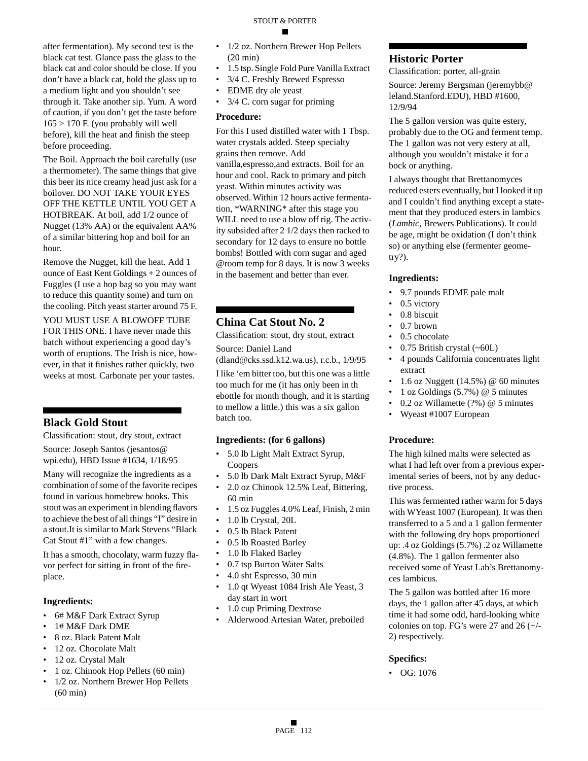after fermentation). My second test is the black cat test. Glance pass the glass to the black cat and color should be close. If you don't have a black cat, hold the glass up to a medium light and you shouldn't see through it. Take another sip. Yum. A word of caution, if you don't get the taste before 165 > 170 F. (you probably will well before), kill the heat and finish the steep before proceeding.

The Boil. Approach the boil carefully (use a thermometer). The same things that give this beer its nice creamy head just ask for a boilover. DO NOT TAKE YOUR EYES OFF THE KETTLE UNTIL YOU GET A HOTBREAK. At boil, add 1/2 ounce of Nugget (13% AA) or the equivalent AA% of a similar bittering hop and boil for an hour.

Remove the Nugget, kill the heat. Add 1 ounce of East Kent Goldings + 2 ounces of Fuggles (I use a hop bag so you may want to reduce this quantity some) and turn on the cooling. Pitch yeast starter around 75 F.

YOU MUST USE A BLOWOFF TUBE FOR THIS ONE. I have never made this batch without experiencing a good day's worth of eruptions. The Irish is nice, however, in that it finishes rather quickly, two weeks at most. Carbonate per your tastes.

## Black Gold Stout

Classification: stout, dry stout, extract

Source: Joseph Santos (jesantos@wpi.edu), HBD Issue #1634, 1/18/95

Many will recognize the ingredients as a combination of some of the favorite recipes found in various homebrew books. This stout was an experiment in blending flavors to achieve the best of all things "I" desire in a stout.It is similar to Mark Stevens "Black Cat Stout #1" with a few changes.

It has a smooth, chocolaty, warm fuzzy flavor perfect for sitting in front of the fireplace.

### Ingredients:

- 6# M&F Dark Extract Syrup
- 1# M&F Dark DME
- 8 oz. Black Patent Malt
- 12 oz. Chocolate Malt
- 12 oz. Crystal Malt
- 1 oz. Chinook Hop Pellets (60 min)
- 1/2 oz. Northern Brewer Hop Pellets (60 min)
- 1/2 oz. Northern Brewer Hop Pellets (20 min)
- 1.5 tsp. Single Fold Pure Vanilla Extract
- 3/4 C. Freshly Brewed Espresso
- EDME dry ale yeast
- 3/4 C. corn sugar for priming

### Procedure:

For this I used distilled water with 1 Tbsp. water crystals added. Steep specialty grains then remove. Add vanilla,espresso,and extracts. Boil for an hour and cool. Rack to primary and pitch yeast. Within minutes activity was observed. Within 12 hours active fermentation, *WARNING* after this stage you WILL need to use a blow off rig. The activity subsided after 2 1/2 days then racked to secondary for 12 days to ensure no bottle bombs! Bottled with corn sugar and aged @room temp for 8 days. It is now 3 weeks in the basement and better than ever.

## China Cat Stout No. 2

Classification: stout, dry stout, extract

Source: Daniel Land (dland@cks.ssd.k12.wa.us), r.c.b., 1/9/95

I like 'em bitter too, but this one was a little too much for me (it has only been in th ebottle for month though, and it is starting to mellow a little.) this was a six gallon batch too.

### Ingredients: (for 6 gallons)

- 5.0 lb Light Malt Extract Syrup, Coopers
- 5.0 lb Dark Malt Extract Syrup, M&F
- 2.0 oz Chinook 12.5% Leaf, Bittering, 60 min
- 1.5 oz Fuggles 4.0% Leaf, Finish, 2 min
- 1.0 lb Crystal, 20L
- 0.5 lb Black Patent
- 0.5 lb Roasted Barley
- 1.0 lb Flaked Barley
- 0.7 tsp Burton Water Salts
- 4.0 sht Espresso, 30 min
- 1.0 qt Wyeast 1084 Irish Ale Yeast, 3 day start in wort
- 1.0 cup Priming Dextrose
- Alderwood Artesian Water, preboiled

## Historic Porter

Classification: porter, all-grain

Source: Jeremy Bergsman (jeremybb@leland.Stanford.EDU), HBD #1600, 12/9/94

The 5 gallon version was quite estery, probably due to the OG and ferment temp. The 1 gallon was not very estery at all, although you wouldn't mistake it for a bock or anything.

I always thought that Brettanomyces reduced esters eventually, but I looked it up and I couldn't find anything except a statement that they produced esters in lambics (*Lambic*, Brewers Publications). It could be age, might be oxidation (I don't think so) or anything else (fermenter geometry?).

### Ingredients:

- 9.7 pounds EDME pale malt
- 0.5 victory
- 0.8 biscuit
- 0.7 brown
- 0.5 chocolate
- 0.75 British crystal (~60L)
- 4 pounds California concentrates light extract
- 1.6 oz Nuggett (14.5%) @ 60 minutes
- 1 oz Goldings (5.7%) @ 5 minutes
- 0.2 oz Willamette (?%) @ 5 minutes
- Wyeast #1007 European

### Procedure:

The high kilned malts were selected as what I had left over from a previous experimental series of beers, not by any deductive process.

This was fermented rather warm for 5 days with WYeast 1007 (European). It was then transferred to a 5 and a 1 gallon fermenter with the following dry hops proportioned up: .4 oz Goldings (5.7%) .2 oz Willamette (4.8%). The 1 gallon fermenter also received some of Yeast Lab's Brettanomyces lambicus.

The 5 gallon was bottled after 16 more days, the 1 gallon after 45 days, at which time it had some odd, hard-looking white colonies on top. FG's were 27 and 26 (+/-2) respectively.

### Specifics:

- OG: 1076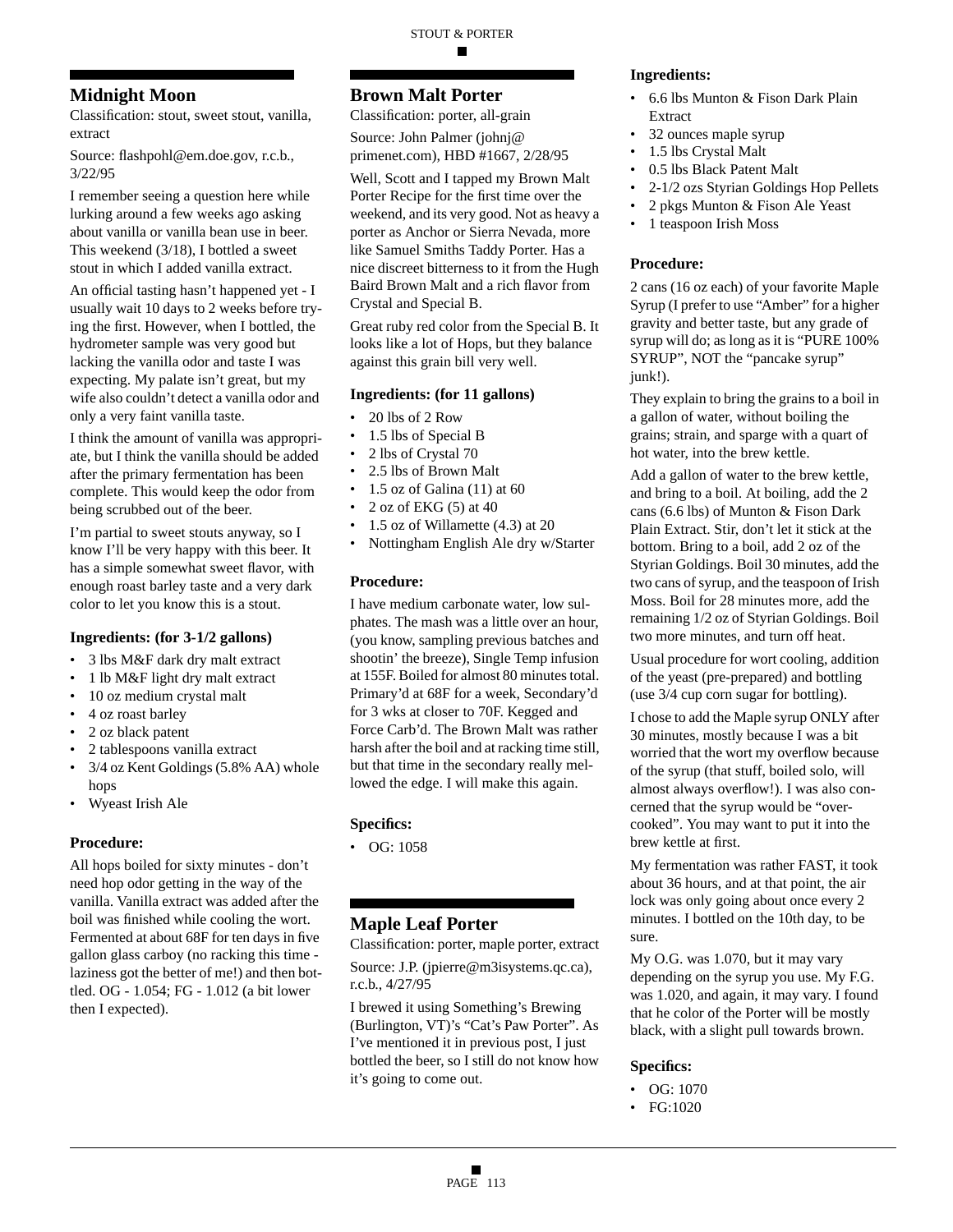## Midnight Moon

Classification: stout, sweet stout, vanilla, extract

Source: flashpohl@em.doe.gov, r.c.b., 3/22/95

I remember seeing a question here while lurking around a few weeks ago asking about vanilla or vanilla bean use in beer. This weekend (3/18), I bottled a sweet stout in which I added vanilla extract.

An official tasting hasn't happened yet - I usually wait 10 days to 2 weeks before trying the first. However, when I bottled, the hydrometer sample was very good but lacking the vanilla odor and taste I was expecting. My palate isn't great, but my wife also couldn't detect a vanilla odor and only a very faint vanilla taste.

I think the amount of vanilla was appropriate, but I think the vanilla should be added after the primary fermentation has been complete. This would keep the odor from being scrubbed out of the beer.

I'm partial to sweet stouts anyway, so I know I'll be very happy with this beer. It has a simple somewhat sweet flavor, with enough roast barley taste and a very dark color to let you know this is a stout.

### Ingredients: (for 3-1/2 gallons)

- 3 lbs M&F dark dry malt extract
- 1 lb M&F light dry malt extract
- 10 oz medium crystal malt
- 4 oz roast barley
- 2 oz black patent
- 2 tablespoons vanilla extract
- 3/4 oz Kent Goldings (5.8% AA) whole hops
- Wyeast Irish Ale

### Procedure:

All hops boiled for sixty minutes - don't need hop odor getting in the way of the vanilla. Vanilla extract was added after the boil was finished while cooling the wort. Fermented at about 68F for ten days in five gallon glass carboy (no racking this time - laziness got the better of me!) and then bottled. OG - 1.054; FG - 1.012 (a bit lower then I expected).

## Brown Malt Porter

Classification: porter, all-grain

Source: John Palmer (johnj@primenet.com), HBD #1667, 2/28/95

Well, Scott and I tapped my Brown Malt Porter Recipe for the first time over the weekend, and its very good. Not as heavy a porter as Anchor or Sierra Nevada, more like Samuel Smiths Taddy Porter. Has a nice discreet bitterness to it from the Hugh Baird Brown Malt and a rich flavor from Crystal and Special B.

Great ruby red color from the Special B. It looks like a lot of Hops, but they balance against this grain bill very well.

### Ingredients: (for 11 gallons)

- 20 lbs of 2 Row
- 1.5 lbs of Special B
- 2 lbs of Crystal 70
- 2.5 lbs of Brown Malt
- 1.5 oz of Galina (11) at 60
- 2 oz of EKG (5) at 40
- 1.5 oz of Willamette (4.3) at 20
- Nottingham English Ale dry w/Starter

### Procedure:

I have medium carbonate water, low sulphates. The mash was a little over an hour, (you know, sampling previous batches and shootin' the breeze), Single Temp infusion at 155F. Boiled for almost 80 minutes total. Primary'd at 68F for a week, Secondary'd for 3 wks at closer to 70F. Kegged and Force Carb'd. The Brown Malt was rather harsh after the boil and at racking time still, but that time in the secondary really mellowed the edge. I will make this again.

### Specifics:

- OG: 1058

## Maple Leaf Porter

Classification: porter, maple porter, extract

Source: J.P. (jpierre@m3isystems.qc.ca), r.c.b., 4/27/95

I brewed it using Something's Brewing (Burlington, VT)'s "Cat's Paw Porter". As I've mentioned it in previous post, I just bottled the beer, so I still do not know how it's going to come out.

### Ingredients:

- 6.6 lbs Munton & Fison Dark Plain Extract
- 32 ounces maple syrup
- 1.5 lbs Crystal Malt
- 0.5 lbs Black Patent Malt
- 2-1/2 ozs Styrian Goldings Hop Pellets
- 2 pkgs Munton & Fison Ale Yeast
- 1 teaspoon Irish Moss

### Procedure:

2 cans (16 oz each) of your favorite Maple Syrup (I prefer to use "Amber" for a higher gravity and better taste, but any grade of syrup will do; as long as it is "PURE 100% SYRUP", NOT the "pancake syrup" junk!).

They explain to bring the grains to a boil in a gallon of water, without boiling the grains; strain, and sparge with a quart of hot water, into the brew kettle.

Add a gallon of water to the brew kettle, and bring to a boil. At boiling, add the 2 cans (6.6 lbs) of Munton & Fison Dark Plain Extract. Stir, don't let it stick at the bottom. Bring to a boil, add 2 oz of the Styrian Goldings. Boil 30 minutes, add the two cans of syrup, and the teaspoon of Irish Moss. Boil for 28 minutes more, add the remaining 1/2 oz of Styrian Goldings. Boil two more minutes, and turn off heat.

Usual procedure for wort cooling, addition of the yeast (pre-prepared) and bottling (use 3/4 cup corn sugar for bottling).

I chose to add the Maple syrup ONLY after 30 minutes, mostly because I was a bit worried that the wort my overflow because of the syrup (that stuff, boiled solo, will almost always overflow!). I was also concerned that the syrup would be "overcooked". You may want to put it into the brew kettle at first.

My fermentation was rather FAST, it took about 36 hours, and at that point, the air lock was only going about once every 2 minutes. I bottled on the 10th day, to be sure.

My O.G. was 1.070, but it may vary depending on the syrup you use. My F.G. was 1.020, and again, it may vary. I found that he color of the Porter will be mostly black, with a slight pull towards brown.

### Specifics:

- OG: 1070
- FG:1020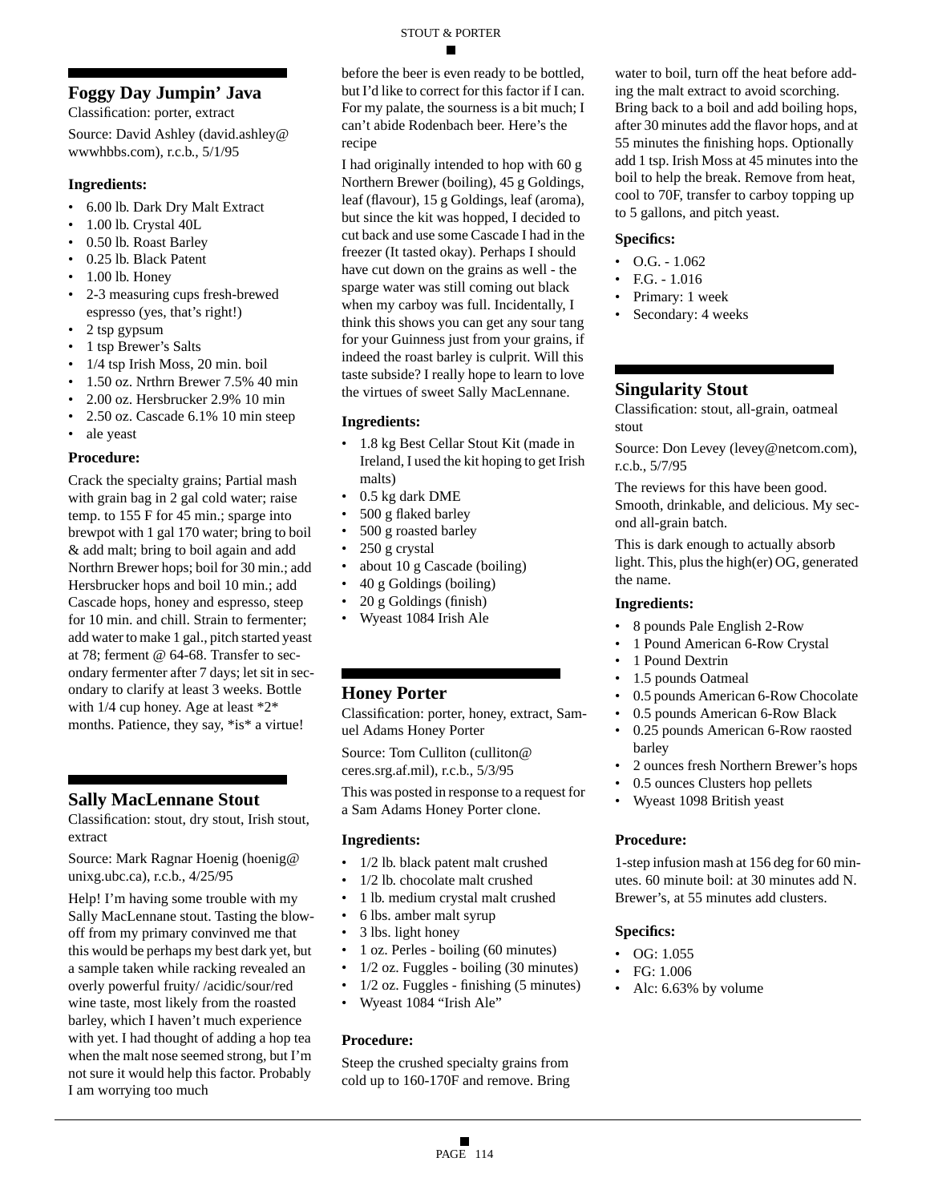## Foggy Day Jumpin' Java

Classification: porter, extract

Source: David Ashley (david.ashley@wwwhbbs.com), r.c.b., 5/1/95

### Ingredients:

- 6.00 lb. Dark Dry Malt Extract
- 1.00 lb. Crystal 40L
- 0.50 lb. Roast Barley
- 0.25 lb. Black Patent
- 1.00 lb. Honey
- 2-3 measuring cups fresh-brewed espresso (yes, that's right!)
- 2 tsp gypsum
- 1 tsp Brewer's Salts
- 1/4 tsp Irish Moss, 20 min. boil
- 1.50 oz. Nrthrn Brewer 7.5% 40 min
- 2.00 oz. Hersbrucker 2.9% 10 min
- 2.50 oz. Cascade 6.1% 10 min steep
- ale yeast

### Procedure:

Crack the specialty grains; Partial mash with grain bag in 2 gal cold water; raise temp. to 155 F for 45 min.; sparge into brewpot with 1 gal 170 water; bring to boil & add malt; bring to boil again and add Northrn Brewer hops; boil for 30 min.; add Hersbrucker hops and boil 10 min.; add Cascade hops, honey and espresso, steep for 10 min. and chill. Strain to fermenter; add water to make 1 gal., pitch started yeast at 78; ferment @ 64-68. Transfer to secondary fermenter after 7 days; let sit in secondary to clarify at least 3 weeks. Bottle with 1/4 cup honey. Age at least *2* months. Patience, they say, *is* a virtue!

## Sally MacLennane Stout

Classification: stout, dry stout, Irish stout, extract

Source: Mark Ragnar Hoenig (hoenig@unixg.ubc.ca), r.c.b., 4/25/95

Help! I'm having some trouble with my Sally MacLennane stout. Tasting the blowoff from my primary convinved me that this would be perhaps my best dark yet, but a sample taken while racking revealed an overly powerful fruity/ /acidic/sour/red wine taste, most likely from the roasted barley, which I haven't much experience with yet. I had thought of adding a hop tea when the malt nose seemed strong, but I'm not sure it would help this factor. Probably I am worrying too much before the beer is even ready to be bottled, but I'd like to correct for this factor if I can. For my palate, the sourness is a bit much; I can't abide Rodenbach beer. Here's the recipe

I had originally intended to hop with 60 g Northern Brewer (boiling), 45 g Goldings, leaf (flavour), 15 g Goldings, leaf (aroma), but since the kit was hopped, I decided to cut back and use some Cascade I had in the freezer (It tasted okay). Perhaps I should have cut down on the grains as well - the sparge water was still coming out black when my carboy was full. Incidentally, I think this shows you can get any sour tang for your Guinness just from your grains, if indeed the roast barley is culprit. Will this taste subside? I really hope to learn to love the virtues of sweet Sally MacLennane.

### Ingredients:

- 1.8 kg Best Cellar Stout Kit (made in Ireland, I used the kit hoping to get Irish malts)
- 0.5 kg dark DME
- 500 g flaked barley
- 500 g roasted barley
- 250 g crystal
- about 10 g Cascade (boiling)
- 40 g Goldings (boiling)
- 20 g Goldings (finish)
- Wyeast 1084 Irish Ale

## Honey Porter

Classification: porter, honey, extract, Samuel Adams Honey Porter

Source: Tom Culliton (culliton@ceres.srg.af.mil), r.c.b., 5/3/95

This was posted in response to a request for a Sam Adams Honey Porter clone.

### Ingredients:

- 1/2 lb. black patent malt crushed
- 1/2 lb. chocolate malt crushed
- 1 lb. medium crystal malt crushed
- 6 lbs. amber malt syrup
- 3 lbs. light honey
- 1 oz. Perles - boiling (60 minutes)
- 1/2 oz. Fuggles - boiling (30 minutes)
- 1/2 oz. Fuggles - finishing (5 minutes)
- Wyeast 1084 "Irish Ale"

### Procedure:

Steep the crushed specialty grains from cold up to 160-170F and remove. Bring water to boil, turn off the heat before adding the malt extract to avoid scorching. Bring back to a boil and add boiling hops, after 30 minutes add the flavor hops, and at 55 minutes the finishing hops. Optionally add 1 tsp. Irish Moss at 45 minutes into the boil to help the break. Remove from heat, cool to 70F, transfer to carboy topping up to 5 gallons, and pitch yeast.

### Specifics:

- O.G. - 1.062
- F.G. - 1.016
- Primary: 1 week
- Secondary: 4 weeks

## Singularity Stout

Classification: stout, all-grain, oatmeal stout

Source: Don Levey (levey@netcom.com), r.c.b., 5/7/95

The reviews for this have been good. Smooth, drinkable, and delicious. My second all-grain batch.

This is dark enough to actually absorb light. This, plus the high(er) OG, generated the name.

### Ingredients:

- 8 pounds Pale English 2-Row
- 1 Pound American 6-Row Crystal
- 1 Pound Dextrin
- 1.5 pounds Oatmeal
- 0.5 pounds American 6-Row Chocolate
- 0.5 pounds American 6-Row Black
- 0.25 pounds American 6-Row raosted barley
- 2 ounces fresh Northern Brewer's hops
- 0.5 ounces Clusters hop pellets
- Wyeast 1098 British yeast

### Procedure:

1-step infusion mash at 156 deg for 60 minutes. 60 minute boil: at 30 minutes add N. Brewer's, at 55 minutes add clusters.

### Specifics:

- OG: 1.055
- FG: 1.006
- Alc: 6.63% by volume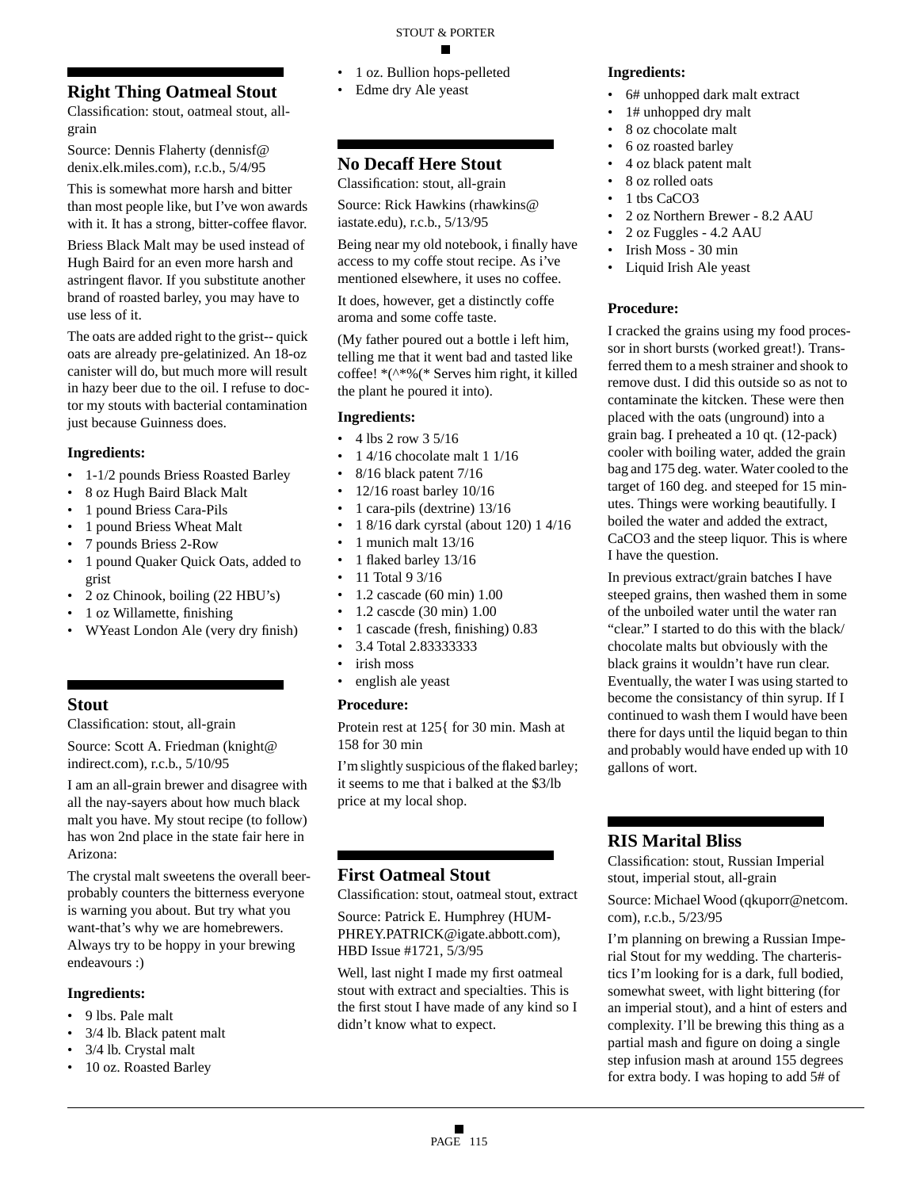## Right Thing Oatmeal Stout

Classification: stout, oatmeal stout, all-grain

Source: Dennis Flaherty (dennisf@ denix.elk.miles.com), r.c.b., 5/4/95

This is somewhat more harsh and bitter than most people like, but I've won awards with it. It has a strong, bitter-coffee flavor.

Briess Black Malt may be used instead of Hugh Baird for an even more harsh and astringent flavor. If you substitute another brand of roasted barley, you may have to use less of it.

The oats are added right to the grist-- quick oats are already pre-gelatinized. An 18-oz canister will do, but much more will result in hazy beer due to the oil. I refuse to doctor my stouts with bacterial contamination just because Guinness does.

### Ingredients:

- 1-1/2 pounds Briess Roasted Barley
- 8 oz Hugh Baird Black Malt
- 1 pound Briess Cara-Pils
- 1 pound Briess Wheat Malt
- 7 pounds Briess 2-Row
- 1 pound Quaker Quick Oats, added to grist
- 2 oz Chinook, boiling (22 HBU's)
- 1 oz Willamette, finishing
- WYeast London Ale (very dry finish)

## Stout

Classification: stout, all-grain

Source: Scott A. Friedman (knight@ indirect.com), r.c.b., 5/10/95

I am an all-grain brewer and disagree with all the nay-sayers about how much black malt you have. My stout recipe (to follow) has won 2nd place in the state fair here in Arizona:

The crystal malt sweetens the overall beer-probably counters the bitterness everyone is warning you about. But try what you want-that's why we are homebrewers. Always try to be hoppy in your brewing endeavours :)

### Ingredients:

- 9 lbs. Pale malt
- 3/4 lb. Black patent malt
- 3/4 lb. Crystal malt
- 10 oz. Roasted Barley
- 1 oz. Bullion hops-pelleted
- Edme dry Ale yeast

## No Decaff Here Stout

Classification: stout, all-grain

Source: Rick Hawkins (rhawkins@ iastate.edu), r.c.b., 5/13/95

Being near my old notebook, i finally have access to my coffe stout recipe. As i've mentioned elsewhere, it uses no coffee.

It does, however, get a distinctly coffe aroma and some coffe taste.

(My father poured out a bottle i left him, telling me that it went bad and tasted like coffee! *(^*%(* Serves him right, it killed the plant he poured it into).

### Ingredients:

- 4 lbs 2 row 3 5/16
- 1 4/16 chocolate malt 1 1/16
- 8/16 black patent 7/16
- 12/16 roast barley 10/16
- 1 cara-pils (dextrine) 13/16
- 1 8/16 dark cyrstal (about 120) 1 4/16
- 1 munich malt 13/16
- 1 flaked barley 13/16
- 11 Total 9 3/16
- 1.2 cascade (60 min) 1.00
- 1.2 cascde (30 min) 1.00
- 1 cascade (fresh, finishing) 0.83
- 3.4 Total 2.83333333
- irish moss
- english ale yeast

### Procedure:

Protein rest at 125{ for 30 min. Mash at 158 for 30 min

I'm slightly suspicious of the flaked barley; it seems to me that i balked at the $3/lb price at my local shop.

## First Oatmeal Stout

Classification: stout, oatmeal stout, extract

Source: Patrick E. Humphrey (HUMPHREY.PATRICK@igate.abbott.com), HBD Issue #1721, 5/3/95

Well, last night I made my first oatmeal stout with extract and specialties. This is the first stout I have made of any kind so I didn't know what to expect.

### Ingredients:

- 6# unhopped dark malt extract
- 1# unhopped dry malt
- 8 oz chocolate malt
- 6 oz roasted barley
- 4 oz black patent malt
- 8 oz rolled oats
- 1 tbs $CaCO_3$
- 2 oz Northern Brewer - 8.2 AAU
- 2 oz Fuggles - 4.2 AAU
- Irish Moss - 30 min
- Liquid Irish Ale yeast

### Procedure:

I cracked the grains using my food processor in short bursts (worked great!). Transferred them to a mesh strainer and shook to remove dust. I did this outside so as not to contaminate the kitcken. These were then placed with the oats (unground) into a grain bag. I preheated a 10 qt. (12-pack) cooler with boiling water, added the grain bag and 175 deg. water. Water cooled to the target of 160 deg. and steeped for 15 minutes. Things were working beautifully. I boiled the water and added the extract, $CaCO_3$ and the steep liquor. This is where I have the question.

In previous extract/grain batches I have steeped grains, then washed them in some of the unboiled water until the water ran "clear." I started to do this with the black/ chocolate malts but obviously with the black grains it wouldn't have run clear. Eventually, the water I was using started to become the consistancy of thin syrup. If I continued to wash them I would have been there for days until the liquid began to thin and probably would have ended up with 10 gallons of wort.

## RIS Marital Bliss

Classification: stout, Russian Imperial stout, imperial stout, all-grain

Source: Michael Wood (qkuporr@netcom. com), r.c.b., 5/23/95

I'm planning on brewing a Russian Imperial Stout for my wedding. The charteristics I'm looking for is a dark, full bodied, somewhat sweet, with light bittering (for an imperial stout), and a hint of esters and complexity. I'll be brewing this thing as a partial mash and figure on doing a single step infusion mash at around 155 degrees for extra body. I was hoping to add 5# of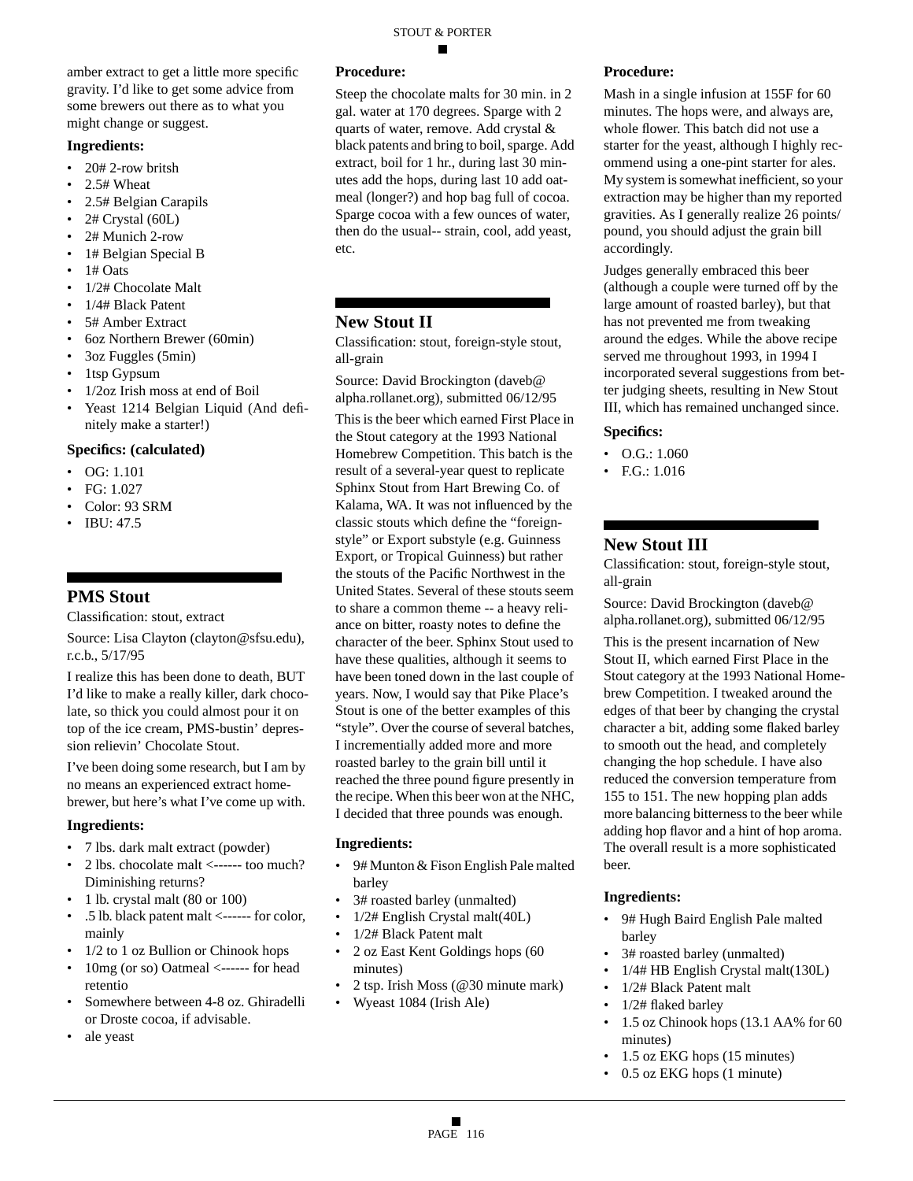amber extract to get a little more specific gravity. I'd like to get some advice from some brewers out there as to what you might change or suggest.

### Ingredients:

- 20# 2-row britsh
- 2.5# Wheat
- 2.5# Belgian Carapils
- 2# Crystal (60L)
- 2# Munich 2-row
- 1# Belgian Special B
- 1# Oats
- 1/2# Chocolate Malt
- 1/4# Black Patent
- 5# Amber Extract
- 6oz Northern Brewer (60min)
- 3oz Fuggles (5min)
- 1tsp Gypsum
- 1/2oz Irish moss at end of Boil
- Yeast 1214 Belgian Liquid (And definitely make a starter!)

### Specifics: (calculated)

- OG: 1.101
- FG: 1.027
- Color: 93 SRM
- IBU: 47.5

## PMS Stout

Classification: stout, extract

Source: Lisa Clayton (clayton@sfsu.edu), r.c.b., 5/17/95

I realize this has been done to death, BUT I'd like to make a really killer, dark chocolate, so thick you could almost pour it on top of the ice cream, PMS-bustin' depression relievin' Chocolate Stout.

I've been doing some research, but I am by no means an experienced extract homebrewer, but here's what I've come up with.

### Ingredients:

- 7 lbs. dark malt extract (powder)
- 2 lbs. chocolate malt <------ too much? Diminishing returns?
- 1 lb. crystal malt (80 or 100)
- .5 lb. black patent malt <------ for color, mainly
- 1/2 to 1 oz Bullion or Chinook hops
- 10mg (or so) Oatmeal <------ for head retentio
- Somewhere between 4-8 oz. Ghiradelli or Droste cocoa, if advisable.
- ale yeast

### Procedure:

Steep the chocolate malts for 30 min. in 2 gal. water at 170 degrees. Sparge with 2 quarts of water, remove. Add crystal & black patents and bring to boil, sparge. Add extract, boil for 1 hr., during last 30 minutes add the hops, during last 10 add oatmeal (longer?) and hop bag full of cocoa. Sparge cocoa with a few ounces of water, then do the usual-- strain, cool, add yeast, etc.

## New Stout II

Classification: stout, foreign-style stout, all-grain

Source: David Brockington (daveb@alpha.rollanet.org), submitted 06/12/95

This is the beer which earned First Place in the Stout category at the 1993 National Homebrew Competition. This batch is the result of a several-year quest to replicate Sphinx Stout from Hart Brewing Co. of Kalama, WA. It was not influenced by the classic stouts which define the "foreign-style" or Export substyle (e.g. Guinness Export, or Tropical Guinness) but rather the stouts of the Pacific Northwest in the United States. Several of these stouts seem to share a common theme -- a heavy reliance on bitter, roasty notes to define the character of the beer. Sphinx Stout used to have these qualities, although it seems to have been toned down in the last couple of years. Now, I would say that Pike Place's Stout is one of the better examples of this "style". Over the course of several batches, I incrementially added more and more roasted barley to the grain bill until it reached the three pound figure presently in the recipe. When this beer won at the NHC, I decided that three pounds was enough.

### Ingredients:

- 9# Munton & Fison English Pale malted barley
- 3# roasted barley (unmalted)
- 1/2# English Crystal malt(40L)
- 1/2# Black Patent malt
- 2 oz East Kent Goldings hops (60 minutes)
- 2 tsp. Irish Moss (@30 minute mark)
- Wyeast 1084 (Irish Ale)

### Procedure:

Mash in a single infusion at 155F for 60 minutes. The hops were, and always are, whole flower. This batch did not use a starter for the yeast, although I highly recommend using a one-pint starter for ales. My system is somewhat inefficient, so your extraction may be higher than my reported gravities. As I generally realize 26 points/pound, you should adjust the grain bill accordingly.

Judges generally embraced this beer (although a couple were turned off by the large amount of roasted barley), but that has not prevented me from tweaking around the edges. While the above recipe served me throughout 1993, in 1994 I incorporated several suggestions from better judging sheets, resulting in New Stout III, which has remained unchanged since.

### Specifics:

- O.G.: 1.060
- F.G.: 1.016

## New Stout III

Classification: stout, foreign-style stout, all-grain

Source: David Brockington (daveb@alpha.rollanet.org), submitted 06/12/95

This is the present incarnation of New Stout II, which earned First Place in the Stout category at the 1993 National Homebrew Competition. I tweaked around the edges of that beer by changing the crystal character a bit, adding some flaked barley to smooth out the head, and completely changing the hop schedule. I have also reduced the conversion temperature from 155 to 151. The new hopping plan adds more balancing bitterness to the beer while adding hop flavor and a hint of hop aroma. The overall result is a more sophisticated beer.

### Ingredients:

- 9# Hugh Baird English Pale malted barley
- 3# roasted barley (unmalted)
- 1/4# HB English Crystal malt(130L)
- 1/2# Black Patent malt
- 1/2# flaked barley
- 1.5 oz Chinook hops (13.1 AA% for 60 minutes)
- 1.5 oz EKG hops (15 minutes)
- 0.5 oz EKG hops (1 minute)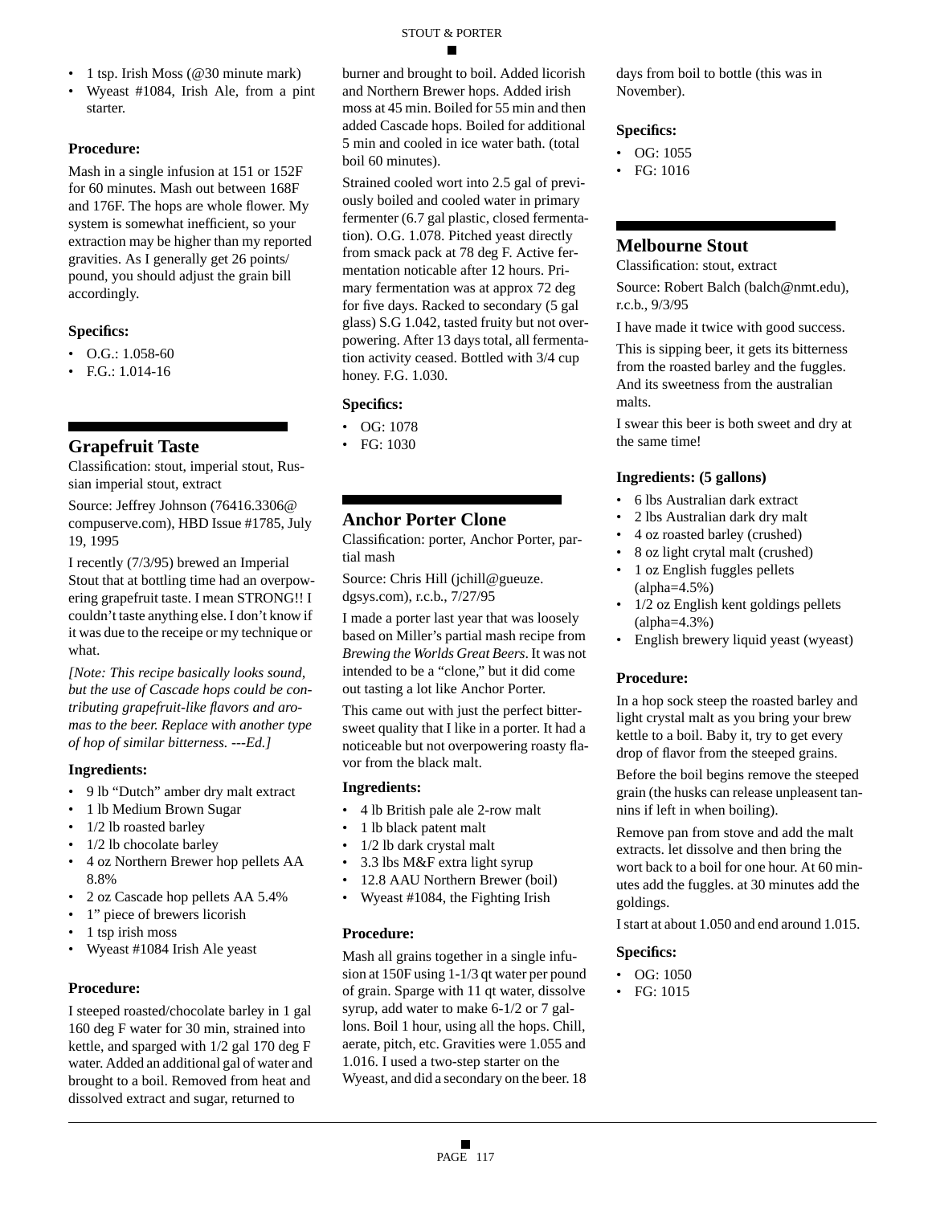- 1 tsp. Irish Moss (@30 minute mark)
- Wyeast #1084, Irish Ale, from a pint starter.

#### Procedure:

Mash in a single infusion at 151 or 152F for 60 minutes. Mash out between 168F and 176F. The hops are whole flower. My system is somewhat inefficient, so your extraction may be higher than my reported gravities. As I generally get 26 points/pound, you should adjust the grain bill accordingly.

#### Specifics:

- O.G.: 1.058-60
- F.G.: 1.014-16

## Grapefruit Taste

Classification: stout, imperial stout, Russian imperial stout, extract

Source: Jeffrey Johnson (76416.3306@compuserve.com), HBD Issue #1785, July 19, 1995

I recently (7/3/95) brewed an Imperial Stout that at bottling time had an overpowering grapefruit taste. I mean STRONG!! I couldn't taste anything else. I don't know if it was due to the receipe or my technique or what.

*[Note: This recipe basically looks sound, but the use of Cascade hops could be contributing grapefruit-like flavors and aromas to the beer. Replace with another type of hop of similar bitterness. ---Ed.]*

#### Ingredients:

- 9 lb "Dutch" amber dry malt extract
- 1 lb Medium Brown Sugar
- 1/2 lb roasted barley
- 1/2 lb chocolate barley
- 4 oz Northern Brewer hop pellets AA 8.8%
- 2 oz Cascade hop pellets AA 5.4%
- 1" piece of brewers licorish
- 1 tsp irish moss
- Wyeast #1084 Irish Ale yeast

#### Procedure:

I steeped roasted/chocolate barley in 1 gal 160 deg F water for 30 min, strained into kettle, and sparged with 1/2 gal 170 deg F water. Added an additional gal of water and brought to a boil. Removed from heat and dissolved extract and sugar, returned to burner and brought to boil. Added licorish and Northern Brewer hops. Added irish moss at 45 min. Boiled for 55 min and then added Cascade hops. Boiled for additional 5 min and cooled in ice water bath. (total boil 60 minutes).

Strained cooled wort into 2.5 gal of previously boiled and cooled water in primary fermenter (6.7 gal plastic, closed fermentation). O.G. 1.078. Pitched yeast directly from smack pack at 78 deg F. Active fermentation noticable after 12 hours. Primary fermentation was at approx 72 deg for five days. Racked to secondary (5 gal glass) S.G 1.042, tasted fruity but not overpowering. After 13 days total, all fermentation activity ceased. Bottled with 3/4 cup honey. F.G. 1.030.

#### Specifics:

- OG: 1078
- FG: 1030

## Anchor Porter Clone

Classification: porter, Anchor Porter, partial mash

Source: Chris Hill (jchill@gueuze.dgsys.com), r.c.b., 7/27/95

I made a porter last year that was loosely based on Miller's partial mash recipe from *Brewing the Worlds Great Beers*. It was not intended to be a "clone," but it did come out tasting a lot like Anchor Porter.

This came out with just the perfect bittersweet quality that I like in a porter. It had a noticeable but not overpowering roasty flavor from the black malt.

#### Ingredients:

- 4 lb British pale ale 2-row malt
- 1 lb black patent malt
- 1/2 lb dark crystal malt
- 3.3 lbs M&F extra light syrup
- 12.8 AAU Northern Brewer (boil)
- Wyeast #1084, the Fighting Irish

#### Procedure:

Mash all grains together in a single infusion at 150F using 1-1/3 qt water per pound of grain. Sparge with 11 qt water, dissolve syrup, add water to make 6-1/2 or 7 gallons. Boil 1 hour, using all the hops. Chill, aerate, pitch, etc. Gravities were 1.055 and 1.016. I used a two-step starter on the Wyeast, and did a secondary on the beer. 18 days from boil to bottle (this was in November).

#### Specifics:

- OG: 1055
- FG: 1016

## Melbourne Stout

Classification: stout, extract

Source: Robert Balch (balch@nmt.edu), r.c.b., 9/3/95

I have made it twice with good success.

This is sipping beer, it gets its bitterness from the roasted barley and the fuggles. And its sweetness from the australian malts.

I swear this beer is both sweet and dry at the same time!

#### Ingredients: (5 gallons)

- 6 lbs Australian dark extract
- 2 lbs Australian dark dry malt
- 4 oz roasted barley (crushed)
- 8 oz light crytal malt (crushed)
- 1 oz English fuggles pellets (alpha=4.5%)
- 1/2 oz English kent goldings pellets (alpha=4.3%)
- English brewery liquid yeast (wyeast)

#### Procedure:

In a hop sock steep the roasted barley and light crystal malt as you bring your brew kettle to a boil. Baby it, try to get every drop of flavor from the steeped grains.

Before the boil begins remove the steeped grain (the husks can release unpleasent tannins if left in when boiling).

Remove pan from stove and add the malt extracts. let dissolve and then bring the wort back to a boil for one hour. At 60 minutes add the fuggles. at 30 minutes add the goldings.

I start at about 1.050 and end around 1.015.

#### Specifics:

- OG: 1050
- FG: 1015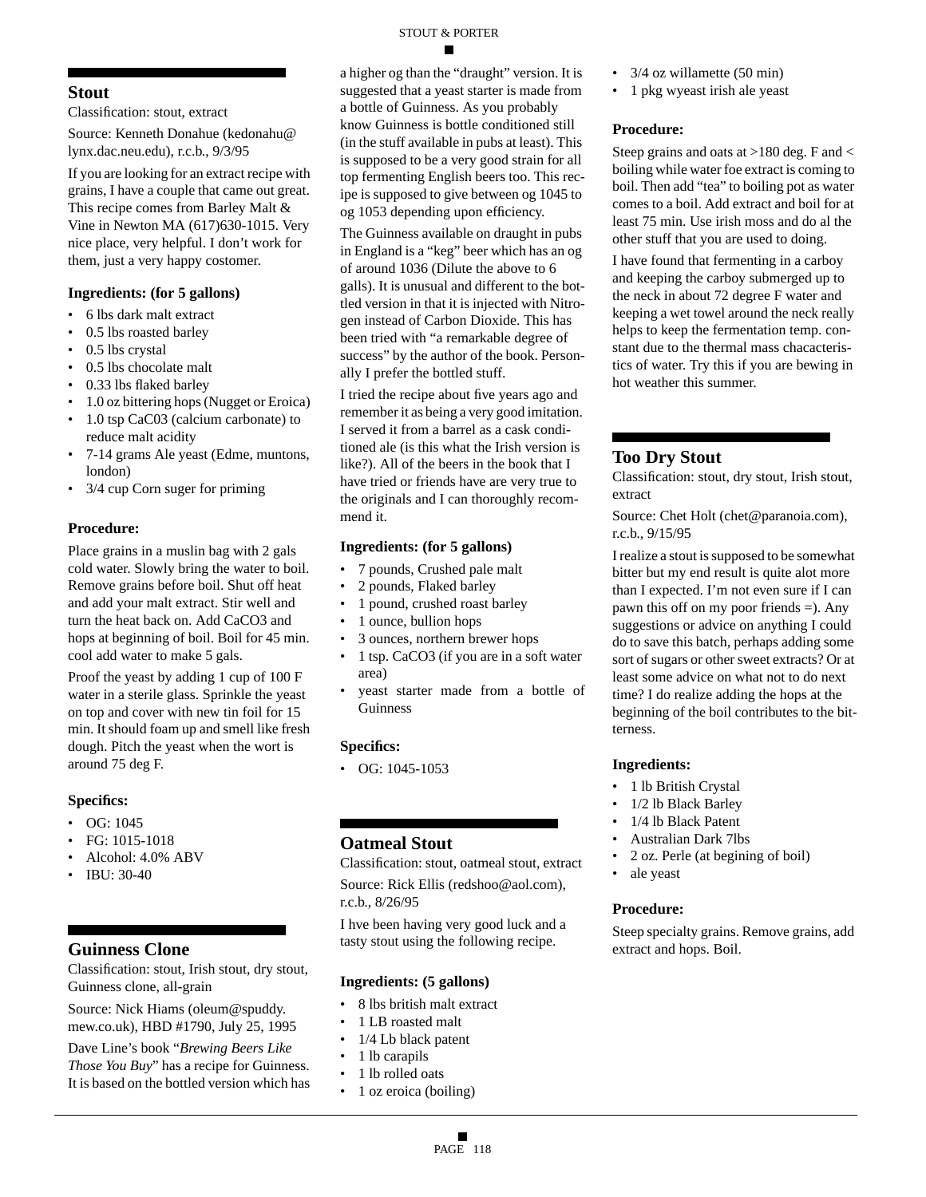## Stout

Classification: stout, extract

Source: Kenneth Donahue (kedonahu@lynx.dac.neu.edu), r.c.b., 9/3/95

If you are looking for an extract recipe with grains, I have a couple that came out great. This recipe comes from Barley Malt & Vine in Newton MA (617)630-1015. Very nice place, very helpful. I don't work for them, just a very happy costomer.

### Ingredients: (for 5 gallons)

- 6 lbs dark malt extract
- 0.5 lbs roasted barley
- 0.5 lbs crystal
- 0.5 lbs chocolate malt
- 0.33 lbs flaked barley
- 1.0 oz bittering hops (Nugget or Eroica)
- 1.0 tsp CaC03 (calcium carbonate) to reduce malt acidity
- 7-14 grams Ale yeast (Edme, muntons, london)
- 3/4 cup Corn suger for priming

### Procedure:

Place grains in a muslin bag with 2 gals cold water. Slowly bring the water to boil. Remove grains before boil. Shut off heat and add your malt extract. Stir well and turn the heat back on. Add CaCO3 and hops at beginning of boil. Boil for 45 min. cool add water to make 5 gals.

Proof the yeast by adding 1 cup of 100 F water in a sterile glass. Sprinkle the yeast on top and cover with new tin foil for 15 min. It should foam up and smell like fresh dough. Pitch the yeast when the wort is around 75 deg F.

### Specifics:

- OG: 1045
- FG: 1015-1018
- Alcohol: 4.0% ABV
- IBU: 30-40

## Guinness Clone

Classification: stout, Irish stout, dry stout, Guinness clone, all-grain

Source: Nick Hiams (oleum@spuddy.mew.co.uk), HBD #1790, July 25, 1995

Dave Line's book "*Brewing Beers Like Those You Buy*" has a recipe for Guinness. It is based on the bottled version which has a higher og than the "draught" version. It is suggested that a yeast starter is made from a bottle of Guinness. As you probably know Guinness is bottle conditioned still (in the stuff available in pubs at least). This is supposed to be a very good strain for all top fermenting English beers too. This recipe is supposed to give between og 1045 to og 1053 depending upon efficiency.

The Guinness available on draught in pubs in England is a "keg" beer which has an og of around 1036 (Dilute the above to 6 galls). It is unusual and different to the bottled version in that it is injected with Nitrogen instead of Carbon Dioxide. This has been tried with "a remarkable degree of success" by the author of the book. Personally I prefer the bottled stuff.

I tried the recipe about five years ago and remember it as being a very good imitation. I served it from a barrel as a cask conditioned ale (is this what the Irish version is like?). All of the beers in the book that I have tried or friends have are very true to the originals and I can thoroughly recommend it.

### Ingredients: (for 5 gallons)

- 7 pounds, Crushed pale malt
- 2 pounds, Flaked barley
- 1 pound, crushed roast barley
- 1 ounce, bullion hops
- 3 ounces, northern brewer hops
- 1 tsp. CaCO3 (if you are in a soft water area)
- yeast starter made from a bottle of Guinness

### Specifics:

- OG: 1045-1053

## Oatmeal Stout

Classification: stout, oatmeal stout, extract

Source: Rick Ellis (redshoo@aol.com), r.c.b., 8/26/95

I hve been having very good luck and a tasty stout using the following recipe.

### Ingredients: (5 gallons)

- 8 lbs british malt extract
- 1 LB roasted malt
- 1/4 Lb black patent
- 1 lb carapils
- 1 lb rolled oats
- 1 oz eroica (boiling)
- 3/4 oz willamette (50 min)
- 1 pkg wyeast irish ale yeast

### Procedure:

Steep grains and oats at >180 deg. F and < boiling while water foe extract is coming to boil. Then add "tea" to boiling pot as water comes to a boil. Add extract and boil for at least 75 min. Use irish moss and do al the other stuff that you are used to doing.

I have found that fermenting in a carboy and keeping the carboy submerged up to the neck in about 72 degree F water and keeping a wet towel around the neck really helps to keep the fermentation temp. constant due to the thermal mass chacacteristics of water. Try this if you are bewing in hot weather this summer.

## Too Dry Stout

Classification: stout, dry stout, Irish stout, extract

Source: Chet Holt (chet@paranoia.com), r.c.b., 9/15/95

I realize a stout is supposed to be somewhat bitter but my end result is quite alot more than I expected. I'm not even sure if I can pawn this off on my poor friends =). Any suggestions or advice on anything I could do to save this batch, perhaps adding some sort of sugars or other sweet extracts? Or at least some advice on what not to do next time? I do realize adding the hops at the beginning of the boil contributes to the bitterness.

### Ingredients:

- 1 lb British Crystal
- 1/2 lb Black Barley
- 1/4 lb Black Patent
- Australian Dark 7lbs
- 2 oz. Perle (at begining of boil)
- ale yeast

### Procedure:

Steep specialty grains. Remove grains, add extract and hops. Boil.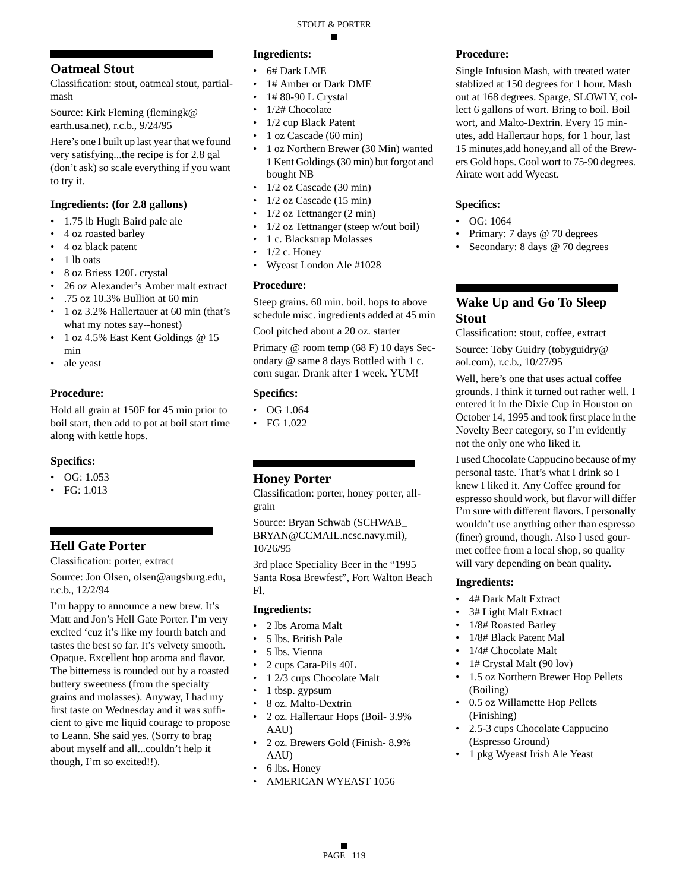## Oatmeal Stout

Classification: stout, oatmeal stout, partial-mash

Source: Kirk Fleming (flemingk@earth.usa.net), r.c.b., 9/24/95

Here's one I built up last year that we found very satisfying...the recipe is for 2.8 gal (don't ask) so scale everything if you want to try it.

### Ingredients: (for 2.8 gallons)

- 1.75 lb Hugh Baird pale ale
- 4 oz roasted barley
- 4 oz black patent
- 1 lb oats
- 8 oz Briess 120L crystal
- 26 oz Alexander's Amber malt extract
- .75 oz 10.3% Bullion at 60 min
- 1 oz 3.2% Hallertauer at 60 min (that's what my notes say--honest)
- 1 oz 4.5% East Kent Goldings @ 15 min
- ale yeast

### Procedure:

Hold all grain at 150F for 45 min prior to boil start, then add to pot at boil start time along with kettle hops.

### Specifics:

- OG: 1.053
- FG: 1.013

## Hell Gate Porter

Classification: porter, extract

Source: Jon Olsen, olsen@augsburg.edu, r.c.b., 12/2/94

I'm happy to announce a new brew. It's Matt and Jon's Hell Gate Porter. I'm very excited 'cuz it's like my fourth batch and tastes the best so far. It's velvety smooth. Opaque. Excellent hop aroma and flavor. The bitterness is rounded out by a roasted buttery sweetness (from the specialty grains and molasses). Anyway, I had my first taste on Wednesday and it was sufficient to give me liquid courage to propose to Leann. She said yes. (Sorry to brag about myself and all...couldn't help it though, I'm so excited!!).

### Ingredients:

- 6# Dark LME
- 1# Amber or Dark DME
- 1# 80-90 L Crystal
- 1/2# Chocolate
- 1/2 cup Black Patent
- 1 oz Cascade (60 min)
- 1 oz Northern Brewer (30 Min) wanted 1 Kent Goldings (30 min) but forgot and bought NB
- 1/2 oz Cascade (30 min)
- 1/2 oz Cascade (15 min)
- 1/2 oz Tettnanger (2 min)
- 1/2 oz Tettnanger (steep w/out boil)
- 1 c. Blackstrap Molasses
- 1/2 c. Honey
- Wyeast London Ale #1028

### Procedure:

Steep grains. 60 min. boil. hops to above schedule misc. ingredients added at 45 min

Cool pitched about a 20 oz. starter

Primary @ room temp (68 F) 10 days Secondary @ same 8 days Bottled with 1 c. corn sugar. Drank after 1 week. YUM!

### Specifics:

- OG 1.064
- FG 1.022

## Honey Porter

Classification: porter, honey porter, all-grain

Source: Bryan Schwab (SCHWAB_BRYAN@CCMAIL.ncsc.navy.mil), 10/26/95

3rd place Speciality Beer in the "1995 Santa Rosa Brewfest", Fort Walton Beach Fl.

### Ingredients:

- 2 lbs Aroma Malt
- 5 lbs. British Pale
- 5 lbs. Vienna
- 2 cups Cara-Pils 40L
- 1 2/3 cups Chocolate Malt
- 1 tbsp. gypsum
- 8 oz. Malto-Dextrin
- 2 oz. Hallertaur Hops (Boil- 3.9% AAU)
- 2 oz. Brewers Gold (Finish- 8.9% AAU)
- 6 lbs. Honey
- AMERICAN WYEAST 1056

### Procedure:

Single Infusion Mash, with treated water stablized at 150 degrees for 1 hour. Mash out at 168 degrees. Sparge, SLOWLY, collect 6 gallons of wort. Bring to boil. Boil wort, and Malto-Dextrin. Every 15 minutes, add Hallertaur hops, for 1 hour, last 15 minutes,add honey,and all of the Brewers Gold hops. Cool wort to 75-90 degrees. Airate wort add Wyeast.

### Specifics:

- OG: 1064
- Primary: 7 days @ 70 degrees
- Secondary: 8 days @ 70 degrees

## Wake Up and Go To Sleep Stout

Classification: stout, coffee, extract

Source: Toby Guidry (tobyguidry@aol.com), r.c.b., 10/27/95

Well, here's one that uses actual coffee grounds. I think it turned out rather well. I entered it in the Dixie Cup in Houston on October 14, 1995 and took first place in the Novelty Beer category, so I'm evidently not the only one who liked it.

I used Chocolate Cappucino because of my personal taste. That's what I drink so I knew I liked it. Any Coffee ground for espresso should work, but flavor will differ I'm sure with different flavors. I personally wouldn't use anything other than espresso (finer) ground, though. Also I used gourmet coffee from a local shop, so quality will vary depending on bean quality.

### Ingredients:

- 4# Dark Malt Extract
- 3# Light Malt Extract
- 1/8# Roasted Barley
- 1/8# Black Patent Mal
- 1/4# Chocolate Malt
- 1# Crystal Malt (90 lov)
- 1.5 oz Northern Brewer Hop Pellets (Boiling)
- 0.5 oz Willamette Hop Pellets (Finishing)
- 2.5-3 cups Chocolate Cappucino (Espresso Ground)
- 1 pkg Wyeast Irish Ale Yeast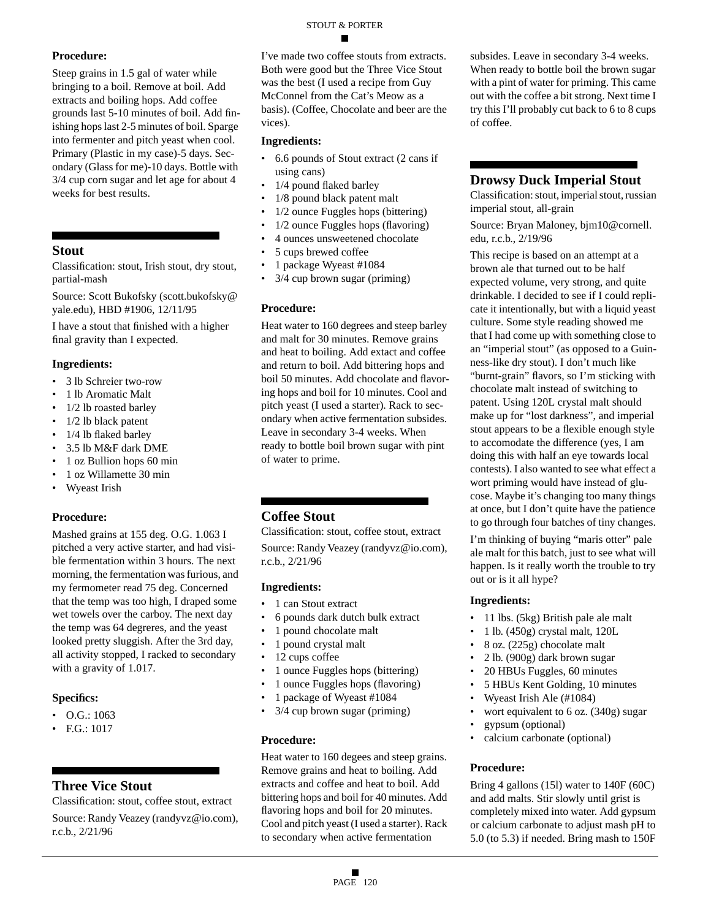**Procedure:**

Steep grains in 1.5 gal of water while bringing to a boil. Remove at boil. Add extracts and boiling hops. Add coffee grounds last 5-10 minutes of boil. Add finishing hops last 2-5 minutes of boil. Sparge into fermenter and pitch yeast when cool. Primary (Plastic in my case)-5 days. Secondary (Glass for me)-10 days. Bottle with 3/4 cup corn sugar and let age for about 4 weeks for best results.

## Stout

Classification: stout, Irish stout, dry stout, partial-mash

Source: Scott Bukofsky (scott.bukofsky@yale.edu), HBD #1906, 12/11/95

I have a stout that finished with a higher final gravity than I expected.

**Ingredients:**

- 3 lb Schreier two-row
- 1 lb Aromatic Malt
- 1/2 lb roasted barley
- 1/2 lb black patent
- 1/4 lb flaked barley
- 3.5 lb M&F dark DME
- 1 oz Bullion hops 60 min
- 1 oz Willamette 30 min
- Wyeast Irish

**Procedure:**

Mashed grains at 155 deg. O.G. 1.063 I pitched a very active starter, and had visible fermentation within 3 hours. The next morning, the fermentation was furious, and my fermometer read 75 deg. Concerned that the temp was too high, I draped some wet towels over the carboy. The next day the temp was 64 degreres, and the yeast looked pretty sluggish. After the 3rd day, all activity stopped, I racked to secondary with a gravity of 1.017.

**Specifics:**

- O.G.: 1063
- F.G.: 1017

## Three Vice Stout

Classification: stout, coffee stout, extract

Source: Randy Veazey (randyvz@io.com), r.c.b., 2/21/96

I've made two coffee stouts from extracts. Both were good but the Three Vice Stout was the best (I used a recipe from Guy McConnel from the Cat's Meow as a basis). (Coffee, Chocolate and beer are the vices).

**Ingredients:**

- 6.6 pounds of Stout extract (2 cans if using cans)
- 1/4 pound flaked barley
- 1/8 pound black patent malt
- 1/2 ounce Fuggles hops (bittering)
- 1/2 ounce Fuggles hops (flavoring)
- 4 ounces unsweetened chocolate
- 5 cups brewed coffee
- 1 package Wyeast #1084
- 3/4 cup brown sugar (priming)

**Procedure:**

Heat water to 160 degrees and steep barley and malt for 30 minutes. Remove grains and heat to boiling. Add extact and coffee and return to boil. Add bittering hops and boil 50 minutes. Add chocolate and flavoring hops and boil for 10 minutes. Cool and pitch yeast (I used a starter). Rack to secondary when active fermentation subsides. Leave in secondary 3-4 weeks. When ready to bottle boil brown sugar with pint of water to prime.

## Coffee Stout

Classification: stout, coffee stout, extract

Source: Randy Veazey (randyvz@io.com), r.c.b., 2/21/96

**Ingredients:**

- 1 can Stout extract
- 6 pounds dark dutch bulk extract
- 1 pound chocolate malt
- 1 pound crystal malt
- 12 cups coffee
- 1 ounce Fuggles hops (bittering)
- 1 ounce Fuggles hops (flavoring)
- 1 package of Wyeast #1084
- 3/4 cup brown sugar (priming)

**Procedure:**

Heat water to 160 degees and steep grains. Remove grains and heat to boiling. Add extracts and coffee and heat to boil. Add bittering hops and boil for 40 minutes. Add flavoring hops and boil for 20 minutes. Cool and pitch yeast (I used a starter). Rack to secondary when active fermentation subsides. Leave in secondary 3-4 weeks. When ready to bottle boil the brown sugar with a pint of water for priming. This came out with the coffee a bit strong. Next time I try this I'll probably cut back to 6 to 8 cups of coffee.

## Drowsy Duck Imperial Stout

Classification: stout, imperial stout, russian imperial stout, all-grain

Source: Bryan Maloney, bjm10@cornell.edu, r.c.b., 2/19/96

This recipe is based on an attempt at a brown ale that turned out to be half expected volume, very strong, and quite drinkable. I decided to see if I could replicate it intentionally, but with a liquid yeast culture. Some style reading showed me that I had come up with something close to an "imperial stout" (as opposed to a Guinness-like dry stout). I don't much like "burnt-grain" flavors, so I'm sticking with chocolate malt instead of switching to patent. Using 120L crystal malt should make up for "lost darkness", and imperial stout appears to be a flexible enough style to accomodate the difference (yes, I am doing this with half an eye towards local contests). I also wanted to see what effect a wort priming would have instead of glucose. Maybe it's changing too many things at once, but I don't quite have the patience to go through four batches of tiny changes.

I'm thinking of buying "maris otter" pale ale malt for this batch, just to see what will happen. Is it really worth the trouble to try out or is it all hype?

**Ingredients:**

- 11 lbs. (5kg) British pale ale malt
- 1 lb. (450g) crystal malt, 120L
- 8 oz. (225g) chocolate malt
- 2 lb. (900g) dark brown sugar
- 20 HBUs Fuggles, 60 minutes
- 5 HBUs Kent Golding, 10 minutes
- Wyeast Irish Ale (#1084)
- wort equivalent to 6 oz. (340g) sugar
- gypsum (optional)
- calcium carbonate (optional)

**Procedure:**

Bring 4 gallons (15l) water to 140F (60C) and add malts. Stir slowly until grist is completely mixed into water. Add gypsum or calcium carbonate to adjust mash pH to 5.0 (to 5.3) if needed. Bring mash to 150F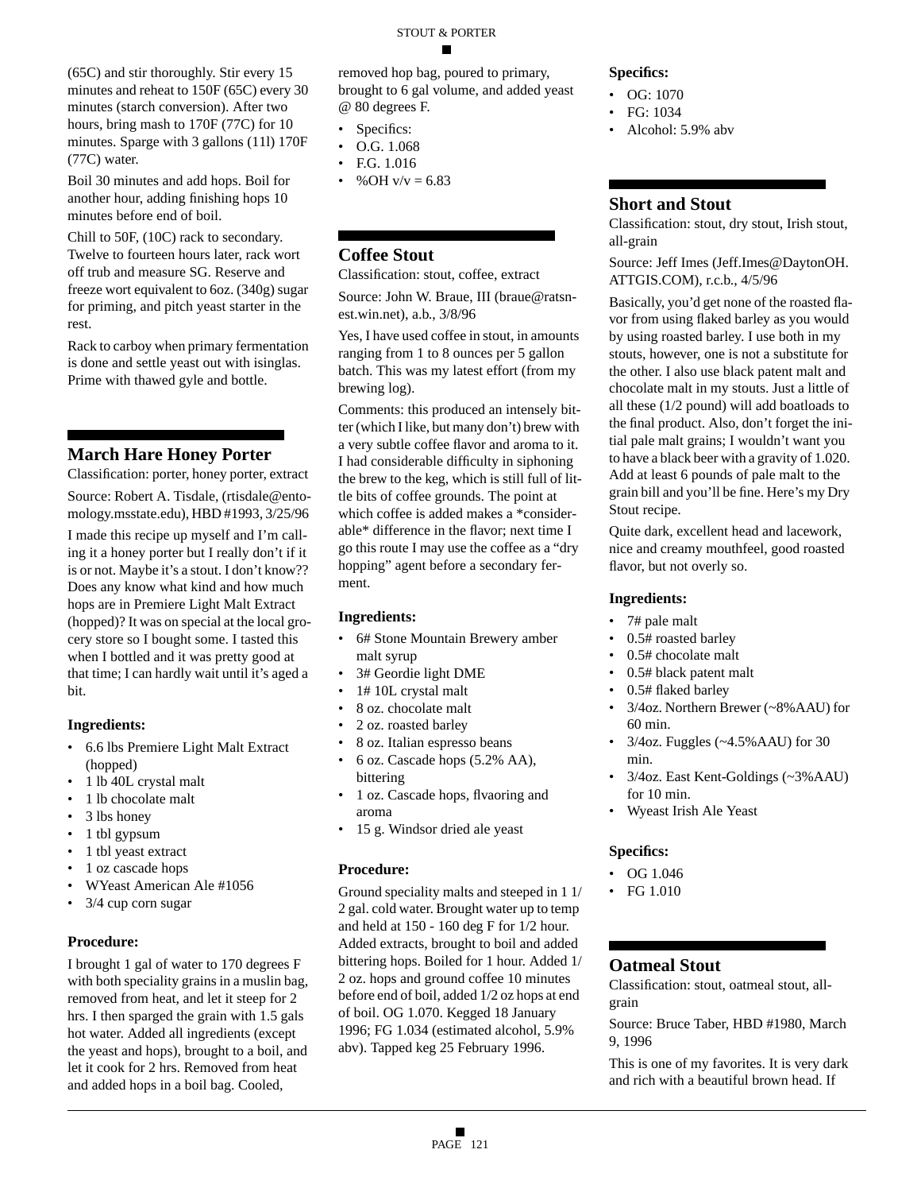(65C) and stir thoroughly. Stir every 15 minutes and reheat to 150F (65C) every 30 minutes (starch conversion). After two hours, bring mash to 170F (77C) for 10 minutes. Sparge with 3 gallons (11l) 170F (77C) water.

Boil 30 minutes and add hops. Boil for another hour, adding finishing hops 10 minutes before end of boil.

Chill to 50F, (10C) rack to secondary. Twelve to fourteen hours later, rack wort off trub and measure SG. Reserve and freeze wort equivalent to 6oz. (340g) sugar for priming, and pitch yeast starter in the rest.

Rack to carboy when primary fermentation is done and settle yeast out with isinglas. Prime with thawed gyle and bottle.

## March Hare Honey Porter

Classification: porter, honey porter, extract

Source: Robert A. Tisdale, (rtisdale@entomology.msstate.edu), HBD #1993, 3/25/96

I made this recipe up myself and I'm calling it a honey porter but I really don't if it is or not. Maybe it's a stout. I don't know?? Does any know what kind and how much hops are in Premiere Light Malt Extract (hopped)? It was on special at the local grocery store so I bought some. I tasted this when I bottled and it was pretty good at that time; I can hardly wait until it's aged a bit.

### Ingredients:

- 6.6 lbs Premiere Light Malt Extract (hopped)
- 1 lb 40L crystal malt
- 1 lb chocolate malt
- 3 lbs honey
- 1 tbl gypsum
- 1 tbl yeast extract
- 1 oz cascade hops
- WYeast American Ale #1056
- 3/4 cup corn sugar

### Procedure:

I brought 1 gal of water to 170 degrees F with both speciality grains in a muslin bag, removed from heat, and let it steep for 2 hrs. I then sparged the grain with 1.5 gals hot water. Added all ingredients (except the yeast and hops), brought to a boil, and let it cook for 2 hrs. Removed from heat and added hops in a boil bag. Cooled, removed hop bag, poured to primary, brought to 6 gal volume, and added yeast @ 80 degrees F.

- Specifics:
- O.G. 1.068
- F.G. 1.016
- %OH v/v = 6.83

## Coffee Stout

Classification: stout, coffee, extract

Source: John W. Braue, III (braue@ratsnest.win.net), a.b., 3/8/96

Yes, I have used coffee in stout, in amounts ranging from 1 to 8 ounces per 5 gallon batch. This was my latest effort (from my brewing log).

Comments: this produced an intensely bitter (which I like, but many don't) brew with a very subtle coffee flavor and aroma to it. I had considerable difficulty in siphoning the brew to the keg, which is still full of little bits of coffee grounds. The point at which coffee is added makes a *considerable* difference in the flavor; next time I go this route I may use the coffee as a "dry hopping" agent before a secondary ferment.

### Ingredients:

- 6# Stone Mountain Brewery amber malt syrup
- 3# Geordie light DME
- 1# 10L crystal malt
- 8 oz. chocolate malt
- 2 oz. roasted barley
- 8 oz. Italian espresso beans
- 6 oz. Cascade hops (5.2% AA), bittering
- 1 oz. Cascade hops, flvaoring and aroma
- 15 g. Windsor dried ale yeast

### Procedure:

Ground speciality malts and steeped in 1 1/2 gal. cold water. Brought water up to temp and held at 150 - 160 deg F for 1/2 hour. Added extracts, brought to boil and added bittering hops. Boiled for 1 hour. Added 1/2 oz. hops and ground coffee 10 minutes before end of boil, added 1/2 oz hops at end of boil. OG 1.070. Kegged 18 January 1996; FG 1.034 (estimated alcohol, 5.9% abv). Tapped keg 25 February 1996.

### Specifics:

- OG: 1070
- FG: 1034
- Alcohol: 5.9% abv

## Short and Stout

Classification: stout, dry stout, Irish stout, all-grain

Source: Jeff Imes (Jeff.Imes@DaytonOH.ATTGIS.COM), r.c.b., 4/5/96

Basically, you'd get none of the roasted flavor from using flaked barley as you would by using roasted barley. I use both in my stouts, however, one is not a substitute for the other. I also use black patent malt and chocolate malt in my stouts. Just a little of all these (1/2 pound) will add boatloads to the final product. Also, don't forget the initial pale malt grains; I wouldn't want you to have a black beer with a gravity of 1.020. Add at least 6 pounds of pale malt to the grain bill and you'll be fine. Here's my Dry Stout recipe.

Quite dark, excellent head and lacework, nice and creamy mouthfeel, good roasted flavor, but not overly so.

### Ingredients:

- 7# pale malt
- 0.5# roasted barley
- 0.5# chocolate malt
- 0.5# black patent malt
- 0.5# flaked barley
- 3/4oz. Northern Brewer (~8%AAU) for 60 min.
- 3/4oz. Fuggles (~4.5%AAU) for 30 min.
- 3/4oz. East Kent-Goldings (~3%AAU) for 10 min.
- Wyeast Irish Ale Yeast

### Specifics:

- OG 1.046
- FG 1.010

## Oatmeal Stout

Classification: stout, oatmeal stout, all-grain

Source: Bruce Taber, HBD #1980, March 9, 1996

This is one of my favorites. It is very dark and rich with a beautiful brown head. If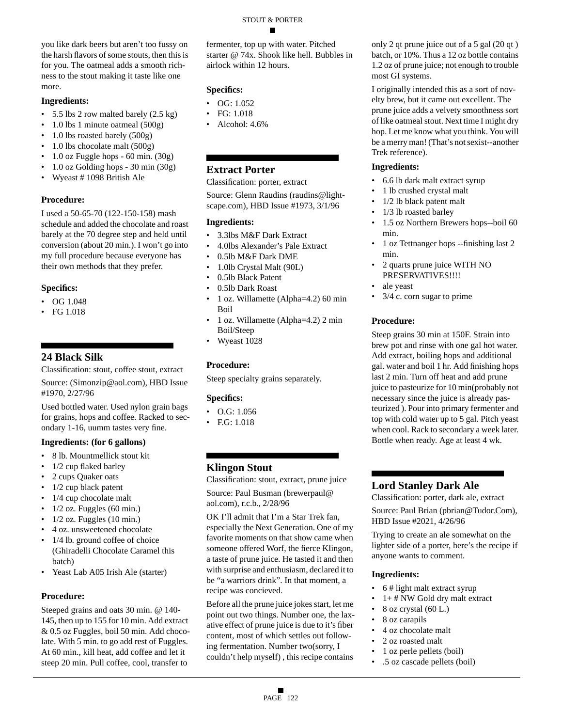you like dark beers but aren't too fussy on the harsh flavors of some stouts, then this is for you. The oatmeal adds a smooth richness to the stout making it taste like one more.

### Ingredients:

- 5.5 lbs 2 row malted barely (2.5 kg)
- 1.0 lbs 1 minute oatmeal (500g)
- 1.0 lbs roasted barely (500g)
- 1.0 lbs chocolate malt (500g)
- 1.0 oz Fuggle hops - 60 min. (30g)
- 1.0 oz Golding hops - 30 min (30g)
- Wyeast # 1098 British Ale

### Procedure:

I used a 50-65-70 (122-150-158) mash schedule and added the chocolate and roast barely at the 70 degree step and held until conversion (about 20 min.). I won't go into my full procedure because everyone has their own methods that they prefer.

### Specifics:

- OG 1.048
- FG 1.018

## 24 Black Silk

Classification: stout, coffee stout, extract

Source: (Simonzip@aol.com), HBD Issue #1970, 2/27/96

Used bottled water. Used nylon grain bags for grains, hops and coffee. Racked to secondary 1-16, uumm tastes very fine.

### Ingredients: (for 6 gallons)

- 8 lb. Mountmellick stout kit
- 1/2 cup flaked barley
- 2 cups Quaker oats
- 1/2 cup black patent
- 1/4 cup chocolate malt
- 1/2 oz. Fuggles (60 min.)
- 1/2 oz. Fuggles (10 min.)
- 4 oz. unsweetened chocolate
- 1/4 lb. ground coffee of choice (Ghiradelli Chocolate Caramel this batch)
- Yeast Lab A05 Irish Ale (starter)

### Procedure:

Steeped grains and oats 30 min. @ 140-145, then up to 155 for 10 min. Add extract & 0.5 oz Fuggles, boil 50 min. Add chocolate. With 5 min. to go add rest of Fuggles. At 60 min., kill heat, add coffee and let it steep 20 min. Pull coffee, cool, transfer to fermenter, top up with water. Pitched starter @ 74x. Shook like hell. Bubbles in airlock within 12 hours.

### Specifics:

- OG: 1.052
- FG: 1.018
- Alcohol: 4.6%

## Extract Porter

Classification: porter, extract

Source: Glenn Raudins (raudins@lightscape.com), HBD Issue #1973, 3/1/96

### Ingredients:

- 3.3lbs M&F Dark Extract
- 4.0lbs Alexander's Pale Extract
- 0.5lb M&F Dark DME
- 1.0lb Crystal Malt (90L)
- 0.5lb Black Patent
- 0.5lb Dark Roast
- 1 oz. Willamette (Alpha=4.2) 60 min Boil
- 1 oz. Willamette (Alpha=4.2) 2 min Boil/Steep
- Wyeast 1028

### Procedure:

Steep specialty grains separately.

### Specifics:

- O.G: 1.056
- F.G: 1.018

## Klingon Stout

Classification: stout, extract, prune juice

Source: Paul Busman (brewerpaul@aol.com), r.c.b., 2/28/96

OK I'll admit that I'm a Star Trek fan, especially the Next Generation. One of my favorite moments on that show came when someone offered Worf, the fierce Klingon, a taste of prune juice. He tasted it and then with surprise and enthusiasm, declared it to be "a warriors drink". In that moment, a recipe was concieved.

Before all the prune juice jokes start, let me point out two things. Number one, the laxative effect of prune juice is due to it's fiber content, most of which settles out following fermentation. Number two(sorry, I couldn't help myself) , this recipe contains only 2 qt prune juice out of a 5 gal (20 qt ) batch, or 10%. Thus a 12 oz bottle contains 1.2 oz of prune juice; not enough to trouble most GI systems.

I originally intended this as a sort of novelty brew, but it came out excellent. The prune juice adds a velvety smoothness sort of like oatmeal stout. Next time I might dry hop. Let me know what you think. You will be a merry man! (That's not sexist--another Trek reference).

### Ingredients:

- 6.6 lb dark malt extract syrup
- 1 lb crushed crystal malt
- 1/2 lb black patent malt
- 1/3 lb roasted barley
- 1.5 oz Northern Brewers hops--boil 60 min.
- 1 oz Tettnanger hops --finishing last 2 min.
- 2 quarts prune juice WITH NO PRESERVATIVES!!!!
- ale yeast
- 3/4 c. corn sugar to prime

### Procedure:

Steep grains 30 min at 150F. Strain into brew pot and rinse with one gal hot water. Add extract, boiling hops and additional gal. water and boil 1 hr. Add finishing hops last 2 min. Turn off heat and add prune juice to pasteurize for 10 min(probably not necessary since the juice is already pasteurized ). Pour into primary fermenter and top with cold water up to 5 gal. Pitch yeast when cool. Rack to secondary a week later. Bottle when ready. Age at least 4 wk.

## Lord Stanley Dark Ale

Classification: porter, dark ale, extract

Source: Paul Brian (pbrian@Tudor.Com), HBD Issue #2021, 4/26/96

Trying to create an ale somewhat on the lighter side of a porter, here's the recipe if anyone wants to comment.

### Ingredients:

- 6 # light malt extract syrup
- 1+ # NW Gold dry malt extract
- 8 oz crystal (60 L.)
- 8 oz carapils
- 4 oz chocolate malt
- 2 oz roasted malt
- 1 oz perle pellets (boil)
- .5 oz cascade pellets (boil)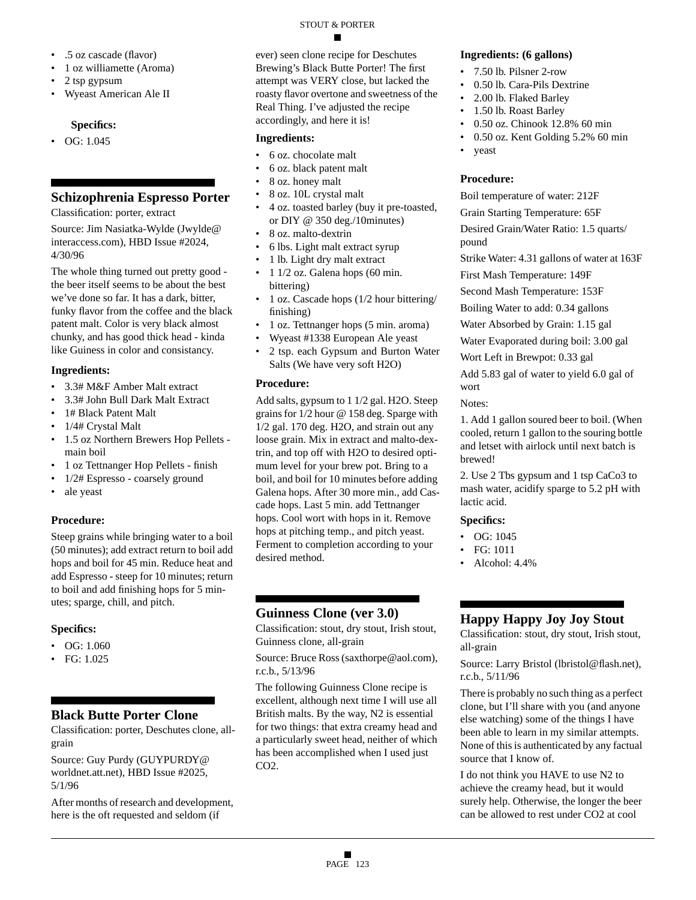- .5 oz cascade (flavor)
- 1 oz williamette (Aroma)
- 2 tsp gypsum
- Wyeast American Ale II

**Specifics:**

- OG: 1.045

## Schizophrenia Espresso Porter

Classification: porter, extract

Source: Jim Nasiatka-Wylde (Jwylde@interaccess.com), HBD Issue #2024, 4/30/96

The whole thing turned out pretty good - the beer itself seems to be about the best we've done so far. It has a dark, bitter, funky flavor from the coffee and the black patent malt. Color is very black almost chunky, and has good thick head - kinda like Guiness in color and consistancy.

**Ingredients:**

- 3.3# M&F Amber Malt extract
- 3.3# John Bull Dark Malt Extract
- 1# Black Patent Malt
- 1/4# Crystal Malt
- 1.5 oz Northern Brewers Hop Pellets - main boil
- 1 oz Tettnanger Hop Pellets - finish
- 1/2# Espresso - coarsely ground
- ale yeast

**Procedure:**

Steep grains while bringing water to a boil (50 minutes); add extract return to boil add hops and boil for 45 min. Reduce heat and add Espresso - steep for 10 minutes; return to boil and add finishing hops for 5 minutes; sparge, chill, and pitch.

**Specifics:**

- OG: 1.060
- FG: 1.025

## Black Butte Porter Clone

Classification: porter, Deschutes clone, all-grain

Source: Guy Purdy (GUYPURDY@worldnet.att.net), HBD Issue #2025, 5/1/96

After months of research and development, here is the oft requested and seldom (if ever) seen clone recipe for Deschutes Brewing's Black Butte Porter! The first attempt was VERY close, but lacked the roasty flavor overtone and sweetness of the Real Thing. I've adjusted the recipe accordingly, and here it is!

**Ingredients:**

- 6 oz. chocolate malt
- 6 oz. black patent malt
- 8 oz. honey malt
- 8 oz. 10L crystal malt
- 4 oz. toasted barley (buy it pre-toasted, or DIY @ 350 deg./10minutes)
- 8 oz. malto-dextrin
- 6 lbs. Light malt extract syrup
- 1 lb. Light dry malt extract
- 1 1/2 oz. Galena hops (60 min. bittering)
- 1 oz. Cascade hops (1/2 hour bittering/finishing)
- 1 oz. Tettnanger hops (5 min. aroma)
- Wyeast #1338 European Ale yeast
- 2 tsp. each Gypsum and Burton Water Salts (We have very soft H2O)

**Procedure:**

Add salts, gypsum to 1 1/2 gal. H2O. Steep grains for 1/2 hour @ 158 deg. Sparge with 1/2 gal. 170 deg. H2O, and strain out any loose grain. Mix in extract and malto-dextrin, and top off with H2O to desired optimum level for your brew pot. Bring to a boil, and boil for 10 minutes before adding Galena hops. After 30 more min., add Cascade hops. Last 5 min. add Tettnanger hops. Cool wort with hops in it. Remove hops at pitching temp., and pitch yeast. Ferment to completion according to your desired method.

## Guinness Clone (ver 3.0)

Classification: stout, dry stout, Irish stout, Guinness clone, all-grain

Source: Bruce Ross (saxthorpe@aol.com), r.c.b., 5/13/96

The following Guinness Clone recipe is excellent, although next time I will use all British malts. By the way, N2 is essential for two things: that extra creamy head and a particularly sweet head, neither of which has been accomplished when I used just CO2.

**Ingredients: (6 gallons)**

- 7.50 lb. Pilsner 2-row
- 0.50 lb. Cara-Pils Dextrine
- 2.00 lb. Flaked Barley
- 1.50 lb. Roast Barley
- 0.50 oz. Chinook 12.8% 60 min
- 0.50 oz. Kent Golding 5.2% 60 min
- yeast

**Procedure:**

Boil temperature of water: 212F

Grain Starting Temperature: 65F

Desired Grain/Water Ratio: 1.5 quarts/pound

Strike Water: 4.31 gallons of water at 163F

First Mash Temperature: 149F

Second Mash Temperature: 153F

Boiling Water to add: 0.34 gallons

Water Absorbed by Grain: 1.15 gal

Water Evaporated during boil: 3.00 gal

Wort Left in Brewpot: 0.33 gal

Add 5.83 gal of water to yield 6.0 gal of wort

Notes:

1. Add 1 gallon soured beer to boil. (When cooled, return 1 gallon to the souring bottle and letset with airlock until next batch is brewed!
2. Use 2 Tbs gypsum and 1 tsp CaCo3 to mash water, acidify sparge to 5.2 pH with lactic acid.

**Specifics:**

- OG: 1045
- FG: 1011
- Alcohol: 4.4%

## Happy Happy Joy Joy Stout

Classification: stout, dry stout, Irish stout, all-grain

Source: Larry Bristol (lbristol@flash.net), r.c.b., 5/11/96

There is probably no such thing as a perfect clone, but I'll share with you (and anyone else watching) some of the things I have been able to learn in my similar attempts. None of this is authenticated by any factual source that I know of.

I do not think you HAVE to use N2 to achieve the creamy head, but it would surely help. Otherwise, the longer the beer can be allowed to rest under CO2 at cool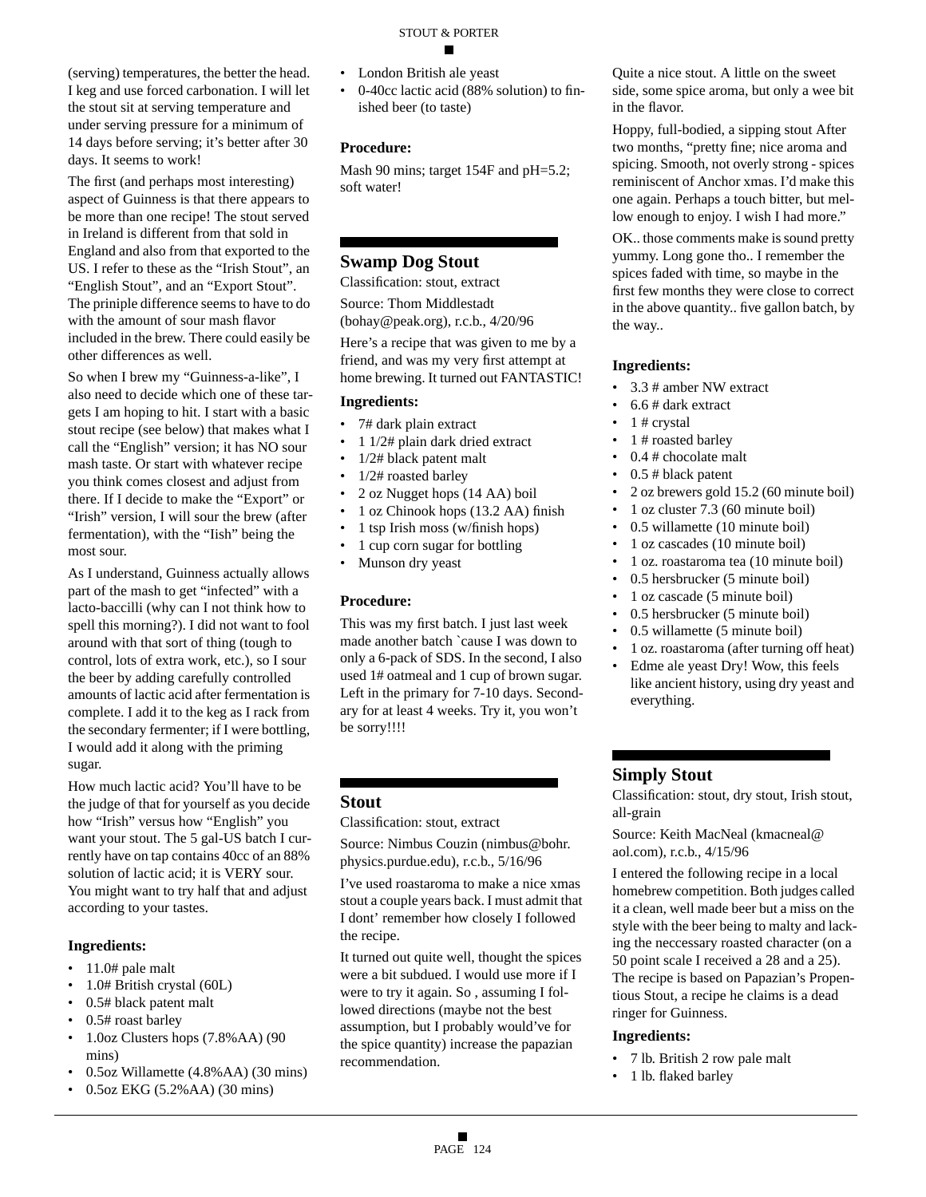(serving) temperatures, the better the head. I keg and use forced carbonation. I will let the stout sit at serving temperature and under serving pressure for a minimum of 14 days before serving; it's better after 30 days. It seems to work!

The first (and perhaps most interesting) aspect of Guinness is that there appears to be more than one recipe! The stout served in Ireland is different from that sold in England and also from that exported to the US. I refer to these as the "Irish Stout", an "English Stout", and an "Export Stout". The priniple difference seems to have to do with the amount of sour mash flavor included in the brew. There could easily be other differences as well.

So when I brew my "Guinness-a-like", I also need to decide which one of these targets I am hoping to hit. I start with a basic stout recipe (see below) that makes what I call the "English" version; it has NO sour mash taste. Or start with whatever recipe you think comes closest and adjust from there. If I decide to make the "Export" or "Irish" version, I will sour the brew (after fermentation), with the "Iish" being the most sour.

As I understand, Guinness actually allows part of the mash to get "infected" with a lacto-baccilli (why can I not think how to spell this morning?). I did not want to fool around with that sort of thing (tough to control, lots of extra work, etc.), so I sour the beer by adding carefully controlled amounts of lactic acid after fermentation is complete. I add it to the keg as I rack from the secondary fermenter; if I were bottling, I would add it along with the priming sugar.

How much lactic acid? You'll have to be the judge of that for yourself as you decide how "Irish" versus how "English" you want your stout. The 5 gal-US batch I currently have on tap contains 40cc of an 88% solution of lactic acid; it is VERY sour. You might want to try half that and adjust according to your tastes.

### Ingredients:

- 11.0# pale malt
- 1.0# British crystal (60L)
- 0.5# black patent malt
- 0.5# roast barley
- 1.0oz Clusters hops (7.8%AA) (90 mins)
- 0.5oz Willamette (4.8%AA) (30 mins)
- 0.5oz EKG (5.2%AA) (30 mins)
- London British ale yeast
- 0-40cc lactic acid (88% solution) to finished beer (to taste)

### Procedure:

Mash 90 mins; target 154F and pH=5.2; soft water!

## Swamp Dog Stout

Classification: stout, extract

Source: Thom Middlestadt (bohay@peak.org), r.c.b., 4/20/96

Here's a recipe that was given to me by a friend, and was my very first attempt at home brewing. It turned out FANTASTIC!

### Ingredients:

- 7# dark plain extract
- 1 1/2# plain dark dried extract
- 1/2# black patent malt
- 1/2# roasted barley
- 2 oz Nugget hops (14 AA) boil
- 1 oz Chinook hops (13.2 AA) finish
- 1 tsp Irish moss (w/finish hops)
- 1 cup corn sugar for bottling
- Munson dry yeast

### Procedure:

This was my first batch. I just last week made another batch `cause I was down to only a 6-pack of SDS. In the second, I also used 1# oatmeal and 1 cup of brown sugar. Left in the primary for 7-10 days. Secondary for at least 4 weeks. Try it, you won't be sorry!!!!

## Stout

Classification: stout, extract

Source: Nimbus Couzin (nimbus@bohr.physics.purdue.edu), r.c.b., 5/16/96

I've used roastaroma to make a nice xmas stout a couple years back. I must admit that I dont' remember how closely I followed the recipe.

It turned out quite well, thought the spices were a bit subdued. I would use more if I were to try it again. So , assuming I followed directions (maybe not the best assumption, but I probably would've for the spice quantity) increase the papazian recommendation.

Quite a nice stout. A little on the sweet side, some spice aroma, but only a wee bit in the flavor.

Hoppy, full-bodied, a sipping stout After two months, "pretty fine; nice aroma and spicing. Smooth, not overly strong - spices reminiscent of Anchor xmas. I'd make this one again. Perhaps a touch bitter, but mellow enough to enjoy. I wish I had more."

OK.. those comments make is sound pretty yummy. Long gone tho.. I remember the spices faded with time, so maybe in the first few months they were close to correct in the above quantity.. five gallon batch, by the way..

### Ingredients:

- 3.3 # amber NW extract
- 6.6 # dark extract
- 1 # crystal
- 1 # roasted barley
- 0.4 # chocolate malt
- 0.5 # black patent
- 2 oz brewers gold 15.2 (60 minute boil)
- 1 oz cluster 7.3 (60 minute boil)
- 0.5 willamette (10 minute boil)
- 1 oz cascades (10 minute boil)
- 1 oz. roastaroma tea (10 minute boil)
- 0.5 hersbrucker (5 minute boil)
- 1 oz cascade (5 minute boil)
- 0.5 hersbrucker (5 minute boil)
- 0.5 willamette (5 minute boil)
- 1 oz. roastaroma (after turning off heat)
- Edme ale yeast Dry! Wow, this feels like ancient history, using dry yeast and everything.

## Simply Stout

Classification: stout, dry stout, Irish stout, all-grain

Source: Keith MacNeal (kmacneal@aol.com), r.c.b., 4/15/96

I entered the following recipe in a local homebrew competition. Both judges called it a clean, well made beer but a miss on the style with the beer being to malty and lacking the neccessary roasted character (on a 50 point scale I received a 28 and a 25). The recipe is based on Papazian's Propentious Stout, a recipe he claims is a dead ringer for Guinness.

### Ingredients:

- 7 lb. British 2 row pale malt
- 1 lb. flaked barley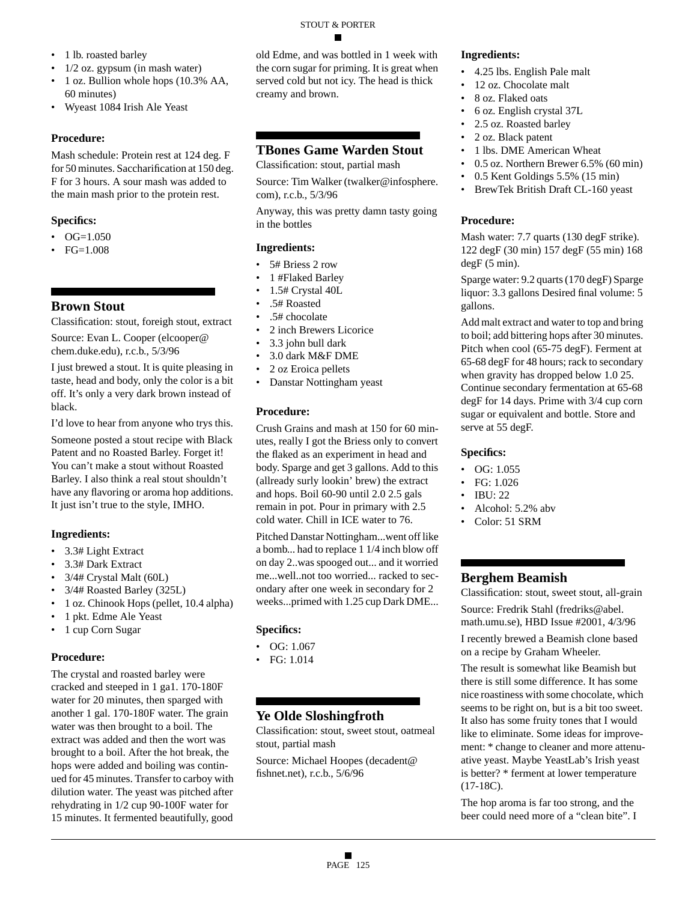- 1 lb. roasted barley
- 1/2 oz. gypsum (in mash water)
- 1 oz. Bullion whole hops (10.3% AA, 60 minutes)
- Wyeast 1084 Irish Ale Yeast

### Procedure:

Mash schedule: Protein rest at 124 deg. F for 50 minutes. Saccharification at 150 deg. F for 3 hours. A sour mash was added to the main mash prior to the protein rest.

### Specifics:

- OG=1.050
- FG=1.008

## Brown Stout

Classification: stout, foreign stout, extract

Source: Evan L. Cooper (elcooper@chem.duke.edu), r.c.b., 5/3/96

I just brewed a stout. It is quite pleasing in taste, head and body, only the color is a bit off. It's only a very dark brown instead of black.

I'd love to hear from anyone who trys this.

Someone posted a stout recipe with Black Patent and no Roasted Barley. Forget it! You can't make a stout without Roasted Barley. I also think a real stout shouldn't have any flavoring or aroma hop additions. It just isn't true to the style, IMHO.

### Ingredients:

- 3.3# Light Extract
- 3.3# Dark Extract
- 3/4# Crystal Malt (60L)
- 3/4# Roasted Barley (325L)
- 1 oz. Chinook Hops (pellet, 10.4 alpha)
- 1 pkt. Edme Ale Yeast
- 1 cup Corn Sugar

### Procedure:

The crystal and roasted barley were cracked and steeped in 1 ga1. 170-180F water for 20 minutes, then sparged with another 1 gal. 170-180F water. The grain water was then brought to a boil. The extract was added and then the wort was brought to a boil. After the hot break, the hops were added and boiling was continued for 45 minutes. Transfer to carboy with dilution water. The yeast was pitched after rehydrating in 1/2 cup 90-100F water for 15 minutes. It fermented beautifully, good old Edme, and was bottled in 1 week with the corn sugar for priming. It is great when served cold but not icy. The head is thick creamy and brown.

## TBones Game Warden Stout

Classification: stout, partial mash

Source: Tim Walker (twalker@infosphere.com), r.c.b., 5/3/96

Anyway, this was pretty damn tasty going in the bottles

### Ingredients:

- 5# Briess 2 row
- 1 #Flaked Barley
- 1.5# Crystal 40L
- .5# Roasted
- .5# chocolate
- 2 inch Brewers Licorice
- 3.3 john bull dark
- 3.0 dark M&F DME
- 2 oz Eroica pellets
- Danstar Nottingham yeast

### Procedure:

Crush Grains and mash at 150 for 60 minutes, really I got the Briess only to convert the flaked as an experiment in head and body. Sparge and get 3 gallons. Add to this (allready surly lookin' brew) the extract and hops. Boil 60-90 until 2.0 2.5 gals remain in pot. Pour in primary with 2.5 cold water. Chill in ICE water to 76.

Pitched Danstar Nottingham...went off like a bomb... had to replace 1 1/4 inch blow off on day 2..was spooged out... and it worried me...well..not too worried... racked to secondary after one week in secondary for 2 weeks...primed with 1.25 cup Dark DME...

### Specifics:

- OG: 1.067
- FG: 1.014

## Ye Olde Sloshingfroth

Classification: stout, sweet stout, oatmeal stout, partial mash

Source: Michael Hoopes (decadent@fishnet.net), r.c.b., 5/6/96

### Ingredients:

- 4.25 lbs. English Pale malt
- 12 oz. Chocolate malt
- 8 oz. Flaked oats
- 6 oz. English crystal 37L
- 2.5 oz. Roasted barley
- 2 oz. Black patent
- 1 lbs. DME American Wheat
- 0.5 oz. Northern Brewer 6.5% (60 min)
- 0.5 Kent Goldings 5.5% (15 min)
- BrewTek British Draft CL-160 yeast

### Procedure:

Mash water: 7.7 quarts (130 degF strike). 122 degF (30 min) 157 degF (55 min) 168 degF (5 min).

Sparge water: 9.2 quarts (170 degF) Sparge liquor: 3.3 gallons Desired final volume: 5 gallons.

Add malt extract and water to top and bring to boil; add bittering hops after 30 minutes. Pitch when cool (65-75 degF). Ferment at 65-68 degF for 48 hours; rack to secondary when gravity has dropped below 1.0 25. Continue secondary fermentation at 65-68 degF for 14 days. Prime with 3/4 cup corn sugar or equivalent and bottle. Store and serve at 55 degF.

### Specifics:

- OG: 1.055
- FG: 1.026
- IBU: 22
- Alcohol: 5.2% abv
- Color: 51 SRM

## Berghem Beamish

Classification: stout, sweet stout, all-grain

Source: Fredrik Stahl (fredriks@abel.math.umu.se), HBD Issue #2001, 4/3/96

I recently brewed a Beamish clone based on a recipe by Graham Wheeler.

The result is somewhat like Beamish but there is still some difference. It has some nice roastiness with some chocolate, which seems to be right on, but is a bit too sweet. It also has some fruity tones that I would like to eliminate. Some ideas for improvement: * change to cleaner and more attenuative yeast. Maybe YeastLab's Irish yeast is better? * ferment at lower temperature (17-18C).

The hop aroma is far too strong, and the beer could need more of a "clean bite". I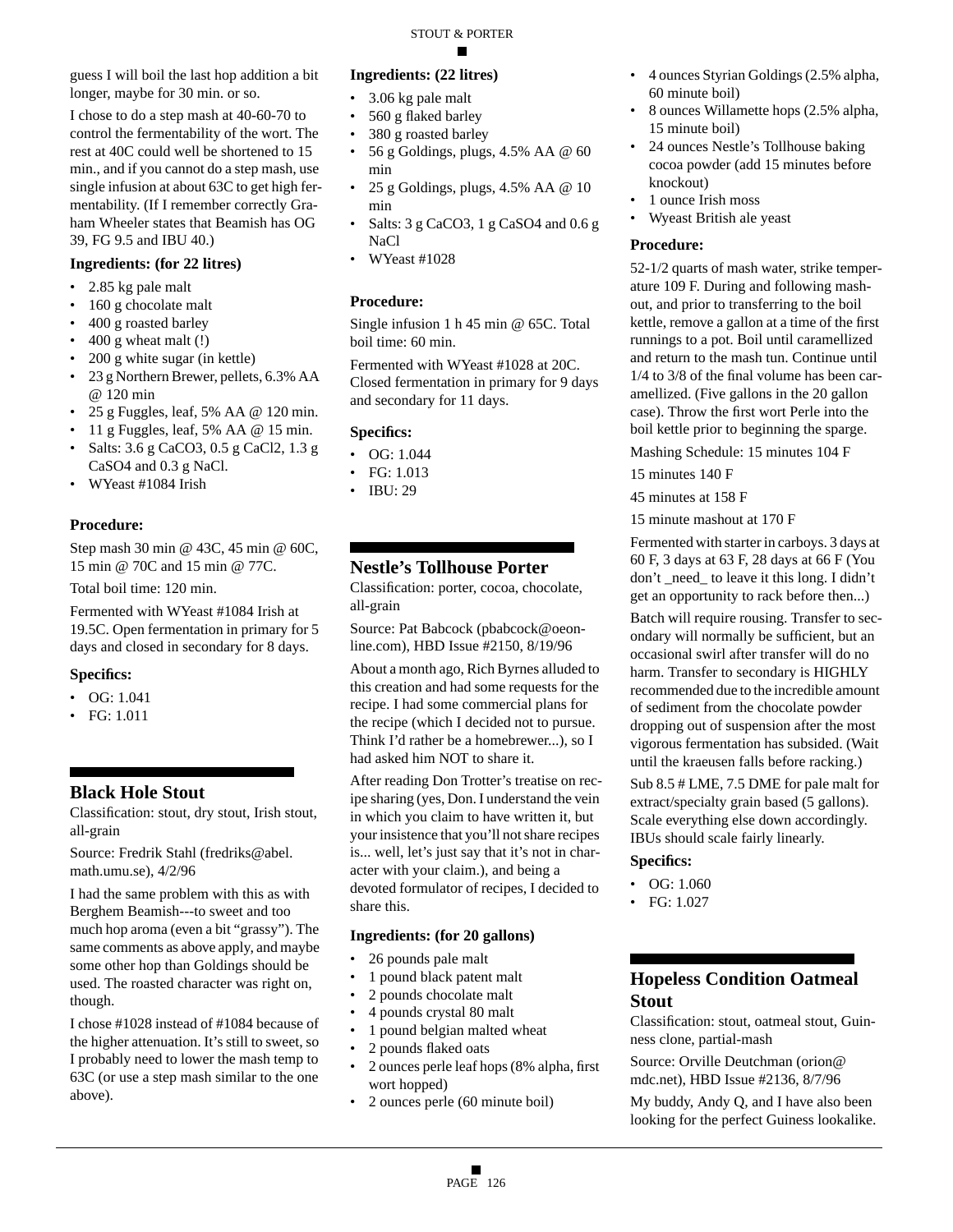guess I will boil the last hop addition a bit longer, maybe for 30 min. or so.

I chose to do a step mash at 40-60-70 to control the fermentability of the wort. The rest at 40C could well be shortened to 15 min., and if you cannot do a step mash, use single infusion at about 63C to get high fermentability. (If I remember correctly Graham Wheeler states that Beamish has OG 39, FG 9.5 and IBU 40.)

### Ingredients: (for 22 litres)

- 2.85 kg pale malt
- 160 g chocolate malt
- 400 g roasted barley
- 400 g wheat malt (!)
- 200 g white sugar (in kettle)
- 23 g Northern Brewer, pellets, 6.3% AA @ 120 min
- 25 g Fuggles, leaf, 5% AA @ 120 min.
- 11 g Fuggles, leaf, 5% AA @ 15 min.
- Salts: 3.6 g $CaCO_3$, 0.5 g $CaCl_2$, 1.3 g $CaSO_4$ and 0.3 g NaCl.
- WYeast #1084 Irish

### Procedure:

Step mash 30 min @ 43C, 45 min @ 60C, 15 min @ 70C and 15 min @ 77C.

Total boil time: 120 min.

Fermented with WYeast #1084 Irish at 19.5C. Open fermentation in primary for 5 days and closed in secondary for 8 days.

### Specifics:

- OG: 1.041
- FG: 1.011

## Black Hole Stout

Classification: stout, dry stout, Irish stout, all-grain

Source: Fredrik Stahl (fredriks@abel.math.umu.se), 4/2/96

I had the same problem with this as with Berghem Beamish---to sweet and too much hop aroma (even a bit “grassy”). The same comments as above apply, and maybe some other hop than Goldings should be used. The roasted character was right on, though.

I chose #1028 instead of #1084 because of the higher attenuation. It’s still to sweet, so I probably need to lower the mash temp to 63C (or use a step mash similar to the one above).

### Ingredients: (22 litres)

- 3.06 kg pale malt
- 560 g flaked barley
- 380 g roasted barley
- 56 g Goldings, plugs, 4.5% AA @ 60 min
- 25 g Goldings, plugs, 4.5% AA @ 10 min
- Salts: 3 g $CaCO_3$, 1 g $CaSO_4$ and 0.6 g NaCl
- WYeast #1028

### Procedure:

Single infusion 1 h 45 min @ 65C. Total boil time: 60 min.

Fermented with WYeast #1028 at 20C. Closed fermentation in primary for 9 days and secondary for 11 days.

### Specifics:

- OG: 1.044
- FG: 1.013
- IBU: 29

## Nestle’s Tollhouse Porter

Classification: porter, cocoa, chocolate, all-grain

Source: Pat Babcock (pbabcock@oeonline.com), HBD Issue #2150, 8/19/96

About a month ago, Rich Byrnes alluded to this creation and had some requests for the recipe. I had some commercial plans for the recipe (which I decided not to pursue. Think I’d rather be a homebrewer...), so I had asked him NOT to share it.

After reading Don Trotter’s treatise on recipe sharing (yes, Don. I understand the vein in which you claim to have written it, but your insistence that you’ll not share recipes is... well, let’s just say that it’s not in character with your claim.), and being a devoted formulator of recipes, I decided to share this.

### Ingredients: (for 20 gallons)

- 26 pounds pale malt
- 1 pound black patent malt
- 2 pounds chocolate malt
- 4 pounds crystal 80 malt
- 1 pound belgian malted wheat
- 2 pounds flaked oats
- 2 ounces perle leaf hops (8% alpha, first wort hopped)
- 2 ounces perle (60 minute boil)
- 4 ounces Styrian Goldings (2.5% alpha, 60 minute boil)
- 8 ounces Willamette hops (2.5% alpha, 15 minute boil)
- 24 ounces Nestle’s Tollhouse baking cocoa powder (add 15 minutes before knockout)
- 1 ounce Irish moss
- Wyeast British ale yeast

### Procedure:

52-1/2 quarts of mash water, strike temperature 109 F. During and following mashout, and prior to transferring to the boil kettle, remove a gallon at a time of the first runnings to a pot. Boil until caramellized and return to the mash tun. Continue until 1/4 to 3/8 of the final volume has been caramellized. (Five gallons in the 20 gallon case). Throw the first wort Perle into the boil kettle prior to beginning the sparge.

Mashing Schedule: 15 minutes 104 F

15 minutes 140 F

45 minutes at 158 F

15 minute mashout at 170 F

Fermented with starter in carboys. 3 days at 60 F, 3 days at 63 F, 28 days at 66 F (You don’t _need_ to leave it this long. I didn’t get an opportunity to rack before then...)

Batch will require rousing. Transfer to secondary will normally be sufficient, but an occasional swirl after transfer will do no harm. Transfer to secondary is HIGHLY recommended due to the incredible amount of sediment from the chocolate powder dropping out of suspension after the most vigorous fermentation has subsided. (Wait until the kraeusen falls before racking.)

Sub 8.5 # LME, 7.5 DME for pale malt for extract/specialty grain based (5 gallons). Scale everything else down accordingly. IBUs should scale fairly linearly.

### Specifics:

- OG: 1.060
- FG: 1.027

## Hopeless Condition Oatmeal Stout

Classification: stout, oatmeal stout, Guinness clone, partial-mash

Source: Orville Deutchman (orion@mdc.net), HBD Issue #2136, 8/7/96

My buddy, Andy Q, and I have also been looking for the perfect Guiness lookalike.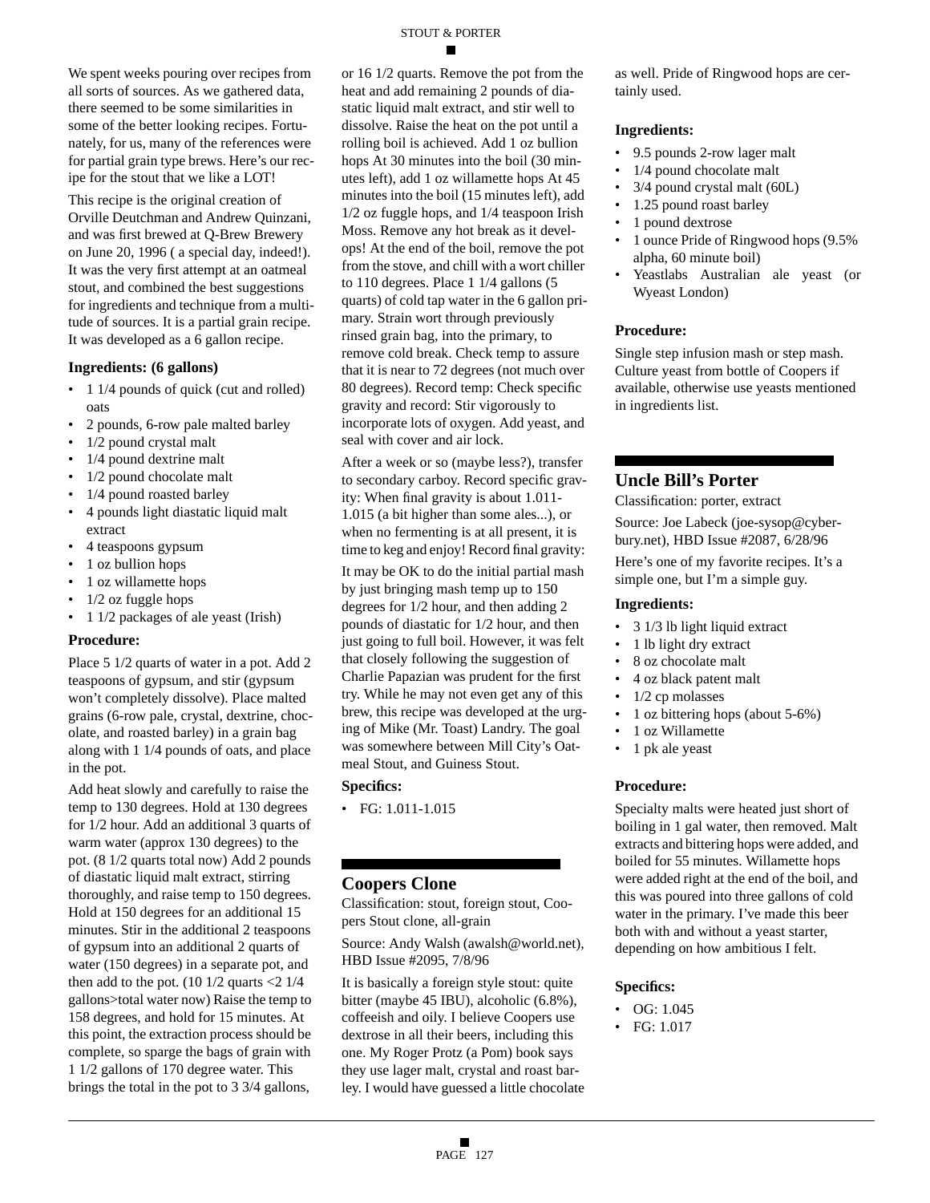We spent weeks pouring over recipes from all sorts of sources. As we gathered data, there seemed to be some similarities in some of the better looking recipes. Fortunately, for us, many of the references were for partial grain type brews. Here's our recipe for the stout that we like a LOT!

This recipe is the original creation of Orville Deutchman and Andrew Quinzani, and was first brewed at Q-Brew Brewery on June 20, 1996 ( a special day, indeed!). It was the very first attempt at an oatmeal stout, and combined the best suggestions for ingredients and technique from a multitude of sources. It is a partial grain recipe. It was developed as a 6 gallon recipe.

### Ingredients: (6 gallons)

- 1 1/4 pounds of quick (cut and rolled) oats
- 2 pounds, 6-row pale malted barley
- 1/2 pound crystal malt
- 1/4 pound dextrine malt
- 1/2 pound chocolate malt
- 1/4 pound roasted barley
- 4 pounds light diastatic liquid malt extract
- 4 teaspoons gypsum
- 1 oz bullion hops
- 1 oz willamette hops
- 1/2 oz fuggle hops
- 1 1/2 packages of ale yeast (Irish)

### Procedure:

Place 5 1/2 quarts of water in a pot. Add 2 teaspoons of gypsum, and stir (gypsum won't completely dissolve). Place malted grains (6-row pale, crystal, dextrine, chocolate, and roasted barley) in a grain bag along with 1 1/4 pounds of oats, and place in the pot.

Add heat slowly and carefully to raise the temp to 130 degrees. Hold at 130 degrees for 1/2 hour. Add an additional 3 quarts of warm water (approx 130 degrees) to the pot. (8 1/2 quarts total now) Add 2 pounds of diastatic liquid malt extract, stirring thoroughly, and raise temp to 150 degrees. Hold at 150 degrees for an additional 15 minutes. Stir in the additional 2 teaspoons of gypsum into an additional 2 quarts of water (150 degrees) in a separate pot, and then add to the pot. (10 1/2 quarts <2 1/4 gallons>total water now) Raise the temp to 158 degrees, and hold for 15 minutes. At this point, the extraction process should be complete, so sparge the bags of grain with 1 1/2 gallons of 170 degree water. This brings the total in the pot to 3 3/4 gallons, or 16 1/2 quarts. Remove the pot from the heat and add remaining 2 pounds of diastatic liquid malt extract, and stir well to dissolve. Raise the heat on the pot until a rolling boil is achieved. Add 1 oz bullion hops At 30 minutes into the boil (30 minutes left), add 1 oz willamette hops At 45 minutes into the boil (15 minutes left), add 1/2 oz fuggle hops, and 1/4 teaspoon Irish Moss. Remove any hot break as it develops! At the end of the boil, remove the pot from the stove, and chill with a wort chiller to 110 degrees. Place 1 1/4 gallons (5 quarts) of cold tap water in the 6 gallon primary. Strain wort through previously rinsed grain bag, into the primary, to remove cold break. Check temp to assure that it is near to 72 degrees (not much over 80 degrees). Record temp: Check specific gravity and record: Stir vigorously to incorporate lots of oxygen. Add yeast, and seal with cover and air lock.

After a week or so (maybe less?), transfer to secondary carboy. Record specific gravity: When final gravity is about 1.011-1.015 (a bit higher than some ales...), or when no fermenting is at all present, it is time to keg and enjoy! Record final gravity:

It may be OK to do the initial partial mash by just bringing mash temp up to 150 degrees for 1/2 hour, and then adding 2 pounds of diastatic for 1/2 hour, and then just going to full boil. However, it was felt that closely following the suggestion of Charlie Papazian was prudent for the first try. While he may not even get any of this brew, this recipe was developed at the urging of Mike (Mr. Toast) Landry. The goal was somewhere between Mill City's Oatmeal Stout, and Guiness Stout.

### Specifics:

- FG: 1.011-1.015

## Coopers Clone

Classification: stout, foreign stout, Coopers Stout clone, all-grain

Source: Andy Walsh (awalsh@world.net), HBD Issue #2095, 7/8/96

It is basically a foreign style stout: quite bitter (maybe 45 IBU), alcoholic (6.8%), coffeeish and oily. I believe Coopers use dextrose in all their beers, including this one. My Roger Protz (a Pom) book says they use lager malt, crystal and roast barley. I would have guessed a little chocolate as well. Pride of Ringwood hops are certainly used.

### Ingredients:

- 9.5 pounds 2-row lager malt
- 1/4 pound chocolate malt
- 3/4 pound crystal malt (60L)
- 1.25 pound roast barley
- 1 pound dextrose
- 1 ounce Pride of Ringwood hops (9.5% alpha, 60 minute boil)
- Yeastlabs Australian ale yeast (or Wyeast London)

### Procedure:

Single step infusion mash or step mash. Culture yeast from bottle of Coopers if available, otherwise use yeasts mentioned in ingredients list.

## Uncle Bill's Porter

Classification: porter, extract

Source: Joe Labeck (joe-sysop@cyberbury.net), HBD Issue #2087, 6/28/96

Here's one of my favorite recipes. It's a simple one, but I'm a simple guy.

### Ingredients:

- 3 1/3 lb light liquid extract
- 1 lb light dry extract
- 8 oz chocolate malt
- 4 oz black patent malt
- 1/2 cp molasses
- 1 oz bittering hops (about 5-6%)
- 1 oz Willamette
- 1 pk ale yeast

### Procedure:

Specialty malts were heated just short of boiling in 1 gal water, then removed. Malt extracts and bittering hops were added, and boiled for 55 minutes. Willamette hops were added right at the end of the boil, and this was poured into three gallons of cold water in the primary. I've made this beer both with and without a yeast starter, depending on how ambitious I felt.

### Specifics:

- OG: 1.045
- FG: 1.017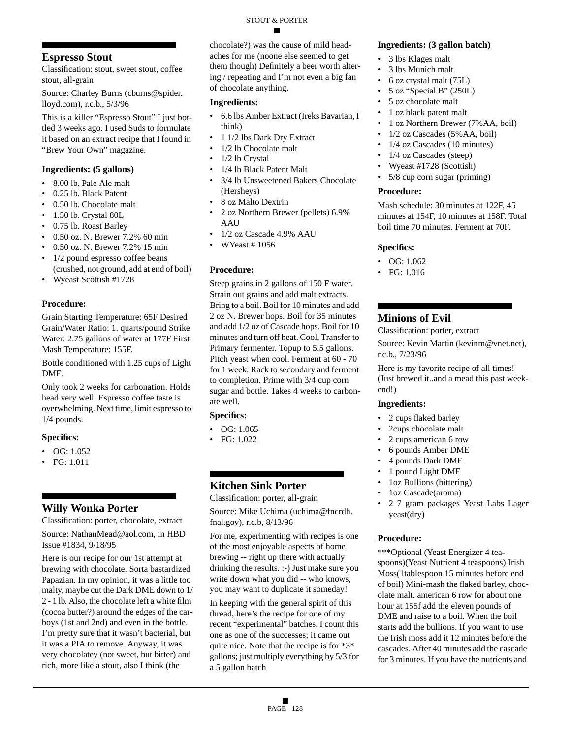## Espresso Stout

Classification: stout, sweet stout, coffee stout, all-grain

Source: Charley Burns (cburns@spider.lloyd.com), r.c.b., 5/3/96

This is a killer "Espresso Stout" I just bottled 3 weeks ago. I used Suds to formulate it based on an extract recipe that I found in "Brew Your Own" magazine.

### Ingredients: (5 gallons)

- 8.00 lb. Pale Ale malt
- 0.25 lb. Black Patent
- 0.50 lb. Chocolate malt
- 1.50 lb. Crystal 80L
- 0.75 lb. Roast Barley
- 0.50 oz. N. Brewer 7.2% 60 min
- 0.50 oz. N. Brewer 7.2% 15 min
- 1/2 pound espresso coffee beans (crushed, not ground, add at end of boil)
- Wyeast Scottish #1728

### Procedure:

Grain Starting Temperature: 65F Desired Grain/Water Ratio: 1. quarts/pound Strike Water: 2.75 gallons of water at 177F First Mash Temperature: 155F.

Bottle conditioned with 1.25 cups of Light DME.

Only took 2 weeks for carbonation. Holds head very well. Espresso coffee taste is overwhelming. Next time, limit espresso to 1/4 pounds.

### Specifics:

- OG: 1.052
- FG: 1.011

## Willy Wonka Porter

Classification: porter, chocolate, extract

Source: NathanMead@aol.com, in HBD Issue #1834, 9/18/95

Here is our recipe for our 1st attempt at brewing with chocolate. Sorta bastardized Papazian. In my opinion, it was a little too malty, maybe cut the Dark DME down to 1/2 - 1 lb. Also, the chocolate left a white film (cocoa butter?) around the edges of the carboys (1st and 2nd) and even in the bottle. I'm pretty sure that it wasn't bacterial, but it was a PIA to remove. Anyway, it was very chocolatey (not sweet, but bitter) and rich, more like a stout, also I think (the chocolate?) was the cause of mild headaches for me (noone else seemed to get them though) Definitely a beer worth altering / repeating and I'm not even a big fan of chocolate anything.

### Ingredients:

- 6.6 lbs Amber Extract (Ireks Bavarian, I think)
- 1 1/2 lbs Dark Dry Extract
- 1/2 lb Chocolate malt
- 1/2 lb Crystal
- 1/4 lb Black Patent Malt
- 3/4 lb Unsweetened Bakers Chocolate (Hersheys)
- 8 oz Malto Dextrin
- 2 oz Northern Brewer (pellets) 6.9% AAU
- 1/2 oz Cascade 4.9% AAU
- WYeast # 1056

### Procedure:

Steep grains in 2 gallons of 150 F water. Strain out grains and add malt extracts. Bring to a boil. Boil for 10 minutes and add 2 oz N. Brewer hops. Boil for 35 minutes and add 1/2 oz of Cascade hops. Boil for 10 minutes and turn off heat. Cool, Transfer to Primary fermenter. Topup to 5.5 gallons. Pitch yeast when cool. Ferment at 60 - 70 for 1 week. Rack to secondary and ferment to completion. Prime with 3/4 cup corn sugar and bottle. Takes 4 weeks to carbonate well.

### Specifics:

- OG: 1.065
- FG: 1.022

## Kitchen Sink Porter

Classification: porter, all-grain

Source: Mike Uchima (uchima@fncrdh.fnal.gov), r.c.b, 8/13/96

For me, experimenting with recipes is one of the most enjoyable aspects of homebrewing -- right up there with actually drinking the results. :-) Just make sure you write down what you did -- who knows, you may want to duplicate it someday!

In keeping with the general spirit of this thread, here's the recipe for one of my recent "experimental" batches. I count this one as one of the successes; it came out quite nice. Note that the recipe is for *3* gallons; just multiply everything by 5/3 for a 5 gallon batch

### Ingredients: (3 gallon batch)

- 3 lbs Klages malt
- 3 lbs Munich malt
- 6 oz crystal malt (75L)
- 5 oz "Special B" (250L)
- 5 oz chocolate malt
- 1 oz black patent malt
- 1 oz Northern Brewer (7%AA, boil)
- 1/2 oz Cascades (5%AA, boil)
- 1/4 oz Cascades (10 minutes)
- 1/4 oz Cascades (steep)
- Wyeast #1728 (Scottish)
- 5/8 cup corn sugar (priming)

### Procedure:

Mash schedule: 30 minutes at 122F, 45 minutes at 154F, 10 minutes at 158F. Total boil time 70 minutes. Ferment at 70F.

### Specifics:

- OG: 1.062
- FG: 1.016

## Minions of Evil

Classification: porter, extract

Source: Kevin Martin (kevinm@vnet.net), r.c.b., 7/23/96

Here is my favorite recipe of all times! (Just brewed it..and a mead this past weekend!)

### Ingredients:

- 2 cups flaked barley
- 2cups chocolate malt
- 2 cups american 6 row
- 6 pounds Amber DME
- 4 pounds Dark DME
- 1 pound Light DME
- 1oz Bullions (bittering)
- 1oz Cascade(aroma)
- 2 7 gram packages Yeast Labs Lager yeast(dry)

### Procedure:

***Optional (Yeast Energizer 4 teaspoons)(Yeast Nutrient 4 teaspoons) Irish Moss(1tablespoon 15 minutes before end of boil) Mini-mash the flaked barley, chocolate malt. american 6 row for about one hour at 155f add the eleven pounds of DME and raise to a boil. When the boil starts add the bullions. If you want to use the Irish moss add it 12 minutes before the cascades. After 40 minutes add the cascade for 3 minutes. If you have the nutrients and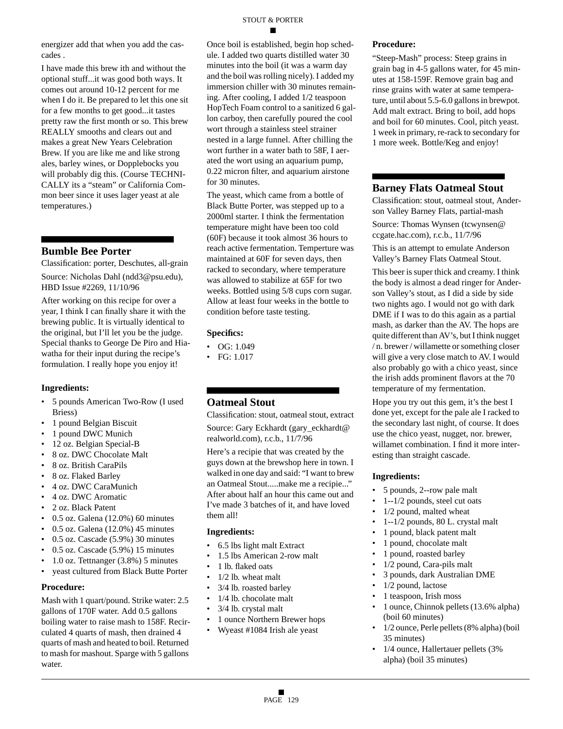energizer add that when you add the cascades .

I have made this brew ith and without the optional stuff...it was good both ways. It comes out around 10-12 percent for me when I do it. Be prepared to let this one sit for a few months to get good...it tastes pretty raw the first month or so. This brew REALLY smooths and clears out and makes a great New Years Celebration Brew. If you are like me and like strong ales, barley wines, or Dopplebocks you will probably dig this. (Course TECHNICALLY its a "steam" or California Common beer since it uses lager yeast at ale temperatures.)

## Bumble Bee Porter

Classification: porter, Deschutes, all-grain

Source: Nicholas Dahl (ndd3@psu.edu), HBD Issue #2269, 11/10/96

After working on this recipe for over a year, I think I can finally share it with the brewing public. It is virtually identical to the original, but I'll let you be the judge. Special thanks to George De Piro and Hiawatha for their input during the recipe's formulation. I really hope you enjoy it!

#### Ingredients:

- 5 pounds American Two-Row (I used Briess)
- 1 pound Belgian Biscuit
- 1 pound DWC Munich
- 12 oz. Belgian Special-B
- 8 oz. DWC Chocolate Malt
- 8 oz. British CaraPils
- 8 oz. Flaked Barley
- 4 oz. DWC CaraMunich
- 4 oz. DWC Aromatic
- 2 oz. Black Patent
- 0.5 oz. Galena (12.0%) 60 minutes
- 0.5 oz. Galena (12.0%) 45 minutes
- 0.5 oz. Cascade (5.9%) 30 minutes
- 0.5 oz. Cascade (5.9%) 15 minutes
- 1.0 oz. Tettnanger (3.8%) 5 minutes
- yeast cultured from Black Butte Porter

#### Procedure:

Mash with 1 quart/pound. Strike water: 2.5 gallons of 170F water. Add 0.5 gallons boiling water to raise mash to 158F. Recirculated 4 quarts of mash, then drained 4 quarts of mash and heated to boil. Returned to mash for mashout. Sparge with 5 gallons water.

Once boil is established, begin hop schedule. I added two quarts distilled water 30 minutes into the boil (it was a warm day and the boil was rolling nicely). I added my immersion chiller with 30 minutes remaining. After cooling, I added 1/2 teaspoon HopTech Foam control to a sanitized 6 gallon carboy, then carefully poured the cool wort through a stainless steel strainer nested in a large funnel. After chilling the wort further in a water bath to 58F, I aerated the wort using an aquarium pump, 0.22 micron filter, and aquarium airstone for 30 minutes.

The yeast, which came from a bottle of Black Butte Porter, was stepped up to a 2000ml starter. I think the fermentation temperature might have been too cold (60F) because it took almost 36 hours to reach active fermentation. Temperture was maintained at 60F for seven days, then racked to secondary, where temperature was allowed to stabilize at 65F for two weeks. Bottled using 5/8 cups corn sugar. Allow at least four weeks in the bottle to condition before taste testing.

#### Specifics:

- OG: 1.049
- FG: 1.017

## Oatmeal Stout

Classification: stout, oatmeal stout, extract

Source: Gary Eckhardt (gary_eckhardt@realworld.com), r.c.b., 11/7/96

Here's a recipie that was created by the guys down at the brewshop here in town. I walked in one day and said: "I want to brew an Oatmeal Stout.....make me a recipie..." After about half an hour this came out and I've made 3 batches of it, and have loved them all!

#### Ingredients:

- 6.5 lbs light malt Extract
- 1.5 lbs American 2-row malt
- 1 lb. flaked oats
- 1/2 lb. wheat malt
- 3/4 lb. roasted barley
- 1/4 lb. chocolate malt
- 3/4 lb. crystal malt
- 1 ounce Northern Brewer hops
- Wyeast #1084 Irish ale yeast

#### Procedure:

"Steep-Mash" process: Steep grains in grain bag in 4-5 gallons water, for 45 minutes at 158-159F. Remove grain bag and rinse grains with water at same temperature, until about 5.5-6.0 gallons in brewpot. Add malt extract. Bring to boil, add hops and boil for 60 minutes. Cool, pitch yeast. 1 week in primary, re-rack to secondary for 1 more week. Bottle/Keg and enjoy!

## Barney Flats Oatmeal Stout

Classification: stout, oatmeal stout, Anderson Valley Barney Flats, partial-mash

Source: Thomas Wynsen (tcwynsen@ccgate.hac.com), r.c.b., 11/7/96

This is an attempt to emulate Anderson Valley's Barney Flats Oatmeal Stout.

This beer is super thick and creamy. I think the body is almost a dead ringer for Anderson Valley's stout, as I did a side by side two nights ago. I would not go with dark DME if I was to do this again as a partial mash, as darker than the AV. The hops are quite different than AV's, but I think nugget / n. brewer / willamette or something closer will give a very close match to AV. I would also probably go with a chico yeast, since the irish adds prominent flavors at the 70 temperature of my fermentation.

Hope you try out this gem, it's the best I done yet, except for the pale ale I racked to the secondary last night, of course. It does use the chico yeast, nugget, nor. brewer, willamet combination. I find it more interesting than straight cascade.

#### Ingredients:

- 5 pounds, 2--row pale malt
- 1--1/2 pounds, steel cut oats
- 1/2 pound, malted wheat
- 1--1/2 pounds, 80 L. crystal malt
- 1 pound, black patent malt
- 1 pound, chocolate malt
- 1 pound, roasted barley
- 1/2 pound, Cara-pils malt
- 3 pounds, dark Australian DME
- 1/2 pound, lactose
- 1 teaspoon, Irish moss
- 1 ounce, Chinnok pellets (13.6% alpha) (boil 60 minutes)
- 1/2 ounce, Perle pellets (8% alpha) (boil 35 minutes)
- 1/4 ounce, Hallertauer pellets (3% alpha) (boil 35 minutes)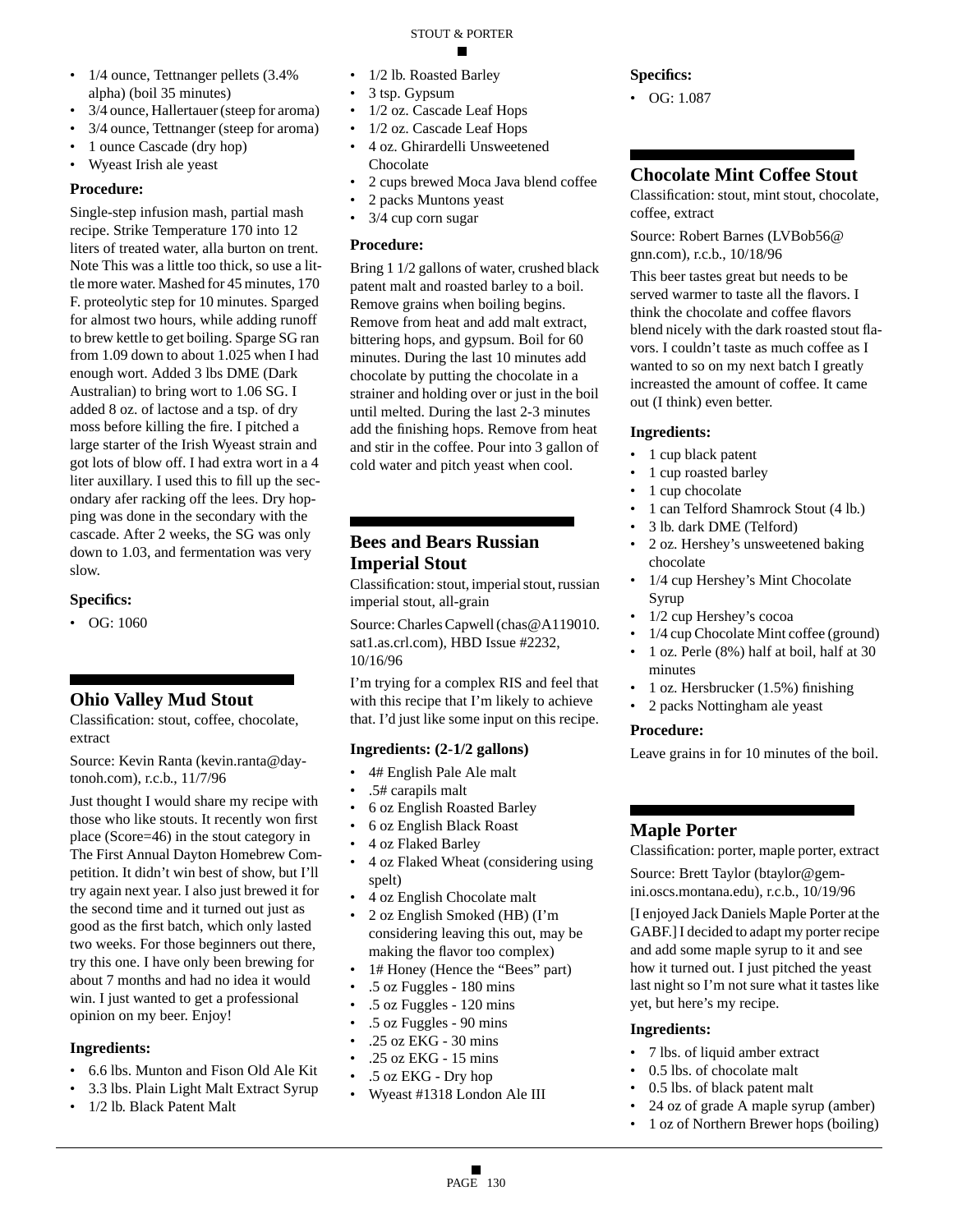- 1/4 ounce, Tettnanger pellets (3.4% alpha) (boil 35 minutes)
- 3/4 ounce, Hallertauer (steep for aroma)
- 3/4 ounce, Tettnanger (steep for aroma)
- 1 ounce Cascade (dry hop)
- Wyeast Irish ale yeast

### Procedure:

Single-step infusion mash, partial mash recipe. Strike Temperature 170 into 12 liters of treated water, alla burton on trent. Note This was a little too thick, so use a little more water. Mashed for 45 minutes, 170 F. proteolytic step for 10 minutes. Sparged for almost two hours, while adding runoff to brew kettle to get boiling. Sparge SG ran from 1.09 down to about 1.025 when I had enough wort. Added 3 lbs DME (Dark Australian) to bring wort to 1.06 SG. I added 8 oz. of lactose and a tsp. of dry moss before killing the fire. I pitched a large starter of the Irish Wyeast strain and got lots of blow off. I had extra wort in a 4 liter auxillary. I used this to fill up the secondary afer racking off the lees. Dry hopping was done in the secondary with the cascade. After 2 weeks, the SG was only down to 1.03, and fermentation was very slow.

### Specifics:

- OG: 1060

## Ohio Valley Mud Stout

Classification: stout, coffee, chocolate, extract

Source: Kevin Ranta (kevin.ranta@daytonoh.com), r.c.b., 11/7/96

Just thought I would share my recipe with those who like stouts. It recently won first place (Score=46) in the stout category in The First Annual Dayton Homebrew Competition. It didn't win best of show, but I'll try again next year. I also just brewed it for the second time and it turned out just as good as the first batch, which only lasted two weeks. For those beginners out there, try this one. I have only been brewing for about 7 months and had no idea it would win. I just wanted to get a professional opinion on my beer. Enjoy!

### Ingredients:

- 6.6 lbs. Munton and Fison Old Ale Kit
- 3.3 lbs. Plain Light Malt Extract Syrup
- 1/2 lb. Black Patent Malt
- 1/2 lb. Roasted Barley
- 3 tsp. Gypsum
- 1/2 oz. Cascade Leaf Hops
- 1/2 oz. Cascade Leaf Hops
- 4 oz. Ghirardelli Unsweetened Chocolate
- 2 cups brewed Moca Java blend coffee
- 2 packs Muntons yeast
- 3/4 cup corn sugar

### Procedure:

Bring 1 1/2 gallons of water, crushed black patent malt and roasted barley to a boil. Remove grains when boiling begins. Remove from heat and add malt extract, bittering hops, and gypsum. Boil for 60 minutes. During the last 10 minutes add chocolate by putting the chocolate in a strainer and holding over or just in the boil until melted. During the last 2-3 minutes add the finishing hops. Remove from heat and stir in the coffee. Pour into 3 gallon of cold water and pitch yeast when cool.

## Bees and Bears Russian Imperial Stout

Classification: stout, imperial stout, russian imperial stout, all-grain

Source: Charles Capwell (chas@A119010.sat1.as.crl.com), HBD Issue #2232, 10/16/96

I'm trying for a complex RIS and feel that with this recipe that I'm likely to achieve that. I'd just like some input on this recipe.

### Ingredients: (2-1/2 gallons)

- 4# English Pale Ale malt
- .5# carapils malt
- 6 oz English Roasted Barley
- 6 oz English Black Roast
- 4 oz Flaked Barley
- 4 oz Flaked Wheat (considering using spelt)
- 4 oz English Chocolate malt
- 2 oz English Smoked (HB) (I'm considering leaving this out, may be making the flavor too complex)
- 1# Honey (Hence the "Bees" part)
- .5 oz Fuggles - 180 mins
- .5 oz Fuggles - 120 mins
- .5 oz Fuggles - 90 mins
- .25 oz EKG - 30 mins
- .25 oz EKG - 15 mins
- .5 oz EKG - Dry hop
- Wyeast #1318 London Ale III

### Specifics:

- OG: 1.087

## Chocolate Mint Coffee Stout

Classification: stout, mint stout, chocolate, coffee, extract

Source: Robert Barnes (LVBob56@gnn.com), r.c.b., 10/18/96

This beer tastes great but needs to be served warmer to taste all the flavors. I think the chocolate and coffee flavors blend nicely with the dark roasted stout flavors. I couldn't taste as much coffee as I wanted to so on my next batch I greatly increasted the amount of coffee. It came out (I think) even better.

### Ingredients:

- 1 cup black patent
- 1 cup roasted barley
- 1 cup chocolate
- 1 can Telford Shamrock Stout (4 lb.)
- 3 lb. dark DME (Telford)
- 2 oz. Hershey's unsweetened baking chocolate
- 1/4 cup Hershey's Mint Chocolate Syrup
- 1/2 cup Hershey's cocoa
- 1/4 cup Chocolate Mint coffee (ground)
- 1 oz. Perle (8%) half at boil, half at 30 minutes
- 1 oz. Hersbrucker (1.5%) finishing
- 2 packs Nottingham ale yeast

### Procedure:

Leave grains in for 10 minutes of the boil.

## Maple Porter

Classification: porter, maple porter, extract

Source: Brett Taylor (btaylor@gemini.oscs.montana.edu), r.c.b., 10/19/96

[I enjoyed Jack Daniels Maple Porter at the GABF.] I decided to adapt my porter recipe and add some maple syrup to it and see how it turned out. I just pitched the yeast last night so I'm not sure what it tastes like yet, but here's my recipe.

### Ingredients:

- 7 lbs. of liquid amber extract
- 0.5 lbs. of chocolate malt
- 0.5 lbs. of black patent malt
- 24 oz of grade A maple syrup (amber)
- 1 oz of Northern Brewer hops (boiling)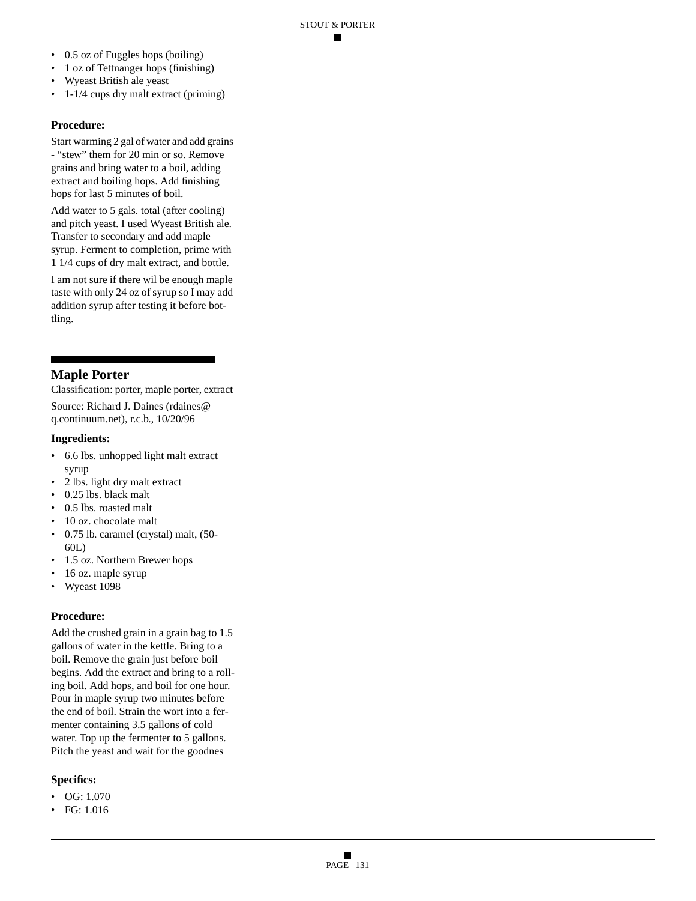- 0.5 oz of Fuggles hops (boiling)
- 1 oz of Tettnanger hops (finishing)
- Wyeast British ale yeast
- 1-1/4 cups dry malt extract (priming)

### Procedure:

Start warming 2 gal of water and add grains - "stew" them for 20 min or so. Remove grains and bring water to a boil, adding extract and boiling hops. Add finishing hops for last 5 minutes of boil.

Add water to 5 gals. total (after cooling) and pitch yeast. I used Wyeast British ale. Transfer to secondary and add maple syrup. Ferment to completion, prime with 1 1/4 cups of dry malt extract, and bottle.

I am not sure if there wil be enough maple taste with only 24 oz of syrup so I may add addition syrup after testing it before bottling.

## Maple Porter

Classification: porter, maple porter, extract

Source: Richard J. Daines (rdaines@q.continuum.net), r.c.b., 10/20/96

### Ingredients:

- 6.6 lbs. unhopped light malt extract syrup
- 2 lbs. light dry malt extract
- 0.25 lbs. black malt
- 0.5 lbs. roasted malt
- 10 oz. chocolate malt
- 0.75 lb. caramel (crystal) malt, (50-60L)
- 1.5 oz. Northern Brewer hops
- 16 oz. maple syrup
- Wyeast 1098

### Procedure:

Add the crushed grain in a grain bag to 1.5 gallons of water in the kettle. Bring to a boil. Remove the grain just before boil begins. Add the extract and bring to a rolling boil. Add hops, and boil for one hour. Pour in maple syrup two minutes before the end of boil. Strain the wort into a fermenter containing 3.5 gallons of cold water. Top up the fermenter to 5 gallons. Pitch the yeast and wait for the goodnes

### Specifics:

- OG: 1.070
- FG: 1.016